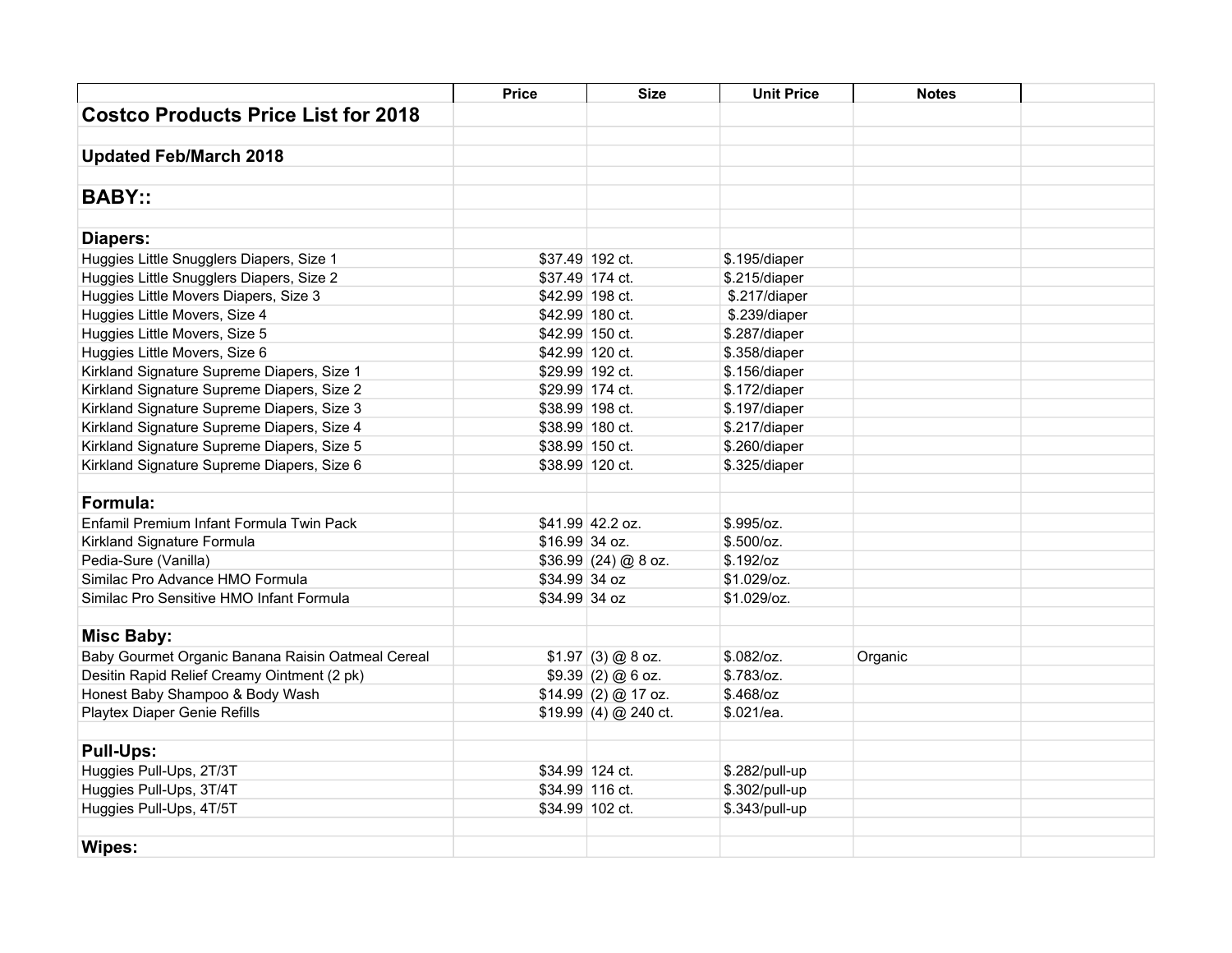| | Price | Size | Unit Price | Notes | |
|---|---|---|---|---|---|
| **Costco Products Price List for 2018** | | | | | |
| | | | | | |
| **Updated Feb/March 2018** | | | | | |
| | | | | | |
| **BABY::** | | | | | |
| | | | | | |
| **Diapers:** | | | | | |
| Huggies Little Snugglers Diapers, Size 1 | $37.49 | 192 ct. | $.195/diaper | | |
| Huggies Little Snugglers Diapers, Size 2 | $37.49 | 174 ct. | $.215/diaper | | |
| Huggies Little Movers Diapers, Size 3 | $42.99 | 198 ct. | $.217/diaper | | |
| Huggies Little Movers, Size 4 | $42.99 | 180 ct. | $.239/diaper | | |
| Huggies Little Movers, Size 5 | $42.99 | 150 ct. | $.287/diaper | | |
| Huggies Little Movers, Size 6 | $42.99 | 120 ct. | $.358/diaper | | |
| Kirkland Signature Supreme Diapers, Size 1 | $29.99 | 192 ct. | $.156/diaper | | |
| Kirkland Signature Supreme Diapers, Size 2 | $29.99 | 174 ct. | $.172/diaper | | |
| Kirkland Signature Supreme Diapers, Size 3 | $38.99 | 198 ct. | $.197/diaper | | |
| Kirkland Signature Supreme Diapers, Size 4 | $38.99 | 180 ct. | $.217/diaper | | |
| Kirkland Signature Supreme Diapers, Size 5 | $38.99 | 150 ct. | $.260/diaper | | |
| Kirkland Signature Supreme Diapers, Size 6 | $38.99 | 120 ct. | $.325/diaper | | |
| | | | | | |
| **Formula:** | | | | | |
| Enfamil Premium Infant Formula Twin Pack | $41.99 | 42.2 oz. | $.995/oz. | | |
| Kirkland Signature Formula | $16.99 | 34 oz. | $.500/oz. | | |
| Pedia-Sure (Vanilla) | $36.99 | (24) @ 8 oz. | $.192/oz | | |
| Similac Pro Advance HMO Formula | $34.99 | 34 oz | $1.029/oz. | | |
| Similac Pro Sensitive HMO Infant Formula | $34.99 | 34 oz | $1.029/oz. | | |
| | | | | | |
| **Misc Baby:** | | | | | |
| Baby Gourmet Organic Banana Raisin Oatmeal Cereal | $1.97 | (3) @ 8 oz. | $.082/oz. | Organic | |
| Desitin Rapid Relief Creamy Ointment (2 pk) | $9.39 | (2) @ 6 oz. | $.783/oz. | | |
| Honest Baby Shampoo & Body Wash | $14.99 | (2) @ 17 oz. | $.468/oz | | |
| Playtex Diaper Genie Refills | $19.99 | (4) @ 240 ct. | $.021/ea. | | |
| | | | | | |
| **Pull-Ups:** | | | | | |
| Huggies Pull-Ups, 2T/3T | $34.99 | 124 ct. | $.282/pull-up | | |
| Huggies Pull-Ups, 3T/4T | $34.99 | 116 ct. | $.302/pull-up | | |
| Huggies Pull-Ups, 4T/5T | $34.99 | 102 ct. | $.343/pull-up | | |
| | | | | | |
| **Wipes:** | | | | | |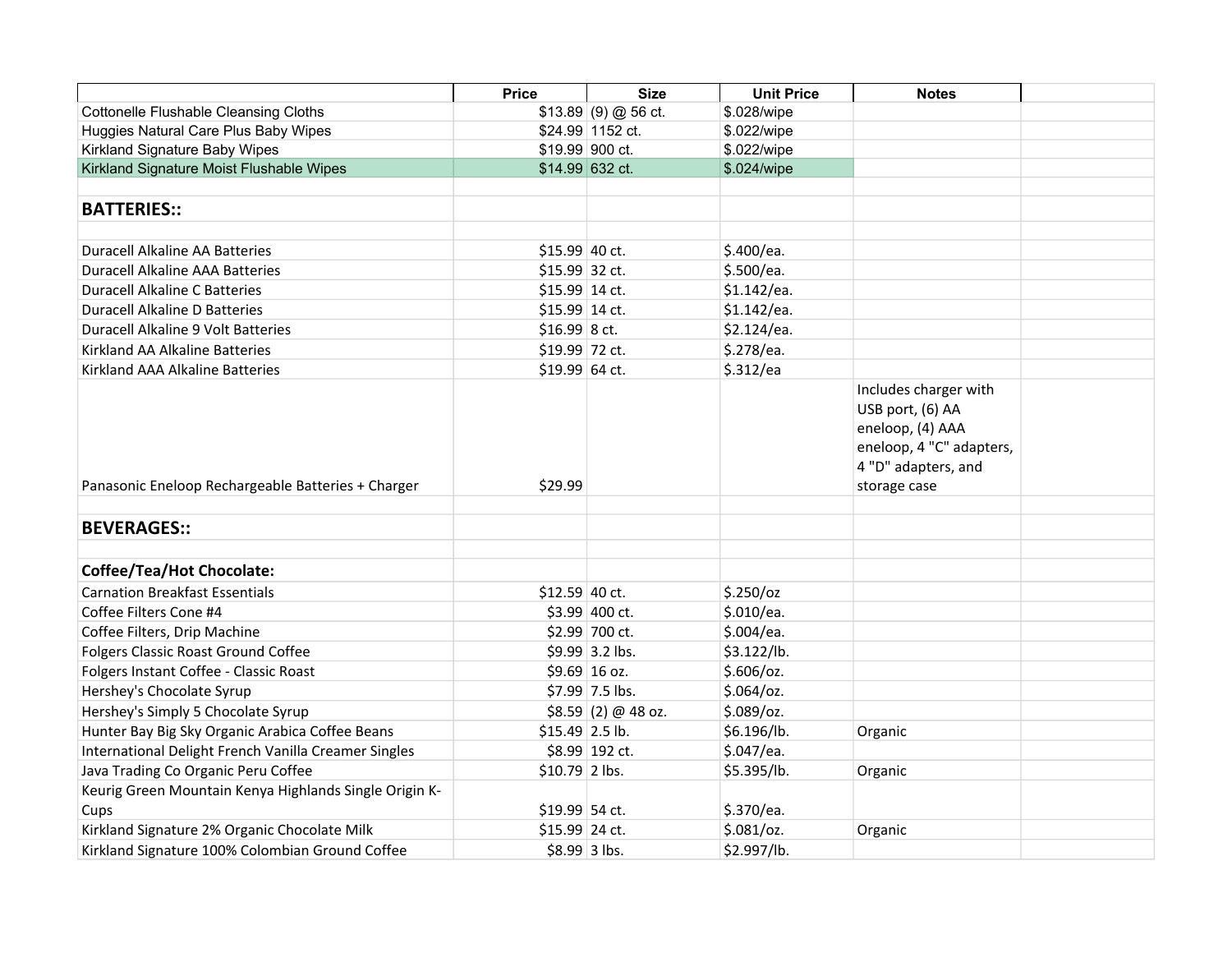| | Price | Size | Unit Price | Notes | |
|---|---|---|---|---|---|
| Cottonelle Flushable Cleansing Cloths | $13.89 | (9) @ 56 ct. | $.028/wipe | | |
| Huggies Natural Care Plus Baby Wipes | $24.99 | 1152 ct. | $.022/wipe | | |
| Kirkland Signature Baby Wipes | $19.99 | 900 ct. | $.022/wipe | | |
| Kirkland Signature Moist Flushable Wipes | $14.99 | 632 ct. | $.024/wipe | | |
| | | | | | |
| **BATTERIES::** | | | | | |
| | | | | | |
| Duracell Alkaline AA Batteries | $15.99 | 40 ct. | $.400/ea. | | |
| Duracell Alkaline AAA Batteries | $15.99 | 32 ct. | $.500/ea. | | |
| Duracell Alkaline C Batteries | $15.99 | 14 ct. | $1.142/ea. | | |
| Duracell Alkaline D Batteries | $15.99 | 14 ct. | $1.142/ea. | | |
| Duracell Alkaline 9 Volt Batteries | $16.99 | 8 ct. | $2.124/ea. | | |
| Kirkland AA Alkaline Batteries | $19.99 | 72 ct. | $.278/ea. | | |
| Kirkland AAA Alkaline Batteries | $19.99 | 64 ct. | $.312/ea | | |
| Panasonic Eneloop Rechargeable Batteries + Charger | $29.99 | | | Includes charger with USB port, (6) AA eneloop, (4) AAA eneloop, 4 "C" adapters, 4 "D" adapters, and storage case | |
| | | | | | |
| **BEVERAGES::** | | | | | |
| | | | | | |
| **Coffee/Tea/Hot Chocolate:** | | | | | |
| Carnation Breakfast Essentials | $12.59 | 40 ct. | $.250/oz | | |
| Coffee Filters Cone #4 | $3.99 | 400 ct. | $.010/ea. | | |
| Coffee Filters, Drip Machine | $2.99 | 700 ct. | $.004/ea. | | |
| Folgers Classic Roast Ground Coffee | $9.99 | 3.2 lbs. | $3.122/lb. | | |
| Folgers Instant Coffee - Classic Roast | $9.69 | 16 oz. | $.606/oz. | | |
| Hershey's Chocolate Syrup | $7.99 | 7.5 lbs. | $.064/oz. | | |
| Hershey's Simply 5 Chocolate Syrup | $8.59 | (2) @ 48 oz. | $.089/oz. | | |
| Hunter Bay Big Sky Organic Arabica Coffee Beans | $15.49 | 2.5 lb. | $6.196/lb. | Organic | |
| International Delight French Vanilla Creamer Singles | $8.99 | 192 ct. | $.047/ea. | | |
| Java Trading Co Organic Peru Coffee | $10.79 | 2 lbs. | $5.395/lb. | Organic | |
| Keurig Green Mountain Kenya Highlands Single Origin K-Cups | $19.99 | 54 ct. | $.370/ea. | | |
| Kirkland Signature 2% Organic Chocolate Milk | $15.99 | 24 ct. | $.081/oz. | Organic | |
| Kirkland Signature 100% Colombian Ground Coffee | $8.99 | 3 lbs. | $2.997/lb. | | |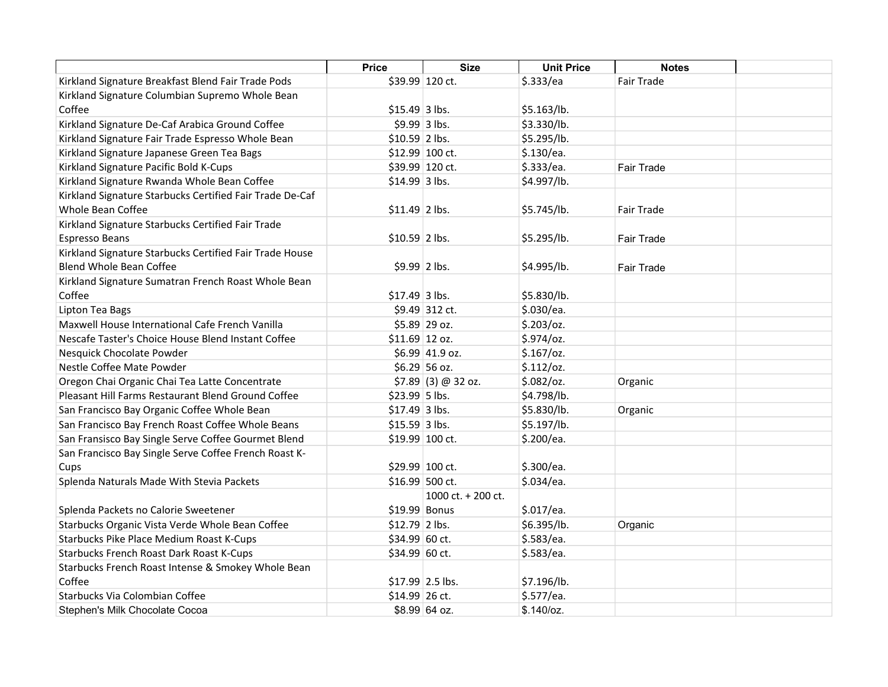| | Price | Size | Unit Price | Notes | |
|---|---|---|---|---|---|
| Kirkland Signature Breakfast Blend Fair Trade Pods | $39.99 | 120 ct. | $.333/ea | Fair Trade | |
| Kirkland Signature Columbian Supremo Whole Bean Coffee | $15.49 | 3 lbs. | $5.163/lb. | | |
| Kirkland Signature De-Caf Arabica Ground Coffee | $9.99 | 3 lbs. | $3.330/lb. | | |
| Kirkland Signature Fair Trade Espresso Whole Bean | $10.59 | 2 lbs. | $5.295/lb. | | |
| Kirkland Signature Japanese Green Tea Bags | $12.99 | 100 ct. | $.130/ea. | | |
| Kirkland Signature Pacific Bold K-Cups | $39.99 | 120 ct. | $.333/ea. | Fair Trade | |
| Kirkland Signature Rwanda Whole Bean Coffee | $14.99 | 3 lbs. | $4.997/lb. | | |
| Kirkland Signature Starbucks Certified Fair Trade De-Caf Whole Bean Coffee | $11.49 | 2 lbs. | $5.745/lb. | Fair Trade | |
| Kirkland Signature Starbucks Certified Fair Trade Espresso Beans | $10.59 | 2 lbs. | $5.295/lb. | Fair Trade | |
| Kirkland Signature Starbucks Certified Fair Trade House Blend Whole Bean Coffee | $9.99 | 2 lbs. | $4.995/lb. | Fair Trade | |
| Kirkland Signature Sumatran French Roast Whole Bean Coffee | $17.49 | 3 lbs. | $5.830/lb. | | |
| Lipton Tea Bags | $9.49 | 312 ct. | $.030/ea. | | |
| Maxwell House International Cafe French Vanilla | $5.89 | 29 oz. | $.203/oz. | | |
| Nescafe Taster's Choice House Blend Instant Coffee | $11.69 | 12 oz. | $.974/oz. | | |
| Nesquick Chocolate Powder | $6.99 | 41.9 oz. | $.167/oz. | | |
| Nestle Coffee Mate Powder | $6.29 | 56 oz. | $.112/oz. | | |
| Oregon Chai Organic Chai Tea Latte Concentrate | $7.89 | (3) @ 32 oz. | $.082/oz. | Organic | |
| Pleasant Hill Farms Restaurant Blend Ground Coffee | $23.99 | 5 lbs. | $4.798/lb. | | |
| San Francisco Bay Organic Coffee Whole Bean | $17.49 | 3 lbs. | $5.830/lb. | Organic | |
| San Francisco Bay French Roast Coffee Whole Beans | $15.59 | 3 lbs. | $5.197/lb. | | |
| San Fransisco Bay Single Serve Coffee Gourmet Blend | $19.99 | 100 ct. | $.200/ea. | | |
| San Francisco Bay Single Serve Coffee French Roast K-Cups | $29.99 | 100 ct. | $.300/ea. | | |
| Splenda Naturals Made With Stevia Packets | $16.99 | 500 ct. | $.034/ea. | | |
| Splenda Packets no Calorie Sweetener | $19.99 | 1000 ct. + 200 ct. Bonus | $.017/ea. | | |
| Starbucks Organic Vista Verde Whole Bean Coffee | $12.79 | 2 lbs. | $6.395/lb. | Organic | |
| Starbucks Pike Place Medium Roast K-Cups | $34.99 | 60 ct. | $.583/ea. | | |
| Starbucks French Roast Dark Roast K-Cups | $34.99 | 60 ct. | $.583/ea. | | |
| Starbucks French Roast Intense & Smokey Whole Bean Coffee | $17.99 | 2.5 lbs. | $7.196/lb. | | |
| Starbucks Via Colombian Coffee | $14.99 | 26 ct. | $.577/ea. | | |
| Stephen's Milk Chocolate Cocoa | $8.99 | 64 oz. | $.140/oz. | | |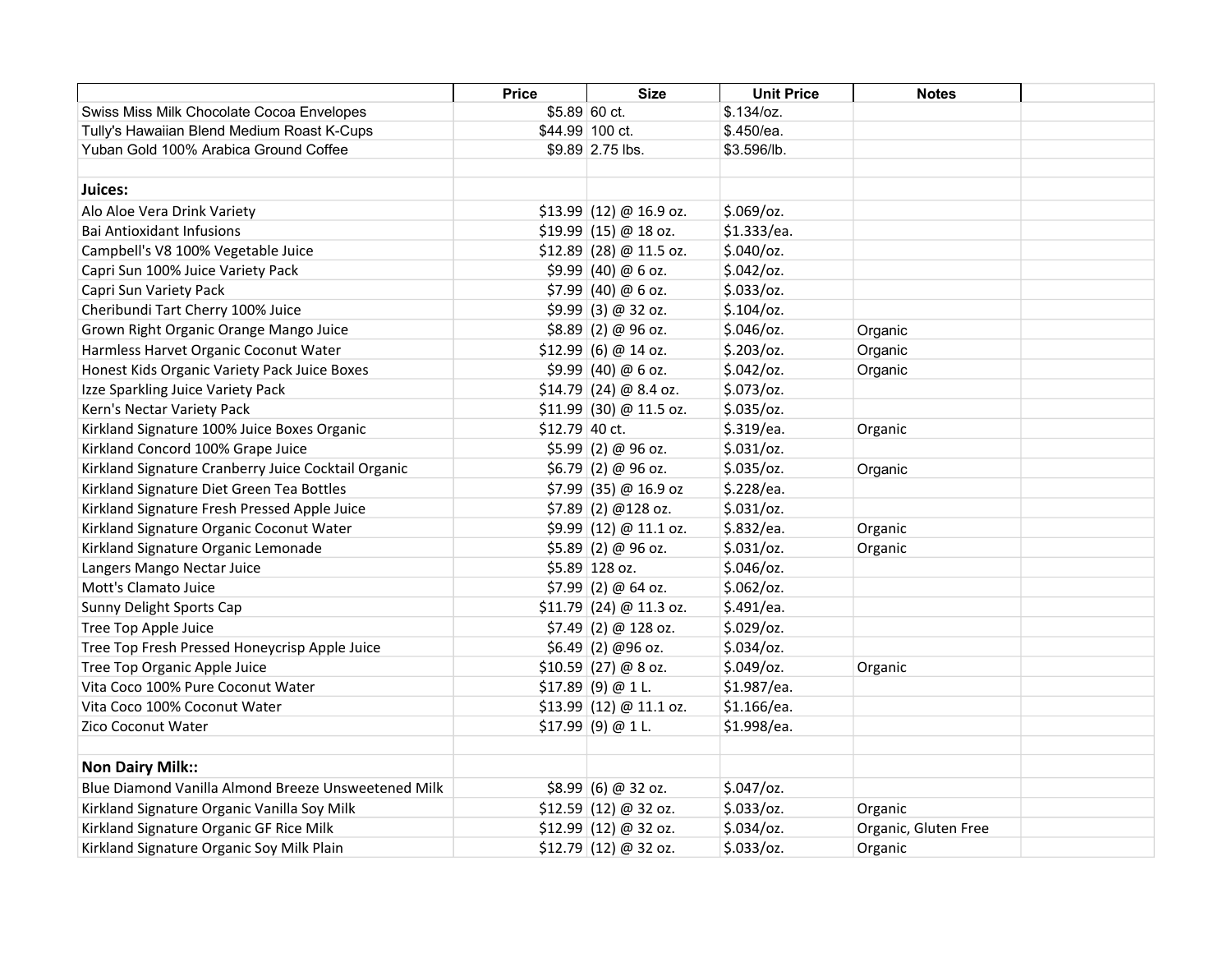| | Price | Size | Unit Price | Notes | |
|---|---|---|---|---|---|
| Swiss Miss Milk Chocolate Cocoa Envelopes | $5.89 | 60 ct. | $.134/oz. | | |
| Tully's Hawaiian Blend Medium Roast K-Cups | $44.99 | 100 ct. | $.450/ea. | | |
| Yuban Gold 100% Arabica Ground Coffee | $9.89 | 2.75 lbs. | $3.596/lb. | | |
| | | | | | |
| **Juices:** | | | | | |
| Alo Aloe Vera Drink Variety | $13.99 | (12) @ 16.9 oz. | $.069/oz. | | |
| Bai Antioxidant Infusions | $19.99 | (15) @ 18 oz. | $1.333/ea. | | |
| Campbell's V8 100% Vegetable Juice | $12.89 | (28) @ 11.5 oz. | $.040/oz. | | |
| Capri Sun 100% Juice Variety Pack | $9.99 | (40) @ 6 oz. | $.042/oz. | | |
| Capri Sun Variety Pack | $7.99 | (40) @ 6 oz. | $.033/oz. | | |
| Cheribundi Tart Cherry 100% Juice | $9.99 | (3) @ 32 oz. | $.104/oz. | | |
| Grown Right Organic Orange Mango Juice | $8.89 | (2) @ 96 oz. | $.046/oz. | Organic | |
| Harmless Harvet Organic Coconut Water | $12.99 | (6) @ 14 oz. | $.203/oz. | Organic | |
| Honest Kids Organic Variety Pack Juice Boxes | $9.99 | (40) @ 6 oz. | $.042/oz. | Organic | |
| Izze Sparkling Juice Variety Pack | $14.79 | (24) @ 8.4 oz. | $.073/oz. | | |
| Kern's Nectar Variety Pack | $11.99 | (30) @ 11.5 oz. | $.035/oz. | | |
| Kirkland Signature 100% Juice Boxes Organic | $12.79 | 40 ct. | $.319/ea. | Organic | |
| Kirkland Concord 100% Grape Juice | $5.99 | (2) @ 96 oz. | $.031/oz. | | |
| Kirkland Signature Cranberry Juice Cocktail Organic | $6.79 | (2) @ 96 oz. | $.035/oz. | Organic | |
| Kirkland Signature Diet Green Tea Bottles | $7.99 | (35) @ 16.9 oz | $.228/ea. | | |
| Kirkland Signature Fresh Pressed Apple Juice | $7.89 | (2) @128 oz. | $.031/oz. | | |
| Kirkland Signature Organic Coconut Water | $9.99 | (12) @ 11.1 oz. | $.832/ea. | Organic | |
| Kirkland Signature Organic Lemonade | $5.89 | (2) @ 96 oz. | $.031/oz. | Organic | |
| Langers Mango Nectar Juice | $5.89 | 128 oz. | $.046/oz. | | |
| Mott's Clamato Juice | $7.99 | (2) @ 64 oz. | $.062/oz. | | |
| Sunny Delight Sports Cap | $11.79 | (24) @ 11.3 oz. | $.491/ea. | | |
| Tree Top Apple Juice | $7.49 | (2) @ 128 oz. | $.029/oz. | | |
| Tree Top Fresh Pressed Honeycrisp Apple Juice | $6.49 | (2) @96 oz. | $.034/oz. | | |
| Tree Top Organic Apple Juice | $10.59 | (27) @ 8 oz. | $.049/oz. | Organic | |
| Vita Coco 100% Pure Coconut Water | $17.89 | (9) @ 1 L. | $1.987/ea. | | |
| Vita Coco 100% Coconut Water | $13.99 | (12) @ 11.1 oz. | $1.166/ea. | | |
| Zico Coconut Water | $17.99 | (9) @ 1 L. | $1.998/ea. | | |
| | | | | | |
| **Non Dairy Milk::** | | | | | |
| Blue Diamond Vanilla Almond Breeze Unsweetened Milk | $8.99 | (6) @ 32 oz. | $.047/oz. | | |
| Kirkland Signature Organic Vanilla Soy Milk | $12.59 | (12) @ 32 oz. | $.033/oz. | Organic | |
| Kirkland Signature Organic GF Rice Milk | $12.99 | (12) @ 32 oz. | $.034/oz. | Organic, Gluten Free | |
| Kirkland Signature Organic Soy Milk Plain | $12.79 | (12) @ 32 oz. | $.033/oz. | Organic | |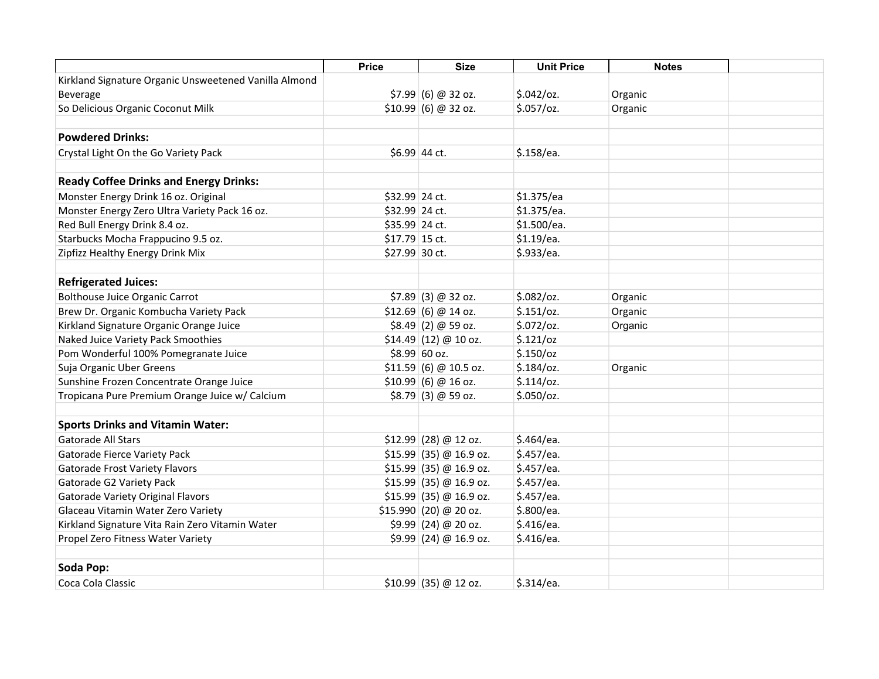| | Price | Size | Unit Price | Notes | |
|---|---|---|---|---|---|
| Kirkland Signature Organic Unsweetened Vanilla Almond Beverage | $7.99 | (6) @ 32 oz. | $.042/oz. | Organic | |
| So Delicious Organic Coconut Milk | $10.99 | (6) @ 32 oz. | $.057/oz. | Organic | |
| | | | | | |
| **Powdered Drinks:** | | | | | |
| Crystal Light On the Go Variety Pack | $6.99 | 44 ct. | $.158/ea. | | |
| | | | | | |
| **Ready Coffee Drinks and Energy Drinks:** | | | | | |
| Monster Energy Drink 16 oz. Original | $32.99 | 24 ct. | $1.375/ea | | |
| Monster Energy Zero Ultra Variety Pack 16 oz. | $32.99 | 24 ct. | $1.375/ea. | | |
| Red Bull Energy Drink 8.4 oz. | $35.99 | 24 ct. | $1.500/ea. | | |
| Starbucks Mocha Frappucino 9.5 oz. | $17.79 | 15 ct. | $1.19/ea. | | |
| Zipfizz Healthy Energy Drink Mix | $27.99 | 30 ct. | $.933/ea. | | |
| | | | | | |
| **Refrigerated Juices:** | | | | | |
| Bolthouse Juice Organic Carrot | $7.89 | (3) @ 32 oz. | $.082/oz. | Organic | |
| Brew Dr. Organic Kombucha Variety Pack | $12.69 | (6) @ 14 oz. | $.151/oz. | Organic | |
| Kirkland Signature Organic Orange Juice | $8.49 | (2) @ 59 oz. | $.072/oz. | Organic | |
| Naked Juice Variety Pack Smoothies | $14.49 | (12) @ 10 oz. | $.121/oz | | |
| Pom Wonderful 100% Pomegranate Juice | $8.99 | 60 oz. | $.150/oz | | |
| Suja Organic Uber Greens | $11.59 | (6) @ 10.5 oz. | $.184/oz. | Organic | |
| Sunshine Frozen Concentrate Orange Juice | $10.99 | (6) @ 16 oz. | $.114/oz. | | |
| Tropicana Pure Premium Orange Juice w/ Calcium | $8.79 | (3) @ 59 oz. | $.050/oz. | | |
| | | | | | |
| **Sports Drinks and Vitamin Water:** | | | | | |
| Gatorade All Stars | $12.99 | (28) @ 12 oz. | $.464/ea. | | |
| Gatorade Fierce Variety Pack | $15.99 | (35) @ 16.9 oz. | $.457/ea. | | |
| Gatorade Frost Variety Flavors | $15.99 | (35) @ 16.9 oz. | $.457/ea. | | |
| Gatorade G2 Variety Pack | $15.99 | (35) @ 16.9 oz. | $.457/ea. | | |
| Gatorade Variety Original Flavors | $15.99 | (35) @ 16.9 oz. | $.457/ea. | | |
| Glaceau Vitamin Water Zero Variety | $15.990 | (20) @ 20 oz. | $.800/ea. | | |
| Kirkland Signature Vita Rain Zero Vitamin Water | $9.99 | (24) @ 20 oz. | $.416/ea. | | |
| Propel Zero Fitness Water Variety | $9.99 | (24) @ 16.9 oz. | $.416/ea. | | |
| | | | | | |
| **Soda Pop:** | | | | | |
| Coca Cola Classic | $10.99 | (35) @ 12 oz. | $.314/ea. | | |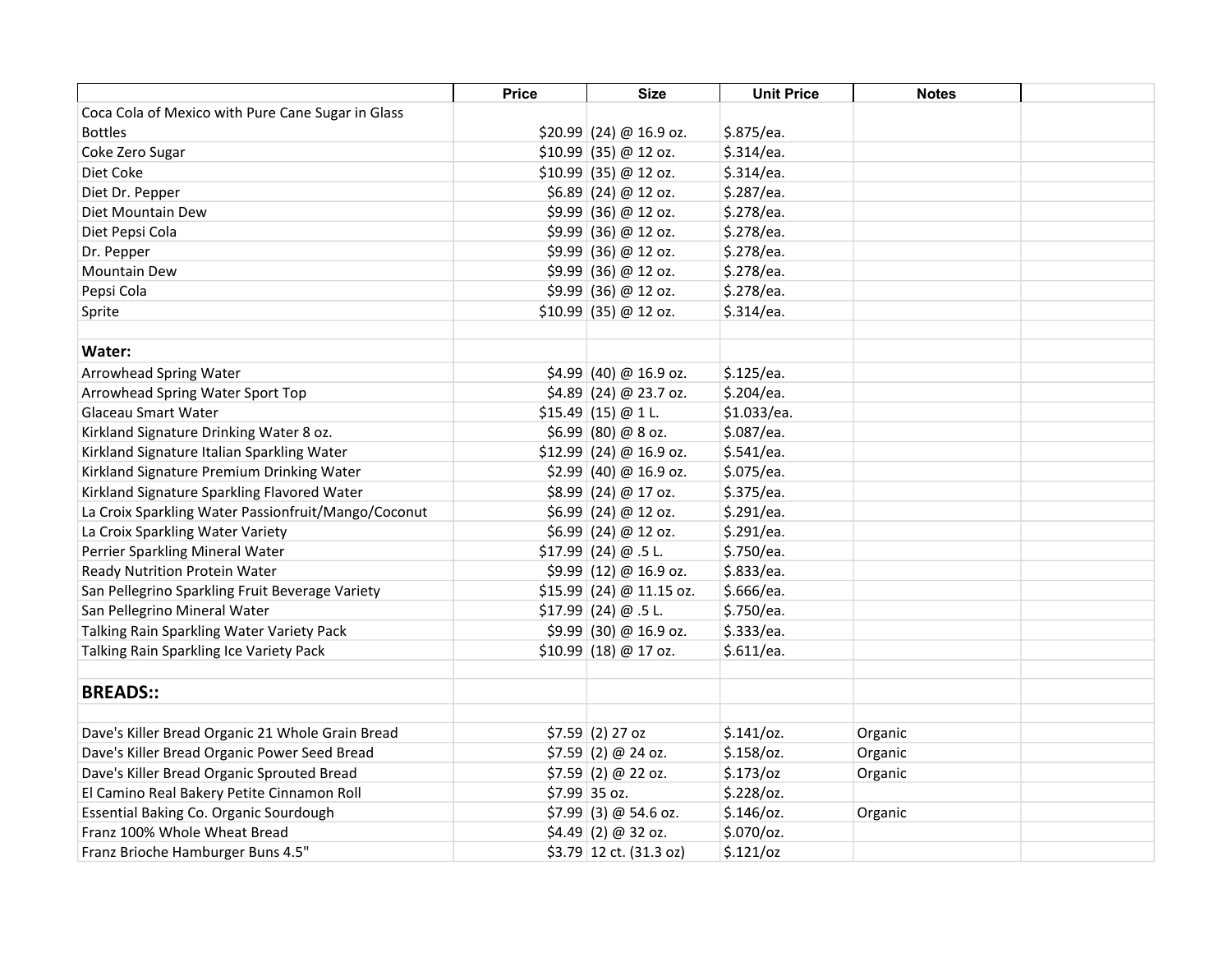| | Price | Size | Unit Price | Notes | |
|---|---|---|---|---|---|
| Coca Cola of Mexico with Pure Cane Sugar in Glass Bottles | $20.99 | (24) @ 16.9 oz. | $.875/ea. | | |
| Coke Zero Sugar | $10.99 | (35) @ 12 oz. | $.314/ea. | | |
| Diet Coke | $10.99 | (35) @ 12 oz. | $.314/ea. | | |
| Diet Dr. Pepper | $6.89 | (24) @ 12 oz. | $.287/ea. | | |
| Diet Mountain Dew | $9.99 | (36) @ 12 oz. | $.278/ea. | | |
| Diet Pepsi Cola | $9.99 | (36) @ 12 oz. | $.278/ea. | | |
| Dr. Pepper | $9.99 | (36) @ 12 oz. | $.278/ea. | | |
| Mountain Dew | $9.99 | (36) @ 12 oz. | $.278/ea. | | |
| Pepsi Cola | $9.99 | (36) @ 12 oz. | $.278/ea. | | |
| Sprite | $10.99 | (35) @ 12 oz. | $.314/ea. | | |
| | | | | | |
| **Water:** | | | | | |
| Arrowhead Spring Water | $4.99 | (40) @ 16.9 oz. | $.125/ea. | | |
| Arrowhead Spring Water Sport Top | $4.89 | (24) @ 23.7 oz. | $.204/ea. | | |
| Glaceau Smart Water | $15.49 | (15) @ 1 L. | $1.033/ea. | | |
| Kirkland Signature Drinking Water 8 oz. | $6.99 | (80) @ 8 oz. | $.087/ea. | | |
| Kirkland Signature Italian Sparkling Water | $12.99 | (24) @ 16.9 oz. | $.541/ea. | | |
| Kirkland Signature Premium Drinking Water | $2.99 | (40) @ 16.9 oz. | $.075/ea. | | |
| Kirkland Signature Sparkling Flavored Water | $8.99 | (24) @ 17 oz. | $.375/ea. | | |
| La Croix Sparkling Water Passionfruit/Mango/Coconut | $6.99 | (24) @ 12 oz. | $.291/ea. | | |
| La Croix Sparkling Water Variety | $6.99 | (24) @ 12 oz. | $.291/ea. | | |
| Perrier Sparkling Mineral Water | $17.99 | (24) @ .5 L. | $.750/ea. | | |
| Ready Nutrition Protein Water | $9.99 | (12) @ 16.9 oz. | $.833/ea. | | |
| San Pellegrino Sparkling Fruit Beverage Variety | $15.99 | (24) @ 11.15 oz. | $.666/ea. | | |
| San Pellegrino Mineral Water | $17.99 | (24) @ .5 L. | $.750/ea. | | |
| Talking Rain Sparkling Water Variety Pack | $9.99 | (30) @ 16.9 oz. | $.333/ea. | | |
| Talking Rain Sparkling Ice Variety Pack | $10.99 | (18) @ 17 oz. | $.611/ea. | | |
| | | | | | |
| **BREADS::** | | | | | |
| | | | | | |
| Dave's Killer Bread Organic 21 Whole Grain Bread | $7.59 | (2) 27 oz | $.141/oz. | Organic | |
| Dave's Killer Bread Organic Power Seed Bread | $7.59 | (2) @ 24 oz. | $.158/oz. | Organic | |
| Dave's Killer Bread Organic Sprouted Bread | $7.59 | (2) @ 22 oz. | $.173/oz | Organic | |
| El Camino Real Bakery Petite Cinnamon Roll | $7.99 | 35 oz. | $.228/oz. | | |
| Essential Baking Co. Organic Sourdough | $7.99 | (3) @ 54.6 oz. | $.146/oz. | Organic | |
| Franz 100% Whole Wheat Bread | $4.49 | (2) @ 32 oz. | $.070/oz. | | |
| Franz Brioche Hamburger Buns 4.5" | $3.79 | 12 ct. (31.3 oz) | $.121/oz | | |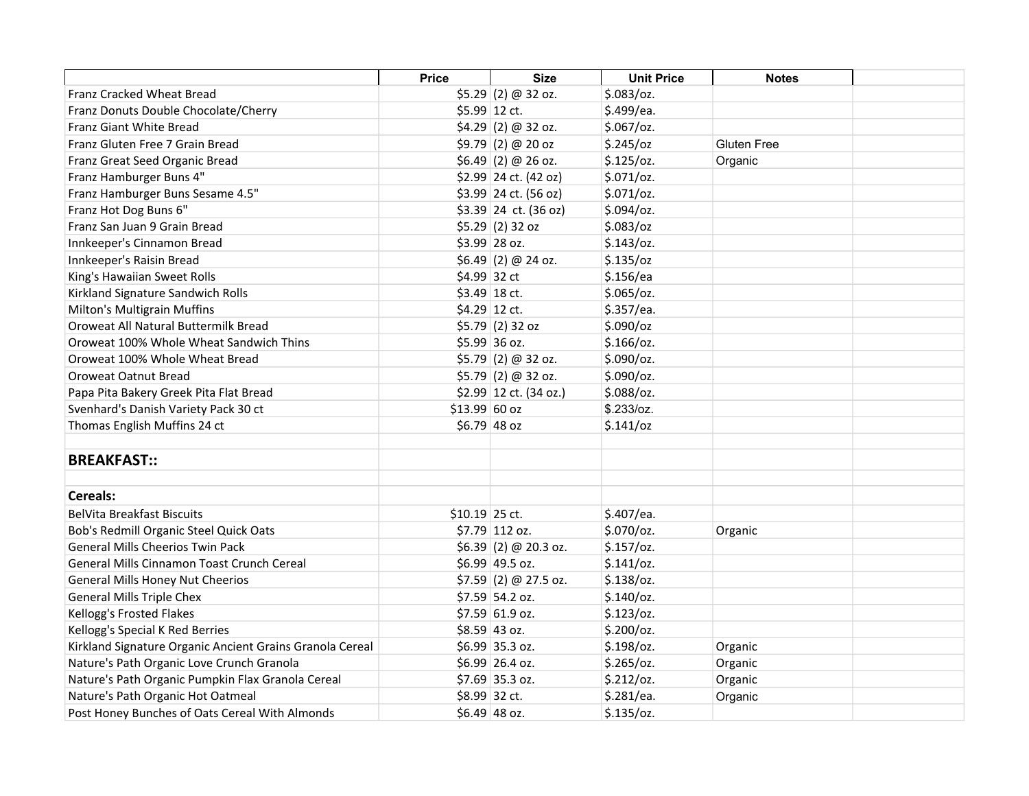| | Price | Size | Unit Price | Notes | |
|---|---|---|---|---|---|
| Franz Cracked Wheat Bread | $5.29 | (2) @ 32 oz. | $.083/oz. | | |
| Franz Donuts Double Chocolate/Cherry | $5.99 | 12 ct. | $.499/ea. | | |
| Franz Giant White Bread | $4.29 | (2) @ 32 oz. | $.067/oz. | | |
| Franz Gluten Free 7 Grain Bread | $9.79 | (2) @ 20 oz | $.245/oz | Gluten Free | |
| Franz Great Seed Organic Bread | $6.49 | (2) @ 26 oz. | $.125/oz. | Organic | |
| Franz Hamburger Buns 4" | $2.99 | 24 ct. (42 oz) | $.071/oz. | | |
| Franz Hamburger Buns Sesame 4.5" | $3.99 | 24 ct. (56 oz) | $.071/oz. | | |
| Franz Hot Dog Buns 6" | $3.39 | 24 ct. (36 oz) | $.094/oz. | | |
| Franz San Juan 9 Grain Bread | $5.29 | (2) 32 oz | $.083/oz | | |
| Innkeeper's Cinnamon Bread | $3.99 | 28 oz. | $.143/oz. | | |
| Innkeeper's Raisin Bread | $6.49 | (2) @ 24 oz. | $.135/oz | | |
| King's Hawaiian Sweet Rolls | $4.99 | 32 ct | $.156/ea | | |
| Kirkland Signature Sandwich Rolls | $3.49 | 18 ct. | $.065/oz. | | |
| Milton's Multigrain Muffins | $4.29 | 12 ct. | $.357/ea. | | |
| Oroweat All Natural Buttermilk Bread | $5.79 | (2) 32 oz | $.090/oz | | |
| Oroweat 100% Whole Wheat Sandwich Thins | $5.99 | 36 oz. | $.166/oz. | | |
| Oroweat 100% Whole Wheat Bread | $5.79 | (2) @ 32 oz. | $.090/oz. | | |
| Oroweat Oatnut Bread | $5.79 | (2) @ 32 oz. | $.090/oz. | | |
| Papa Pita Bakery Greek Pita Flat Bread | $2.99 | 12 ct. (34 oz.) | $.088/oz. | | |
| Svenhard's Danish Variety Pack 30 ct | $13.99 | 60 oz | $.233/oz. | | |
| Thomas English Muffins 24 ct | $6.79 | 48 oz | $.141/oz | | |
| | | | | | |
| **BREAKFAST::** | | | | | |
| | | | | | |
| **Cereals:** | | | | | |
| BelVita Breakfast Biscuits | $10.19 | 25 ct. | $.407/ea. | | |
| Bob's Redmill Organic Steel Quick Oats | $7.79 | 112 oz. | $.070/oz. | Organic | |
| General Mills Cheerios Twin Pack | $6.39 | (2) @ 20.3 oz. | $.157/oz. | | |
| General Mills Cinnamon Toast Crunch Cereal | $6.99 | 49.5 oz. | $.141/oz. | | |
| General Mills Honey Nut Cheerios | $7.59 | (2) @ 27.5 oz. | $.138/oz. | | |
| General Mills Triple Chex | $7.59 | 54.2 oz. | $.140/oz. | | |
| Kellogg's Frosted Flakes | $7.59 | 61.9 oz. | $.123/oz. | | |
| Kellogg's Special K Red Berries | $8.59 | 43 oz. | $.200/oz. | | |
| Kirkland Signature Organic Ancient Grains Granola Cereal | $6.99 | 35.3 oz. | $.198/oz. | Organic | |
| Nature's Path Organic Love Crunch Granola | $6.99 | 26.4 oz. | $.265/oz. | Organic | |
| Nature's Path Organic Pumpkin Flax Granola Cereal | $7.69 | 35.3 oz. | $.212/oz. | Organic | |
| Nature's Path Organic Hot Oatmeal | $8.99 | 32 ct. | $.281/ea. | Organic | |
| Post Honey Bunches of Oats Cereal With Almonds | $6.49 | 48 oz. | $.135/oz. | | |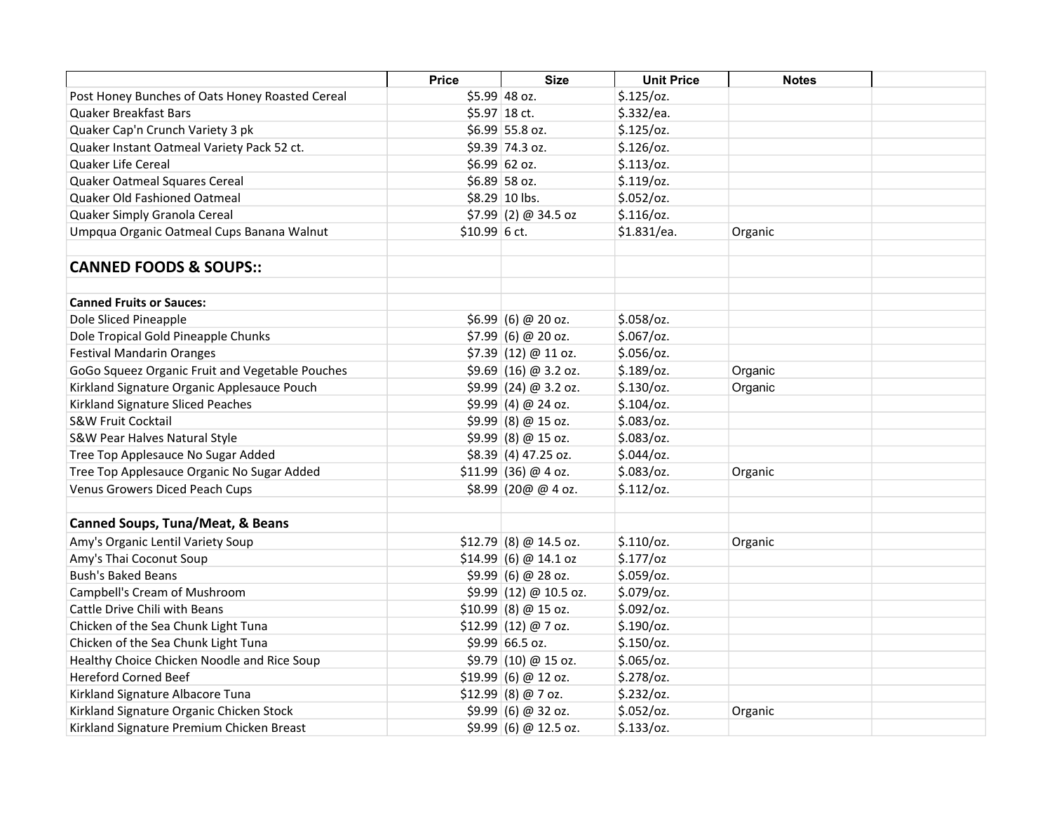| | Price | Size | Unit Price | Notes | |
|---|---|---|---|---|---|
| Post Honey Bunches of Oats Honey Roasted Cereal | $5.99 | 48 oz. | $.125/oz. | | |
| Quaker Breakfast Bars | $5.97 | 18 ct. | $.332/ea. | | |
| Quaker Cap'n Crunch Variety 3 pk | $6.99 | 55.8 oz. | $.125/oz. | | |
| Quaker Instant Oatmeal Variety Pack 52 ct. | $9.39 | 74.3 oz. | $.126/oz. | | |
| Quaker Life Cereal | $6.99 | 62 oz. | $.113/oz. | | |
| Quaker Oatmeal Squares Cereal | $6.89 | 58 oz. | $.119/oz. | | |
| Quaker Old Fashioned Oatmeal | $8.29 | 10 lbs. | $.052/oz. | | |
| Quaker Simply Granola Cereal | $7.99 | (2) @ 34.5 oz | $.116/oz. | | |
| Umpqua Organic Oatmeal Cups Banana Walnut | $10.99 | 6 ct. | $1.831/ea. | Organic | |
| | | | | | |
| **CANNED FOODS & SOUPS::** | | | | | |
| | | | | | |
| **Canned Fruits or Sauces:** | | | | | |
| Dole Sliced Pineapple | $6.99 | (6) @ 20 oz. | $.058/oz. | | |
| Dole Tropical Gold Pineapple Chunks | $7.99 | (6) @ 20 oz. | $.067/oz. | | |
| Festival Mandarin Oranges | $7.39 | (12) @ 11 oz. | $.056/oz. | | |
| GoGo Squeez Organic Fruit and Vegetable Pouches | $9.69 | (16) @ 3.2 oz. | $.189/oz. | Organic | |
| Kirkland Signature Organic Applesauce Pouch | $9.99 | (24) @ 3.2 oz. | $.130/oz. | Organic | |
| Kirkland Signature Sliced Peaches | $9.99 | (4) @ 24 oz. | $.104/oz. | | |
| S&W Fruit Cocktail | $9.99 | (8) @ 15 oz. | $.083/oz. | | |
| S&W Pear Halves Natural Style | $9.99 | (8) @ 15 oz. | $.083/oz. | | |
| Tree Top Applesauce No Sugar Added | $8.39 | (4) 47.25 oz. | $.044/oz. | | |
| Tree Top Applesauce Organic No Sugar Added | $11.99 | (36) @ 4 oz. | $.083/oz. | Organic | |
| Venus Growers Diced Peach Cups | $8.99 | (20@ @ 4 oz. | $.112/oz. | | |
| | | | | | |
| **Canned Soups, Tuna/Meat, & Beans** | | | | | |
| Amy's Organic Lentil Variety Soup | $12.79 | (8) @ 14.5 oz. | $.110/oz. | Organic | |
| Amy's Thai Coconut Soup | $14.99 | (6) @ 14.1 oz | $.177/oz | | |
| Bush's Baked Beans | $9.99 | (6) @ 28 oz. | $.059/oz. | | |
| Campbell's Cream of Mushroom | $9.99 | (12) @ 10.5 oz. | $.079/oz. | | |
| Cattle Drive Chili with Beans | $10.99 | (8) @ 15 oz. | $.092/oz. | | |
| Chicken of the Sea Chunk Light Tuna | $12.99 | (12) @ 7 oz. | $.190/oz. | | |
| Chicken of the Sea Chunk Light Tuna | $9.99 | 66.5 oz. | $.150/oz. | | |
| Healthy Choice Chicken Noodle and Rice Soup | $9.79 | (10) @ 15 oz. | $.065/oz. | | |
| Hereford Corned Beef | $19.99 | (6) @ 12 oz. | $.278/oz. | | |
| Kirkland Signature Albacore Tuna | $12.99 | (8) @ 7 oz. | $.232/oz. | | |
| Kirkland Signature Organic Chicken Stock | $9.99 | (6) @ 32 oz. | $.052/oz. | Organic | |
| Kirkland Signature Premium Chicken Breast | $9.99 | (6) @ 12.5 oz. | $.133/oz. | | |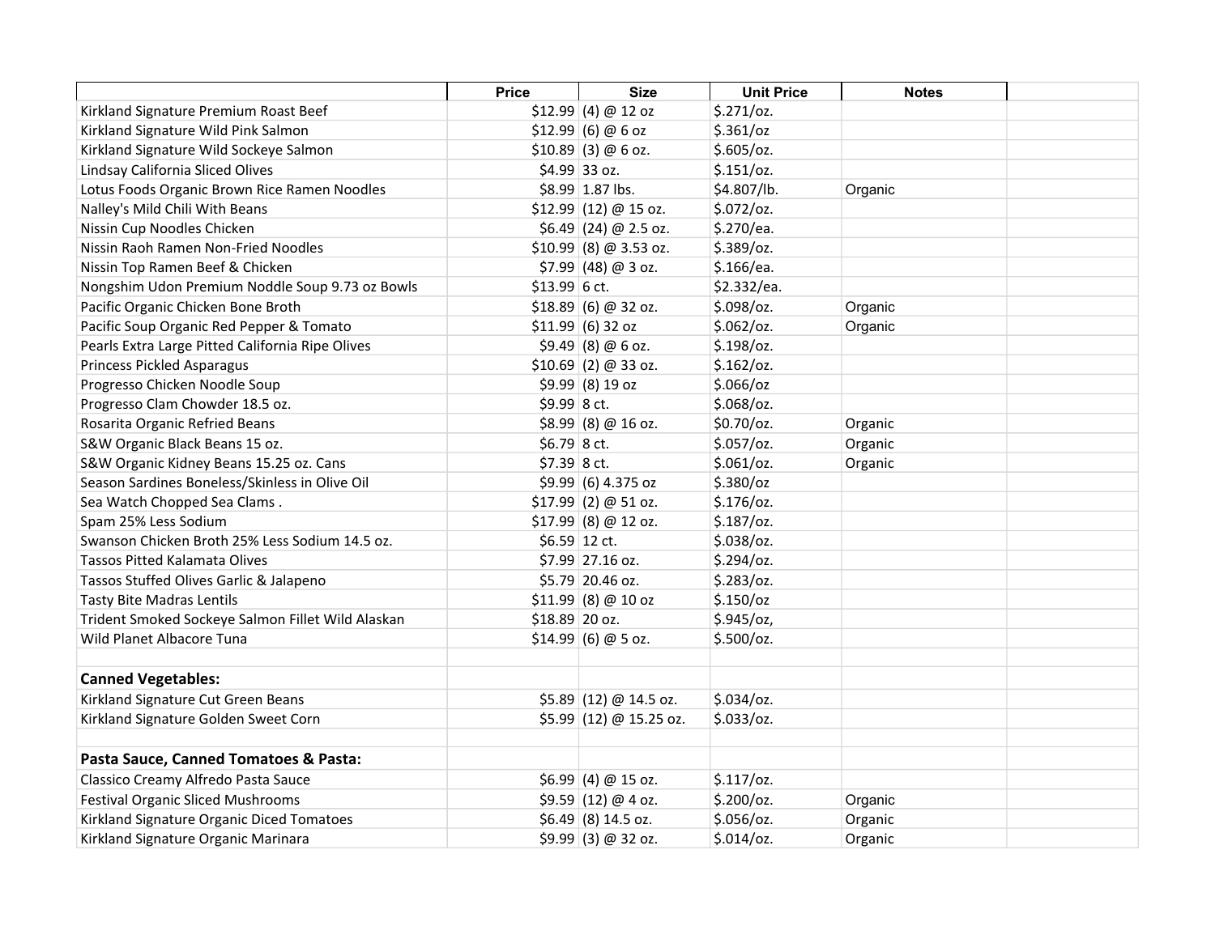| | Price | Size | Unit Price | Notes | |
|---|---|---|---|---|---|
| Kirkland Signature Premium Roast Beef | $12.99 | (4) @ 12 oz | $.271/oz. | | |
| Kirkland Signature Wild Pink Salmon | $12.99 | (6) @ 6 oz | $.361/oz | | |
| Kirkland Signature Wild Sockeye Salmon | $10.89 | (3) @ 6 oz. | $.605/oz. | | |
| Lindsay California Sliced Olives | $4.99 | 33 oz. | $.151/oz. | | |
| Lotus Foods Organic Brown Rice Ramen Noodles | $8.99 | 1.87 lbs. | $4.807/lb. | Organic | |
| Nalley's Mild Chili With Beans | $12.99 | (12) @ 15 oz. | $.072/oz. | | |
| Nissin Cup Noodles Chicken | $6.49 | (24) @ 2.5 oz. | $.270/ea. | | |
| Nissin Raoh Ramen Non-Fried Noodles | $10.99 | (8) @ 3.53 oz. | $.389/oz. | | |
| Nissin Top Ramen Beef & Chicken | $7.99 | (48) @ 3 oz. | $.166/ea. | | |
| Nongshim Udon Premium Noddle Soup 9.73 oz Bowls | $13.99 | 6 ct. | $2.332/ea. | | |
| Pacific Organic Chicken Bone Broth | $18.89 | (6) @ 32 oz. | $.098/oz. | Organic | |
| Pacific Soup Organic Red Pepper & Tomato | $11.99 | (6) 32 oz | $.062/oz. | Organic | |
| Pearls Extra Large Pitted California Ripe Olives | $9.49 | (8) @ 6 oz. | $.198/oz. | | |
| Princess Pickled Asparagus | $10.69 | (2) @ 33 oz. | $.162/oz. | | |
| Progresso Chicken Noodle Soup | $9.99 | (8) 19 oz | $.066/oz | | |
| Progresso Clam Chowder 18.5 oz. | $9.99 | 8 ct. | $.068/oz. | | |
| Rosarita Organic Refried Beans | $8.99 | (8) @ 16 oz. | $0.70/oz. | Organic | |
| S&W Organic Black Beans 15 oz. | $6.79 | 8 ct. | $.057/oz. | Organic | |
| S&W Organic Kidney Beans 15.25 oz. Cans | $7.39 | 8 ct. | $.061/oz. | Organic | |
| Season Sardines Boneless/Skinless in Olive Oil | $9.99 | (6) 4.375 oz | $.380/oz | | |
| Sea Watch Chopped Sea Clams . | $17.99 | (2) @ 51 oz. | $.176/oz. | | |
| Spam 25% Less Sodium | $17.99 | (8) @ 12 oz. | $.187/oz. | | |
| Swanson Chicken Broth 25% Less Sodium 14.5 oz. | $6.59 | 12 ct. | $.038/oz. | | |
| Tassos Pitted Kalamata Olives | $7.99 | 27.16 oz. | $.294/oz. | | |
| Tassos Stuffed Olives Garlic & Jalapeno | $5.79 | 20.46 oz. | $.283/oz. | | |
| Tasty Bite Madras Lentils | $11.99 | (8) @ 10 oz | $.150/oz | | |
| Trident Smoked Sockeye Salmon Fillet Wild Alaskan | $18.89 | 20 oz. | $.945/oz, | | |
| Wild Planet Albacore Tuna | $14.99 | (6) @ 5 oz. | $.500/oz. | | |
| | | | | | |
| **Canned Vegetables:** | | | | | |
| Kirkland Signature Cut Green Beans | $5.89 | (12) @ 14.5 oz. | $.034/oz. | | |
| Kirkland Signature Golden Sweet Corn | $5.99 | (12) @ 15.25 oz. | $.033/oz. | | |
| | | | | | |
| **Pasta Sauce, Canned Tomatoes & Pasta:** | | | | | |
| Classico Creamy Alfredo Pasta Sauce | $6.99 | (4) @ 15 oz. | $.117/oz. | | |
| Festival Organic Sliced Mushrooms | $9.59 | (12) @ 4 oz. | $.200/oz. | Organic | |
| Kirkland Signature Organic Diced Tomatoes | $6.49 | (8) 14.5 oz. | $.056/oz. | Organic | |
| Kirkland Signature Organic Marinara | $9.99 | (3) @ 32 oz. | $.014/oz. | Organic | |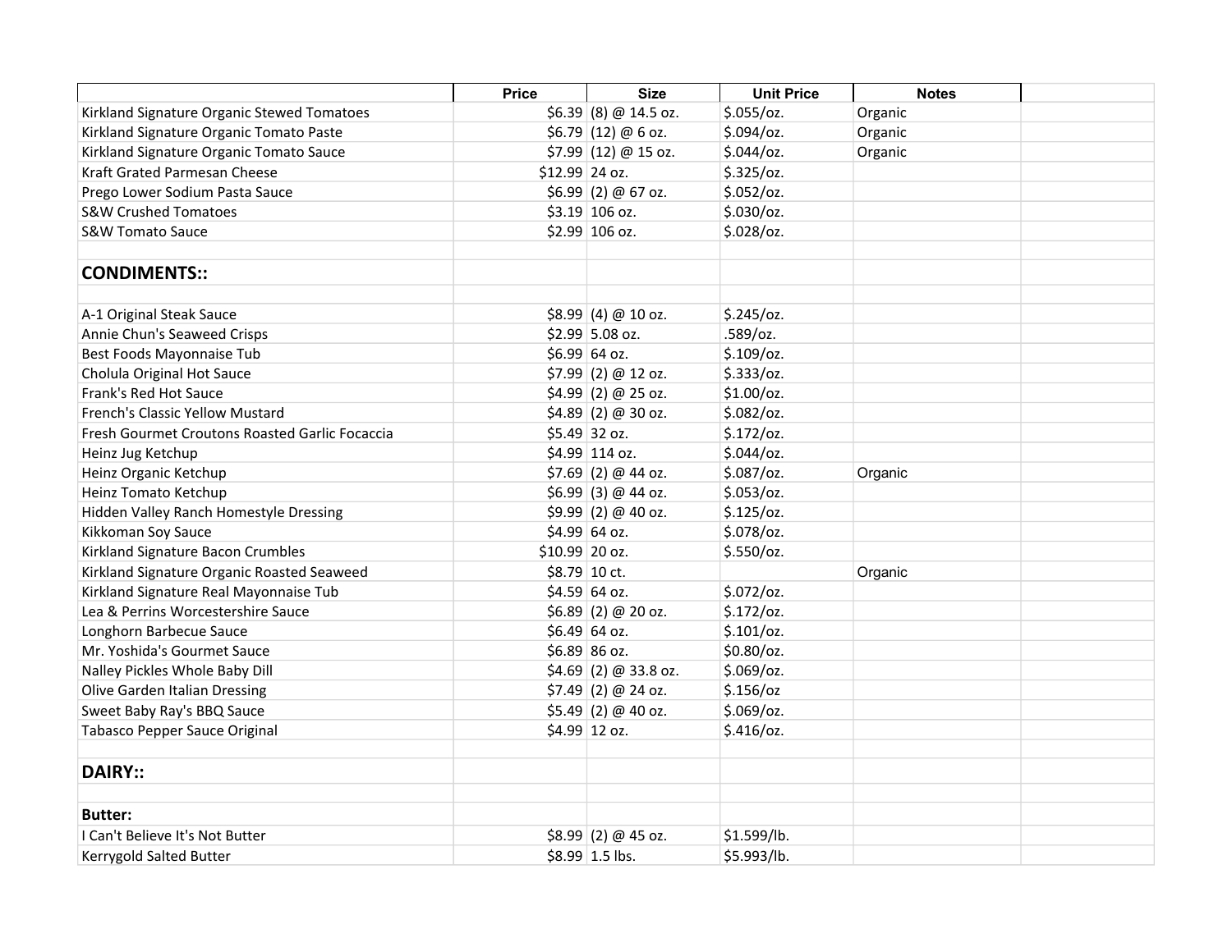| | Price | Size | Unit Price | Notes | |
|---|---|---|---|---|---|
| Kirkland Signature Organic Stewed Tomatoes | $6.39 | (8) @ 14.5 oz. | $.055/oz. | Organic | |
| Kirkland Signature Organic Tomato Paste | $6.79 | (12) @ 6 oz. | $.094/oz. | Organic | |
| Kirkland Signature Organic Tomato Sauce | $7.99 | (12) @ 15 oz. | $.044/oz. | Organic | |
| Kraft Grated Parmesan Cheese | $12.99 | 24 oz. | $.325/oz. | | |
| Prego Lower Sodium Pasta Sauce | $6.99 | (2) @ 67 oz. | $.052/oz. | | |
| S&W Crushed Tomatoes | $3.19 | 106 oz. | $.030/oz. | | |
| S&W Tomato Sauce | $2.99 | 106 oz. | $.028/oz. | | |
| | | | | | |
| **CONDIMENTS::** | | | | | |
| | | | | | |
| A-1 Original Steak Sauce | $8.99 | (4) @ 10 oz. | $.245/oz. | | |
| Annie Chun's Seaweed Crisps | $2.99 | 5.08 oz. | .589/oz. | | |
| Best Foods Mayonnaise Tub | $6.99 | 64 oz. | $.109/oz. | | |
| Cholula Original Hot Sauce | $7.99 | (2) @ 12 oz. | $.333/oz. | | |
| Frank's Red Hot Sauce | $4.99 | (2) @ 25 oz. | $1.00/oz. | | |
| French's Classic Yellow Mustard | $4.89 | (2) @ 30 oz. | $.082/oz. | | |
| Fresh Gourmet Croutons Roasted Garlic Focaccia | $5.49 | 32 oz. | $.172/oz. | | |
| Heinz Jug Ketchup | $4.99 | 114 oz. | $.044/oz. | | |
| Heinz Organic Ketchup | $7.69 | (2) @ 44 oz. | $.087/oz. | Organic | |
| Heinz Tomato Ketchup | $6.99 | (3) @ 44 oz. | $.053/oz. | | |
| Hidden Valley Ranch Homestyle Dressing | $9.99 | (2) @ 40 oz. | $.125/oz. | | |
| Kikkoman Soy Sauce | $4.99 | 64 oz. | $.078/oz. | | |
| Kirkland Signature Bacon Crumbles | $10.99 | 20 oz. | $.550/oz. | | |
| Kirkland Signature Organic Roasted Seaweed | $8.79 | 10 ct. | | Organic | |
| Kirkland Signature Real Mayonnaise Tub | $4.59 | 64 oz. | $.072/oz. | | |
| Lea & Perrins Worcestershire Sauce | $6.89 | (2) @ 20 oz. | $.172/oz. | | |
| Longhorn Barbecue Sauce | $6.49 | 64 oz. | $.101/oz. | | |
| Mr. Yoshida's Gourmet Sauce | $6.89 | 86 oz. | $0.80/oz. | | |
| Nalley Pickles Whole Baby Dill | $4.69 | (2) @ 33.8 oz. | $.069/oz. | | |
| Olive Garden Italian Dressing | $7.49 | (2) @ 24 oz. | $.156/oz | | |
| Sweet Baby Ray's BBQ Sauce | $5.49 | (2) @ 40 oz. | $.069/oz. | | |
| Tabasco Pepper Sauce Original | $4.99 | 12 oz. | $.416/oz. | | |
| | | | | | |
| **DAIRY::** | | | | | |
| | | | | | |
| **Butter:** | | | | | |
| I Can't Believe It's Not Butter | $8.99 | (2) @ 45 oz. | $1.599/lb. | | |
| Kerrygold Salted Butter | $8.99 | 1.5 lbs. | $5.993/lb. | | |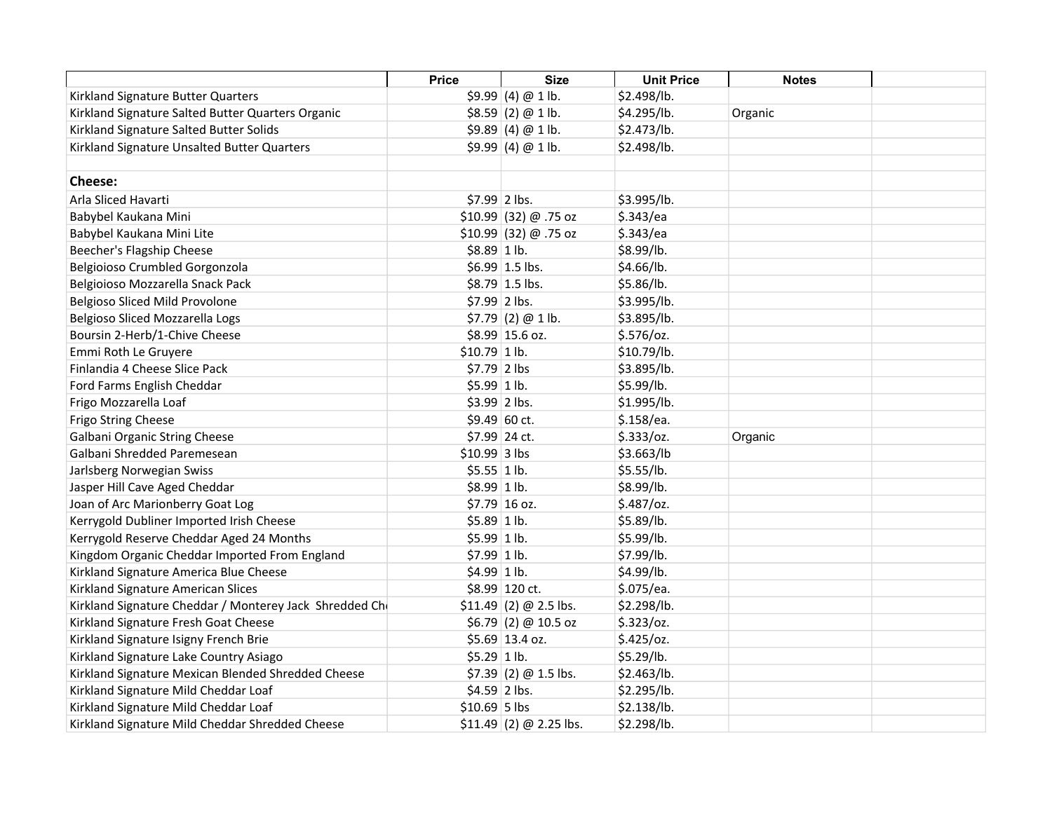| | Price | Size | Unit Price | Notes | |
|---|---|---|---|---|---|
| Kirkland Signature Butter Quarters | $9.99 | (4) @ 1 lb. | $2.498/lb. | | |
| Kirkland Signature Salted Butter Quarters Organic | $8.59 | (2) @ 1 lb. | $4.295/lb. | Organic | |
| Kirkland Signature Salted Butter Solids | $9.89 | (4) @ 1 lb. | $2.473/lb. | | |
| Kirkland Signature Unsalted Butter Quarters | $9.99 | (4) @ 1 lb. | $2.498/lb. | | |
| | | | | | |
| **Cheese:** | | | | | |
| Arla Sliced Havarti | $7.99 | 2 lbs. | $3.995/lb. | | |
| Babybel Kaukana Mini | $10.99 | (32) @ .75 oz | $.343/ea | | |
| Babybel Kaukana Mini Lite | $10.99 | (32) @ .75 oz | $.343/ea | | |
| Beecher's Flagship Cheese | $8.89 | 1 lb. | $8.99/lb. | | |
| Belgioioso Crumbled Gorgonzola | $6.99 | 1.5 lbs. | $4.66/lb. | | |
| Belgioioso Mozzarella Snack Pack | $8.79 | 1.5 lbs. | $5.86/lb. | | |
| Belgioso Sliced Mild Provolone | $7.99 | 2 lbs. | $3.995/lb. | | |
| Belgioso Sliced Mozzarella Logs | $7.79 | (2) @ 1 lb. | $3.895/lb. | | |
| Boursin 2-Herb/1-Chive Cheese | $8.99 | 15.6 oz. | $.576/oz. | | |
| Emmi Roth Le Gruyere | $10.79 | 1 lb. | $10.79/lb. | | |
| Finlandia 4 Cheese Slice Pack | $7.79 | 2 lbs | $3.895/lb. | | |
| Ford Farms English Cheddar | $5.99 | 1 lb. | $5.99/lb. | | |
| Frigo Mozzarella Loaf | $3.99 | 2 lbs. | $1.995/lb. | | |
| Frigo String Cheese | $9.49 | 60 ct. | $.158/ea. | | |
| Galbani Organic String Cheese | $7.99 | 24 ct. | $.333/oz. | Organic | |
| Galbani Shredded Paremesean | $10.99 | 3 lbs | $3.663/lb | | |
| Jarlsberg Norwegian Swiss | $5.55 | 1 lb. | $5.55/lb. | | |
| Jasper Hill Cave Aged Cheddar | $8.99 | 1 lb. | $8.99/lb. | | |
| Joan of Arc Marionberry Goat Log | $7.79 | 16 oz. | $.487/oz. | | |
| Kerrygold Dubliner Imported Irish Cheese | $5.89 | 1 lb. | $5.89/lb. | | |
| Kerrygold Reserve Cheddar Aged 24 Months | $5.99 | 1 lb. | $5.99/lb. | | |
| Kingdom Organic Cheddar Imported From England | $7.99 | 1 lb. | $7.99/lb. | | |
| Kirkland Signature America Blue Cheese | $4.99 | 1 lb. | $4.99/lb. | | |
| Kirkland Signature American Slices | $8.99 | 120 ct. | $.075/ea. | | |
| Kirkland Signature Cheddar / Monterey Jack Shredded Ch | $11.49 | (2) @ 2.5 lbs. | $2.298/lb. | | |
| Kirkland Signature Fresh Goat Cheese | $6.79 | (2) @ 10.5 oz | $.323/oz. | | |
| Kirkland Signature Isigny French Brie | $5.69 | 13.4 oz. | $.425/oz. | | |
| Kirkland Signature Lake Country Asiago | $5.29 | 1 lb. | $5.29/lb. | | |
| Kirkland Signature Mexican Blended Shredded Cheese | $7.39 | (2) @ 1.5 lbs. | $2.463/lb. | | |
| Kirkland Signature Mild Cheddar Loaf | $4.59 | 2 lbs. | $2.295/lb. | | |
| Kirkland Signature Mild Cheddar Loaf | $10.69 | 5 lbs | $2.138/lb. | | |
| Kirkland Signature Mild Cheddar Shredded Cheese | $11.49 | (2) @ 2.25 lbs. | $2.298/lb. | | |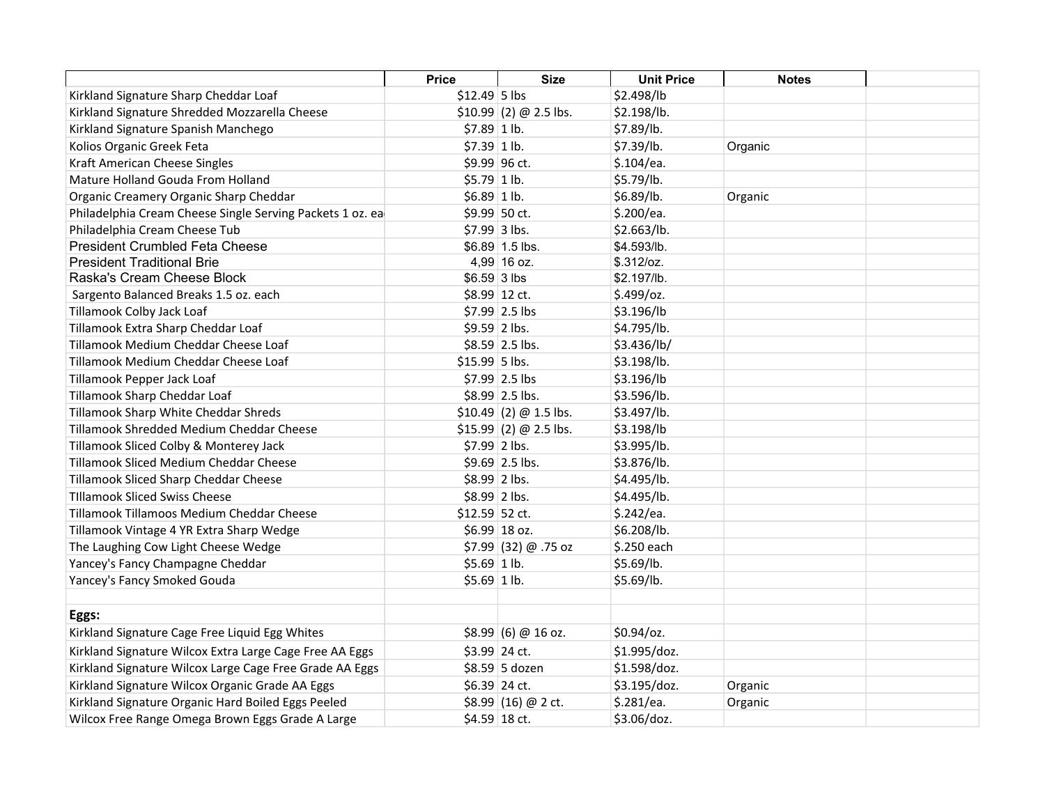| | Price | Size | Unit Price | Notes | |
|---|---|---|---|---|---|
| Kirkland Signature Sharp Cheddar Loaf | $12.49 | 5 lbs | $2.498/lb | | |
| Kirkland Signature Shredded Mozzarella Cheese | $10.99 | (2) @ 2.5 lbs. | $2.198/lb. | | |
| Kirkland Signature Spanish Manchego | $7.89 | 1 lb. | $7.89/lb. | | |
| Kolios Organic Greek Feta | $7.39 | 1 lb. | $7.39/lb. | Organic | |
| Kraft American Cheese Singles | $9.99 | 96 ct. | $.104/ea. | | |
| Mature Holland Gouda From Holland | $5.79 | 1 lb. | $5.79/lb. | | |
| Organic Creamery Organic Sharp Cheddar | $6.89 | 1 lb. | $6.89/lb. | Organic | |
| Philadelphia Cream Cheese Single Serving Packets 1 oz. ea | $9.99 | 50 ct. | $.200/ea. | | |
| Philadelphia Cream Cheese Tub | $7.99 | 3 lbs. | $2.663/lb. | | |
| President Crumbled Feta Cheese | $6.89 | 1.5 lbs. | $4.593/lb. | | |
| President Traditional Brie | 4,99 | 16 oz. | $.312/oz. | | |
| Raska's Cream Cheese Block | $6.59 | 3 lbs | $2.197/lb. | | |
| Sargento Balanced Breaks 1.5 oz. each | $8.99 | 12 ct. | $.499/oz. | | |
| Tillamook Colby Jack Loaf | $7.99 | 2.5 lbs | $3.196/lb | | |
| Tillamook Extra Sharp Cheddar Loaf | $9.59 | 2 lbs. | $4.795/lb. | | |
| Tillamook Medium Cheddar Cheese Loaf | $8.59 | 2.5 lbs. | $3.436/lb/ | | |
| Tillamook Medium Cheddar Cheese Loaf | $15.99 | 5 lbs. | $3.198/lb. | | |
| Tillamook Pepper Jack Loaf | $7.99 | 2.5 lbs | $3.196/lb | | |
| Tillamook Sharp Cheddar Loaf | $8.99 | 2.5 lbs. | $3.596/lb. | | |
| Tillamook Sharp White Cheddar Shreds | $10.49 | (2) @ 1.5 lbs. | $3.497/lb. | | |
| Tillamook Shredded Medium Cheddar Cheese | $15.99 | (2) @ 2.5 lbs. | $3.198/lb | | |
| Tillamook Sliced Colby & Monterey Jack | $7.99 | 2 lbs. | $3.995/lb. | | |
| Tillamook Sliced Medium Cheddar Cheese | $9.69 | 2.5 lbs. | $3.876/lb. | | |
| Tillamook Sliced Sharp Cheddar Cheese | $8.99 | 2 lbs. | $4.495/lb. | | |
| TIllamook Sliced Swiss Cheese | $8.99 | 2 lbs. | $4.495/lb. | | |
| Tillamook Tillamoos Medium Cheddar Cheese | $12.59 | 52 ct. | $.242/ea. | | |
| Tillamook Vintage 4 YR Extra Sharp Wedge | $6.99 | 18 oz. | $6.208/lb. | | |
| The Laughing Cow Light Cheese Wedge | $7.99 | (32) @ .75 oz | $.250 each | | |
| Yancey's Fancy Champagne Cheddar | $5.69 | 1 lb. | $5.69/lb. | | |
| Yancey's Fancy Smoked Gouda | $5.69 | 1 lb. | $5.69/lb. | | |
| | | | | | |
| **Eggs:** | | | | | |
| Kirkland Signature Cage Free Liquid Egg Whites | $8.99 | (6) @ 16 oz. | $0.94/oz. | | |
| Kirkland Signature Wilcox Extra Large Cage Free AA Eggs | $3.99 | 24 ct. | $1.995/doz. | | |
| Kirkland Signature Wilcox Large Cage Free Grade AA Eggs | $8.59 | 5 dozen | $1.598/doz. | | |
| Kirkland Signature Wilcox Organic Grade AA Eggs | $6.39 | 24 ct. | $3.195/doz. | Organic | |
| Kirkland Signature Organic Hard Boiled Eggs Peeled | $8.99 | (16) @ 2 ct. | $.281/ea. | Organic | |
| Wilcox Free Range Omega Brown Eggs Grade A Large | $4.59 | 18 ct. | $3.06/doz. | | |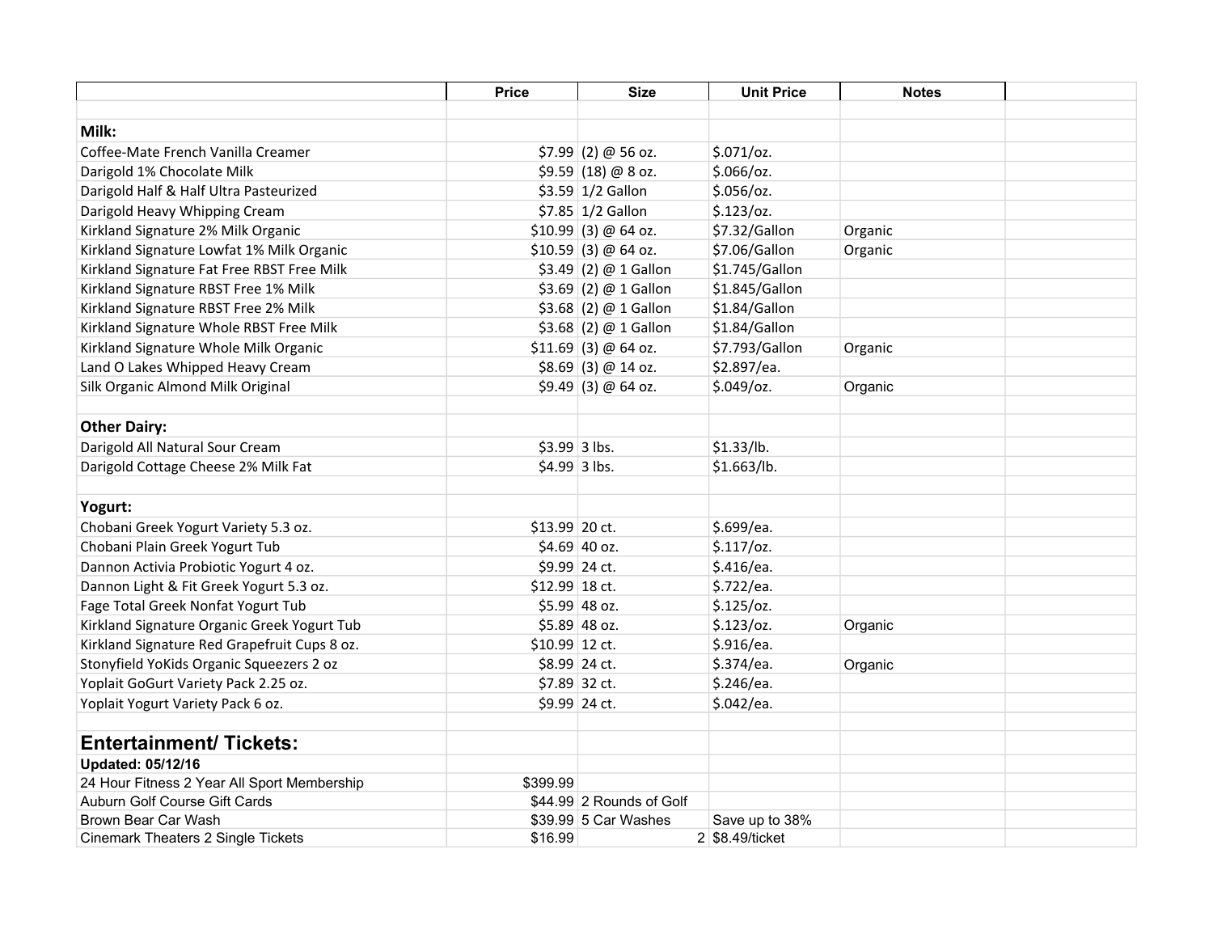| | Price | Size | Unit Price | Notes | |
|---|---|---|---|---|---|
| | | | | | |
| **Milk:** | | | | | |
| Coffee-Mate French Vanilla Creamer | $7.99 | (2) @ 56 oz. | $.071/oz. | | |
| Darigold 1% Chocolate Milk | $9.59 | (18) @ 8 oz. | $.066/oz. | | |
| Darigold Half & Half Ultra Pasteurized | $3.59 | 1/2 Gallon | $.056/oz. | | |
| Darigold Heavy Whipping Cream | $7.85 | 1/2 Gallon | $.123/oz. | | |
| Kirkland Signature 2% Milk Organic | $10.99 | (3) @ 64 oz. | $7.32/Gallon | Organic | |
| Kirkland Signature Lowfat 1% Milk Organic | $10.59 | (3) @ 64 oz. | $7.06/Gallon | Organic | |
| Kirkland Signature Fat Free RBST Free Milk | $3.49 | (2) @ 1 Gallon | $1.745/Gallon | | |
| Kirkland Signature RBST Free 1% Milk | $3.69 | (2) @ 1 Gallon | $1.845/Gallon | | |
| Kirkland Signature RBST Free 2% Milk | $3.68 | (2) @ 1 Gallon | $1.84/Gallon | | |
| Kirkland Signature Whole RBST Free Milk | $3.68 | (2) @ 1 Gallon | $1.84/Gallon | | |
| Kirkland Signature Whole Milk Organic | $11.69 | (3) @ 64 oz. | $7.793/Gallon | Organic | |
| Land O Lakes Whipped Heavy Cream | $8.69 | (3) @ 14 oz. | $2.897/ea. | | |
| Silk Organic Almond Milk Original | $9.49 | (3) @ 64 oz. | $.049/oz. | Organic | |
| | | | | | |
| **Other Dairy:** | | | | | |
| Darigold All Natural Sour Cream | $3.99 | 3 lbs. | $1.33/lb. | | |
| Darigold Cottage Cheese 2% Milk Fat | $4.99 | 3 lbs. | $1.663/lb. | | |
| | | | | | |
| **Yogurt:** | | | | | |
| Chobani Greek Yogurt Variety 5.3 oz. | $13.99 | 20 ct. | $.699/ea. | | |
| Chobani Plain Greek Yogurt Tub | $4.69 | 40 oz. | $.117/oz. | | |
| Dannon Activia Probiotic Yogurt 4 oz. | $9.99 | 24 ct. | $.416/ea. | | |
| Dannon Light & Fit Greek Yogurt 5.3 oz. | $12.99 | 18 ct. | $.722/ea. | | |
| Fage Total Greek Nonfat Yogurt Tub | $5.99 | 48 oz. | $.125/oz. | | |
| Kirkland Signature Organic Greek Yogurt Tub | $5.89 | 48 oz. | $.123/oz. | Organic | |
| Kirkland Signature Red Grapefruit Cups 8 oz. | $10.99 | 12 ct. | $.916/ea. | | |
| Stonyfield YoKids Organic Squeezers 2 oz | $8.99 | 24 ct. | $.374/ea. | Organic | |
| Yoplait GoGurt Variety Pack 2.25 oz. | $7.89 | 32 ct. | $.246/ea. | | |
| Yoplait Yogurt Variety Pack 6 oz. | $9.99 | 24 ct. | $.042/ea. | | |
| | | | | | |
| **Entertainment/ Tickets:** | | | | | |
| **Updated: 05/12/16** | | | | | |
| 24 Hour Fitness 2 Year All Sport Membership | $399.99 | | | | |
| Auburn Golf Course Gift Cards | $44.99 | 2 Rounds of Golf | | | |
| Brown Bear Car Wash | $39.99 | 5 Car Washes | Save up to 38% | | |
| Cinemark Theaters 2 Single Tickets | $16.99 | 2 | $8.49/ticket | | |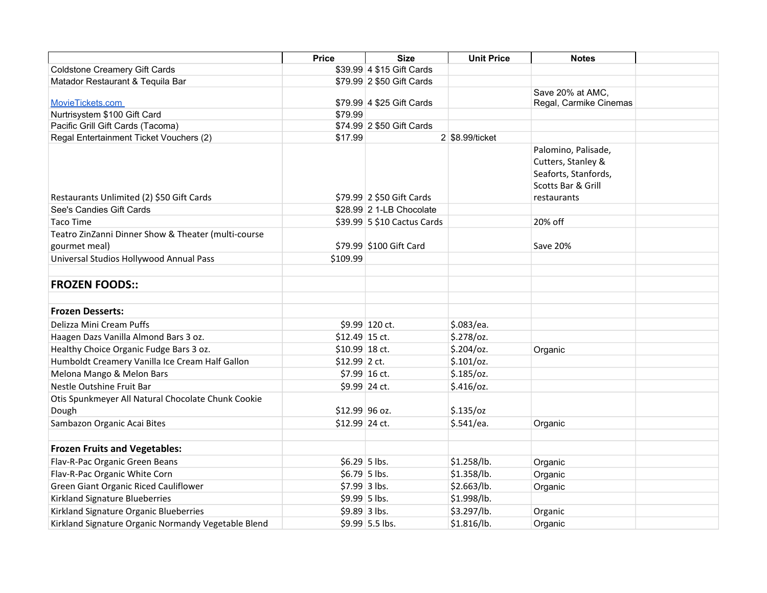| | Price | Size | Unit Price | Notes | |
|---|---|---|---|---|---|
| Coldstone Creamery Gift Cards | $39.99 | 4 $15 Gift Cards | | | |
| Matador Restaurant & Tequila Bar | $79.99 | 2 $50 Gift Cards | | | |
| MovieTickets.com | $79.99 | 4 $25 Gift Cards | | Save 20% at AMC, Regal, Carmike Cinemas | |
| Nurtrisystem $100 Gift Card | $79.99 | | | | |
| Pacific Grill Gift Cards (Tacoma) | $74.99 | 2 $50 Gift Cards | | | |
| Regal Entertainment Ticket Vouchers (2) | $17.99 | 2 | $8.99/ticket | | |
| Restaurants Unlimited (2) $50 Gift Cards | $79.99 | 2 $50 Gift Cards | | Palomino, Palisade, Cutters, Stanley & Seaforts, Stanfords, Scotts Bar & Grill restaurants | |
| See's Candies Gift Cards | $28.99 | 2 1-LB Chocolate | | | |
| Taco Time | $39.99 | 5 $10 Cactus Cards | | 20% off | |
| Teatro ZinZanni Dinner Show & Theater (multi-course gourmet meal) | $79.99 | $100 Gift Card | | Save 20% | |
| Universal Studios Hollywood Annual Pass | $109.99 | | | | |
| | | | | | |
| **FROZEN FOODS::** | | | | | |
| | | | | | |
| **Frozen Desserts:** | | | | | |
| Delizza Mini Cream Puffs | $9.99 | 120 ct. | $.083/ea. | | |
| Haagen Dazs Vanilla Almond Bars 3 oz. | $12.49 | 15 ct. | $.278/oz. | | |
| Healthy Choice Organic Fudge Bars 3 oz. | $10.99 | 18 ct. | $.204/oz. | Organic | |
| Humboldt Creamery Vanilla Ice Cream Half Gallon | $12.99 | 2 ct. | $.101/oz. | | |
| Melona Mango & Melon Bars | $7.99 | 16 ct. | $.185/oz. | | |
| Nestle Outshine Fruit Bar | $9.99 | 24 ct. | $.416/oz. | | |
| Otis Spunkmeyer All Natural Chocolate Chunk Cookie Dough | $12.99 | 96 oz. | $.135/oz | | |
| Sambazon Organic Acai Bites | $12.99 | 24 ct. | $.541/ea. | Organic | |
| | | | | | |
| **Frozen Fruits and Vegetables:** | | | | | |
| Flav-R-Pac Organic Green Beans | $6.29 | 5 lbs. | $1.258/lb. | Organic | |
| Flav-R-Pac Organic White Corn | $6.79 | 5 lbs. | $1.358/lb. | Organic | |
| Green Giant Organic Riced Cauliflower | $7.99 | 3 lbs. | $2.663/lb. | Organic | |
| Kirkland Signature Blueberries | $9.99 | 5 lbs. | $1.998/lb. | | |
| Kirkland Signature Organic Blueberries | $9.89 | 3 lbs. | $3.297/lb. | Organic | |
| Kirkland Signature Organic Normandy Vegetable Blend | $9.99 | 5.5 lbs. | $1.816/lb. | Organic | |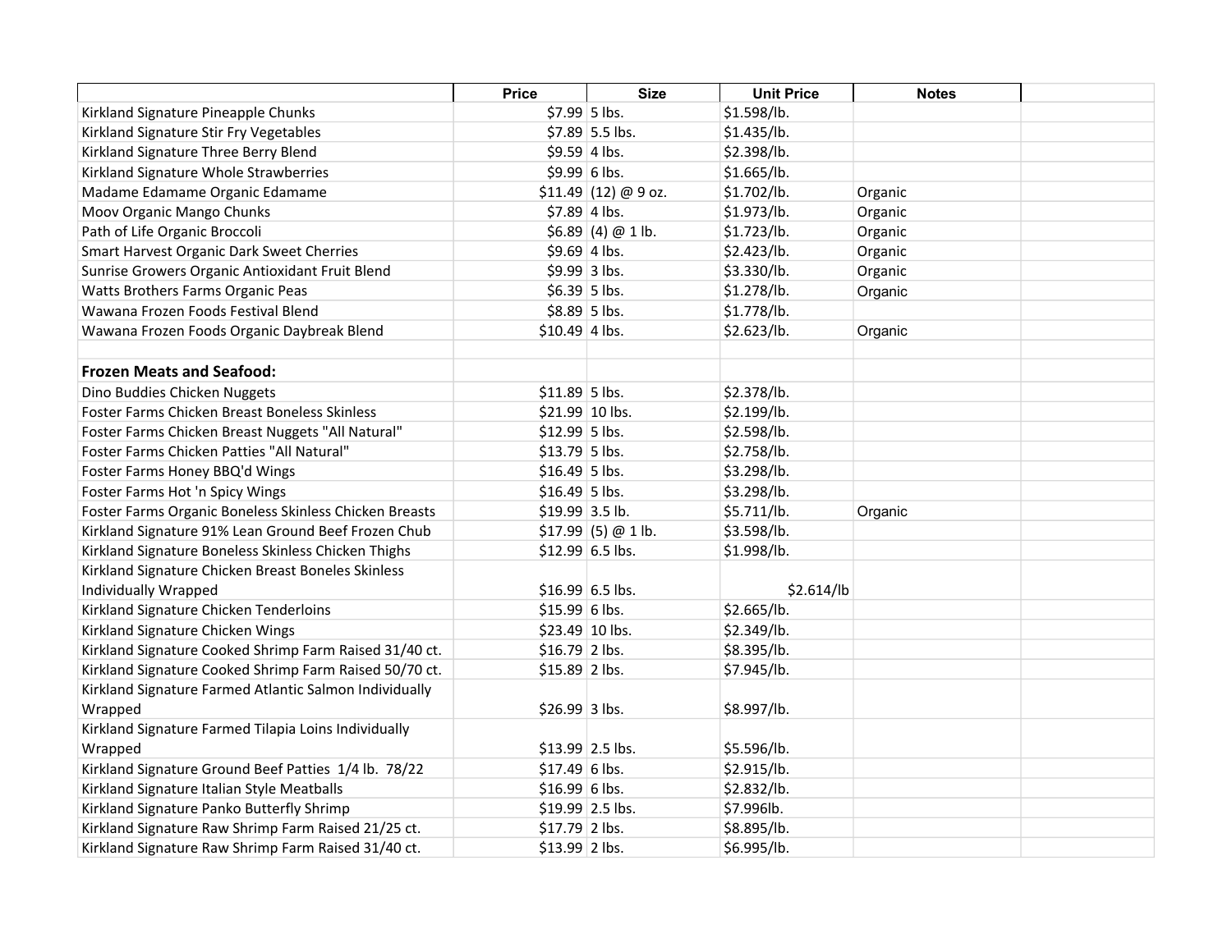| | Price | Size | Unit Price | Notes | |
|---|---|---|---|---|---|
| Kirkland Signature Pineapple Chunks | $7.99 | 5 lbs. | $1.598/lb. | | |
| Kirkland Signature Stir Fry Vegetables | $7.89 | 5.5 lbs. | $1.435/lb. | | |
| Kirkland Signature Three Berry Blend | $9.59 | 4 lbs. | $2.398/lb. | | |
| Kirkland Signature Whole Strawberries | $9.99 | 6 lbs. | $1.665/lb. | | |
| Madame Edamame Organic Edamame | $11.49 | (12) @ 9 oz. | $1.702/lb. | Organic | |
| Moov Organic Mango Chunks | $7.89 | 4 lbs. | $1.973/lb. | Organic | |
| Path of Life Organic Broccoli | $6.89 | (4) @ 1 lb. | $1.723/lb. | Organic | |
| Smart Harvest Organic Dark Sweet Cherries | $9.69 | 4 lbs. | $2.423/lb. | Organic | |
| Sunrise Growers Organic Antioxidant Fruit Blend | $9.99 | 3 lbs. | $3.330/lb. | Organic | |
| Watts Brothers Farms Organic Peas | $6.39 | 5 lbs. | $1.278/lb. | Organic | |
| Wawana Frozen Foods Festival Blend | $8.89 | 5 lbs. | $1.778/lb. | | |
| Wawana Frozen Foods Organic Daybreak Blend | $10.49 | 4 lbs. | $2.623/lb. | Organic | |
| | | | | | |
| **Frozen Meats and Seafood:** | | | | | |
| Dino Buddies Chicken Nuggets | $11.89 | 5 lbs. | $2.378/lb. | | |
| Foster Farms Chicken Breast Boneless Skinless | $21.99 | 10 lbs. | $2.199/lb. | | |
| Foster Farms Chicken Breast Nuggets "All Natural" | $12.99 | 5 lbs. | $2.598/lb. | | |
| Foster Farms Chicken Patties "All Natural" | $13.79 | 5 lbs. | $2.758/lb. | | |
| Foster Farms Honey BBQ'd Wings | $16.49 | 5 lbs. | $3.298/lb. | | |
| Foster Farms Hot 'n Spicy Wings | $16.49 | 5 lbs. | $3.298/lb. | | |
| Foster Farms Organic Boneless Skinless Chicken Breasts | $19.99 | 3.5 lb. | $5.711/lb. | Organic | |
| Kirkland Signature 91% Lean Ground Beef Frozen Chub | $17.99 | (5) @ 1 lb. | $3.598/lb. | | |
| Kirkland Signature Boneless Skinless Chicken Thighs | $12.99 | 6.5 lbs. | $1.998/lb. | | |
| Kirkland Signature Chicken Breast Boneles Skinless Individually Wrapped | $16.99 | 6.5 lbs. | $2.614/lb | | |
| Kirkland Signature Chicken Tenderloins | $15.99 | 6 lbs. | $2.665/lb. | | |
| Kirkland Signature Chicken Wings | $23.49 | 10 lbs. | $2.349/lb. | | |
| Kirkland Signature Cooked Shrimp Farm Raised 31/40 ct. | $16.79 | 2 lbs. | $8.395/lb. | | |
| Kirkland Signature Cooked Shrimp Farm Raised 50/70 ct. | $15.89 | 2 lbs. | $7.945/lb. | | |
| Kirkland Signature Farmed Atlantic Salmon Individually Wrapped | $26.99 | 3 lbs. | $8.997/lb. | | |
| Kirkland Signature Farmed Tilapia Loins Individually Wrapped | $13.99 | 2.5 lbs. | $5.596/lb. | | |
| Kirkland Signature Ground Beef Patties 1/4 lb. 78/22 | $17.49 | 6 lbs. | $2.915/lb. | | |
| Kirkland Signature Italian Style Meatballs | $16.99 | 6 lbs. | $2.832/lb. | | |
| Kirkland Signature Panko Butterfly Shrimp | $19.99 | 2.5 lbs. | $7.996lb. | | |
| Kirkland Signature Raw Shrimp Farm Raised 21/25 ct. | $17.79 | 2 lbs. | $8.895/lb. | | |
| Kirkland Signature Raw Shrimp Farm Raised 31/40 ct. | $13.99 | 2 lbs. | $6.995/lb. | | |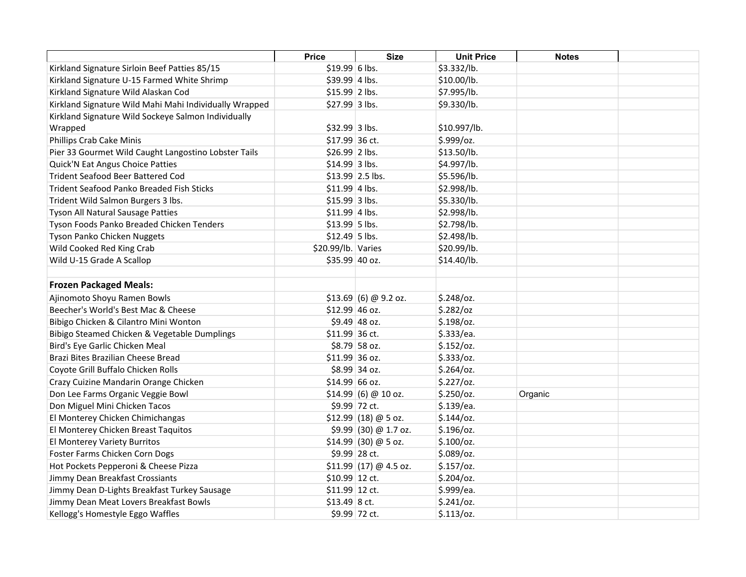| | Price | Size | Unit Price | Notes | |
|---|---|---|---|---|---|
| Kirkland Signature Sirloin Beef Patties 85/15 | $19.99 | 6 lbs. | $3.332/lb. | | |
| Kirkland Signature U-15 Farmed White Shrimp | $39.99 | 4 lbs. | $10.00/lb. | | |
| Kirkland Signature Wild Alaskan Cod | $15.99 | 2 lbs. | $7.995/lb. | | |
| Kirkland Signature Wild Mahi Mahi Individually Wrapped | $27.99 | 3 lbs. | $9.330/lb. | | |
| Kirkland Signature Wild Sockeye Salmon Individually Wrapped | $32.99 | 3 lbs. | $10.997/lb. | | |
| Phillips Crab Cake Minis | $17.99 | 36 ct. | $.999/oz. | | |
| Pier 33 Gourmet Wild Caught Langostino Lobster Tails | $26.99 | 2 lbs. | $13.50/lb. | | |
| Quick'N Eat Angus Choice Patties | $14.99 | 3 lbs. | $4.997/lb. | | |
| Trident Seafood Beer Battered Cod | $13.99 | 2.5 lbs. | $5.596/lb. | | |
| Trident Seafood Panko Breaded Fish Sticks | $11.99 | 4 lbs. | $2.998/lb. | | |
| Trident Wild Salmon Burgers 3 lbs. | $15.99 | 3 lbs. | $5.330/lb. | | |
| Tyson All Natural Sausage Patties | $11.99 | 4 lbs. | $2.998/lb. | | |
| Tyson Foods Panko Breaded Chicken Tenders | $13.99 | 5 lbs. | $2.798/lb. | | |
| Tyson Panko Chicken Nuggets | $12.49 | 5 lbs. | $2.498/lb. | | |
| Wild Cooked Red King Crab | $20.99/lb. | Varies | $20.99/lb. | | |
| Wild U-15 Grade A Scallop | $35.99 | 40 oz. | $14.40/lb. | | |
| | | | | | |
| **Frozen Packaged Meals:** | | | | | |
| Ajinomoto Shoyu Ramen Bowls | $13.69 | (6) @ 9.2 oz. | $.248/oz. | | |
| Beecher's World's Best Mac & Cheese | $12.99 | 46 oz. | $.282/oz | | |
| Bibigo Chicken & Cilantro Mini Wonton | $9.49 | 48 oz. | $.198/oz. | | |
| Bibigo Steamed Chicken & Vegetable Dumplings | $11.99 | 36 ct. | $.333/ea. | | |
| Bird's Eye Garlic Chicken Meal | $8.79 | 58 oz. | $.152/oz. | | |
| Brazi Bites Brazilian Cheese Bread | $11.99 | 36 oz. | $.333/oz. | | |
| Coyote Grill Buffalo Chicken Rolls | $8.99 | 34 oz. | $.264/oz. | | |
| Crazy Cuizine Mandarin Orange Chicken | $14.99 | 66 oz. | $.227/oz. | | |
| Don Lee Farms Organic Veggie Bowl | $14.99 | (6) @ 10 oz. | $.250/oz. | Organic | |
| Don Miguel Mini Chicken Tacos | $9.99 | 72 ct. | $.139/ea. | | |
| El Monterey Chicken Chimichangas | $12.99 | (18) @ 5 oz. | $.144/oz. | | |
| El Monterey Chicken Breast Taquitos | $9.99 | (30) @ 1.7 oz. | $.196/oz. | | |
| El Monterey Variety Burritos | $14.99 | (30) @ 5 oz. | $.100/oz. | | |
| Foster Farms Chicken Corn Dogs | $9.99 | 28 ct. | $.089/oz. | | |
| Hot Pockets Pepperoni & Cheese Pizza | $11.99 | (17) @ 4.5 oz. | $.157/oz. | | |
| Jimmy Dean Breakfast Crossiants | $10.99 | 12 ct. | $.204/oz. | | |
| Jimmy Dean D-Lights Breakfast Turkey Sausage | $11.99 | 12 ct. | $.999/ea. | | |
| Jimmy Dean Meat Lovers Breakfast Bowls | $13.49 | 8 ct. | $.241/oz. | | |
| Kellogg's Homestyle Eggo Waffles | $9.99 | 72 ct. | $.113/oz. | | |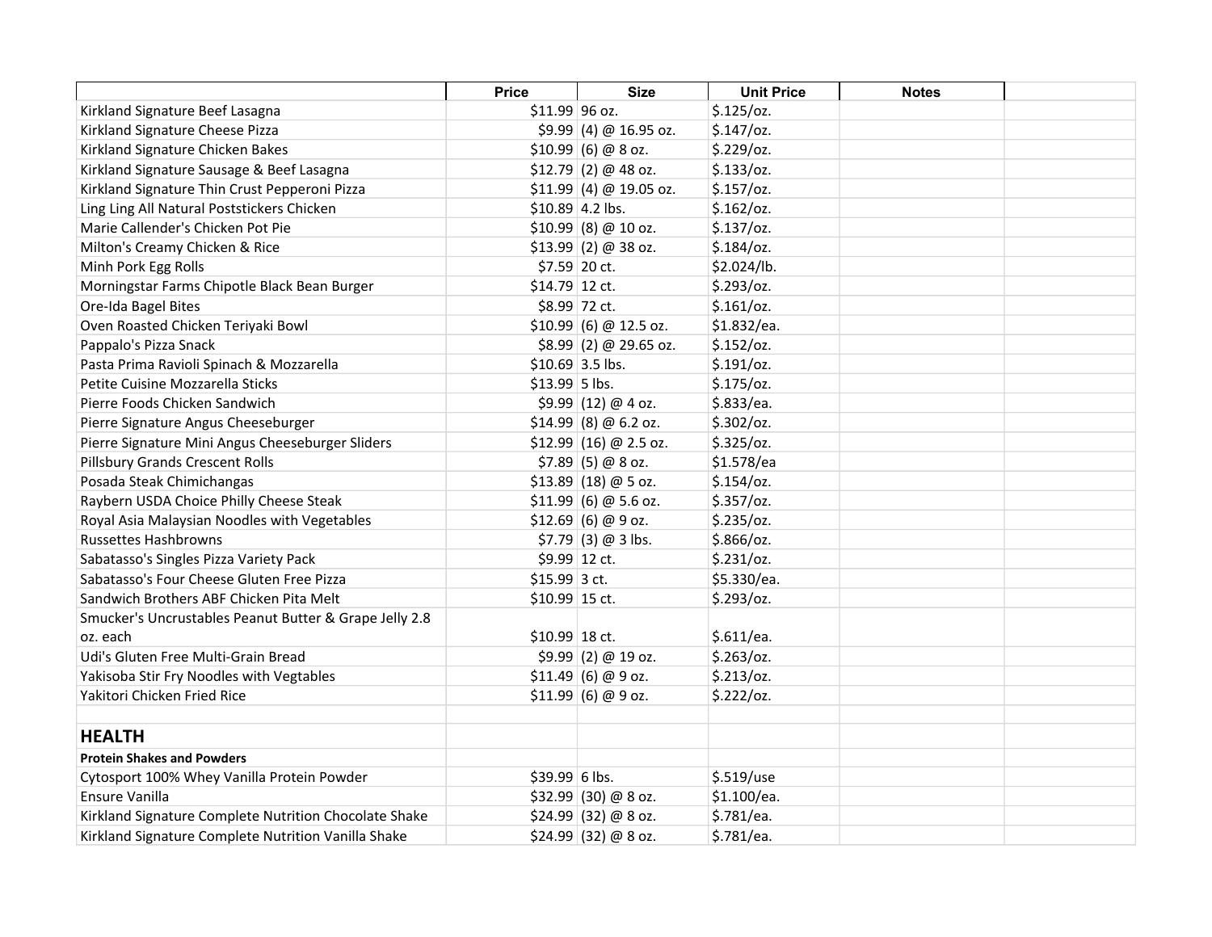| | Price | Size | Unit Price | Notes | |
|---|---|---|---|---|---|
| Kirkland Signature Beef Lasagna | $11.99 | 96 oz. | $.125/oz. | | |
| Kirkland Signature Cheese Pizza | $9.99 | (4) @ 16.95 oz. | $.147/oz. | | |
| Kirkland Signature Chicken Bakes | $10.99 | (6) @ 8 oz. | $.229/oz. | | |
| Kirkland Signature Sausage & Beef Lasagna | $12.79 | (2) @ 48 oz. | $.133/oz. | | |
| Kirkland Signature Thin Crust Pepperoni Pizza | $11.99 | (4) @ 19.05 oz. | $.157/oz. | | |
| Ling Ling All Natural Poststickers Chicken | $10.89 | 4.2 lbs. | $.162/oz. | | |
| Marie Callender's Chicken Pot Pie | $10.99 | (8) @ 10 oz. | $.137/oz. | | |
| Milton's Creamy Chicken & Rice | $13.99 | (2) @ 38 oz. | $.184/oz. | | |
| Minh Pork Egg Rolls | $7.59 | 20 ct. | $2.024/lb. | | |
| Morningstar Farms Chipotle Black Bean Burger | $14.79 | 12 ct. | $.293/oz. | | |
| Ore-Ida Bagel Bites | $8.99 | 72 ct. | $.161/oz. | | |
| Oven Roasted Chicken Teriyaki Bowl | $10.99 | (6) @ 12.5 oz. | $1.832/ea. | | |
| Pappalo's Pizza Snack | $8.99 | (2) @ 29.65 oz. | $.152/oz. | | |
| Pasta Prima Ravioli Spinach & Mozzarella | $10.69 | 3.5 lbs. | $.191/oz. | | |
| Petite Cuisine Mozzarella Sticks | $13.99 | 5 lbs. | $.175/oz. | | |
| Pierre Foods Chicken Sandwich | $9.99 | (12) @ 4 oz. | $.833/ea. | | |
| Pierre Signature Angus Cheeseburger | $14.99 | (8) @ 6.2 oz. | $.302/oz. | | |
| Pierre Signature Mini Angus Cheeseburger Sliders | $12.99 | (16) @ 2.5 oz. | $.325/oz. | | |
| Pillsbury Grands Crescent Rolls | $7.89 | (5) @ 8 oz. | $1.578/ea | | |
| Posada Steak Chimichangas | $13.89 | (18) @ 5 oz. | $.154/oz. | | |
| Raybern USDA Choice Philly Cheese Steak | $11.99 | (6) @ 5.6 oz. | $.357/oz. | | |
| Royal Asia Malaysian Noodles with Vegetables | $12.69 | (6) @ 9 oz. | $.235/oz. | | |
| Russettes Hashbrowns | $7.79 | (3) @ 3 lbs. | $.866/oz. | | |
| Sabatasso's Singles Pizza Variety Pack | $9.99 | 12 ct. | $.231/oz. | | |
| Sabatasso's Four Cheese Gluten Free Pizza | $15.99 | 3 ct. | $5.330/ea. | | |
| Sandwich Brothers ABF Chicken Pita Melt | $10.99 | 15 ct. | $.293/oz. | | |
| Smucker's Uncrustables Peanut Butter & Grape Jelly 2.8 oz. each | $10.99 | 18 ct. | $.611/ea. | | |
| Udi's Gluten Free Multi-Grain Bread | $9.99 | (2) @ 19 oz. | $.263/oz. | | |
| Yakisoba Stir Fry Noodles with Vegtables | $11.49 | (6) @ 9 oz. | $.213/oz. | | |
| Yakitori Chicken Fried Rice | $11.99 | (6) @ 9 oz. | $.222/oz. | | |
| | | | | | |
| **HEALTH** | | | | | |
| **Protein Shakes and Powders** | | | | | |
| Cytosport 100% Whey Vanilla Protein Powder | $39.99 | 6 lbs. | $.519/use | | |
| Ensure Vanilla | $32.99 | (30) @ 8 oz. | $1.100/ea. | | |
| Kirkland Signature Complete Nutrition Chocolate Shake | $24.99 | (32) @ 8 oz. | $.781/ea. | | |
| Kirkland Signature Complete Nutrition Vanilla Shake | $24.99 | (32) @ 8 oz. | $.781/ea. | | |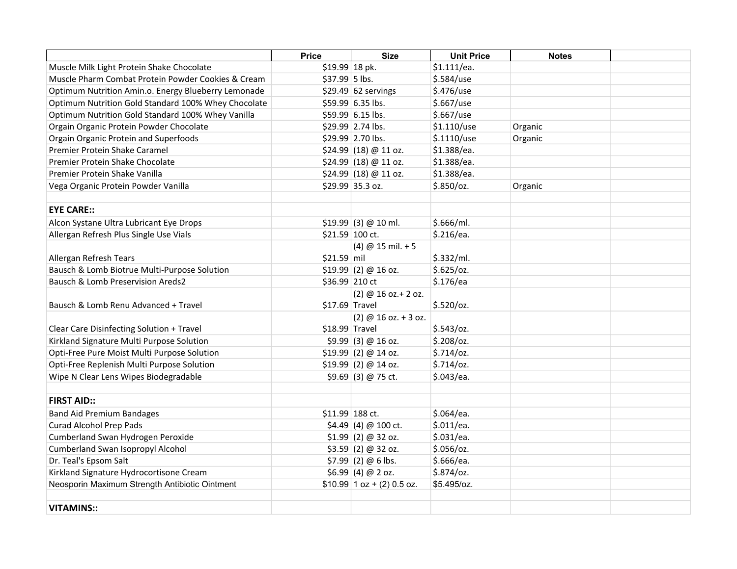| | Price | Size | Unit Price | Notes | |
|---|---|---|---|---|---|
| Muscle Milk Light Protein Shake Chocolate | $19.99 | 18 pk. | $1.111/ea. | | |
| Muscle Pharm Combat Protein Powder Cookies & Cream | $37.99 | 5 lbs. | $.584/use | | |
| Optimum Nutrition Amin.o. Energy Blueberry Lemonade | $29.49 | 62 servings | $.476/use | | |
| Optimum Nutrition Gold Standard 100% Whey Chocolate | $59.99 | 6.35 lbs. | $.667/use | | |
| Optimum Nutrition Gold Standard 100% Whey Vanilla | $59.99 | 6.15 lbs. | $.667/use | | |
| Orgain Organic Protein Powder Chocolate | $29.99 | 2.74 lbs. | $1.110/use | Organic | |
| Orgain Organic Protein and Superfoods | $29.99 | 2.70 lbs. | $1.1110/use | Organic | |
| Premier Protein Shake Caramel | $24.99 | (18) @ 11 oz. | $1.388/ea. | | |
| Premier Protein Shake Chocolate | $24.99 | (18) @ 11 oz. | $1.388/ea. | | |
| Premier Protein Shake Vanilla | $24.99 | (18) @ 11 oz. | $1.388/ea. | | |
| Vega Organic Protein Powder Vanilla | $29.99 | 35.3 oz. | $.850/oz. | Organic | |
| | | | | | |
| **EYE CARE::** | | | | | |
| Alcon Systane Ultra Lubricant Eye Drops | $19.99 | (3) @ 10 ml. | $.666/ml. | | |
| Allergan Refresh Plus Single Use Vials | $21.59 | 100 ct. | $.216/ea. | | |
| Allergan Refresh Tears | $21.59 | (4) @ 15 mil. + 5 mil | $.332/ml. | | |
| Bausch & Lomb Biotrue Multi-Purpose Solution | $19.99 | (2) @ 16 oz. | $.625/oz. | | |
| Bausch & Lomb Preservision Areds2 | $36.99 | 210 ct | $.176/ea | | |
| Bausch & Lomb Renu Advanced + Travel | $17.69 | (2) @ 16 oz.+ 2 oz. Travel | $.520/oz. | | |
| Clear Care Disinfecting Solution + Travel | $18.99 | (2) @ 16 oz. + 3 oz. Travel | $.543/oz. | | |
| Kirkland Signature Multi Purpose Solution | $9.99 | (3) @ 16 oz. | $.208/oz. | | |
| Opti-Free Pure Moist Multi Purpose Solution | $19.99 | (2) @ 14 oz. | $.714/oz. | | |
| Opti-Free Replenish Multi Purpose Solution | $19.99 | (2) @ 14 oz. | $.714/oz. | | |
| Wipe N Clear Lens Wipes Biodegradable | $9.69 | (3) @ 75 ct. | $.043/ea. | | |
| | | | | | |
| **FIRST AID::** | | | | | |
| Band Aid Premium Bandages | $11.99 | 188 ct. | $.064/ea. | | |
| Curad Alcohol Prep Pads | $4.49 | (4) @ 100 ct. | $.011/ea. | | |
| Cumberland Swan Hydrogen Peroxide | $1.99 | (2) @ 32 oz. | $.031/ea. | | |
| Cumberland Swan Isopropyl Alcohol | $3.59 | (2) @ 32 oz. | $.056/oz. | | |
| Dr. Teal's Epsom Salt | $7.99 | (2) @ 6 lbs. | $.666/ea. | | |
| Kirkland Signature Hydrocortisone Cream | $6.99 | (4) @ 2 oz. | $.874/oz. | | |
| Neosporin Maximum Strength Antibiotic Ointment | $10.99 | 1 oz + (2) 0.5 oz. | $5.495/oz. | | |
| | | | | | |
| **VITAMINS::** | | | | | |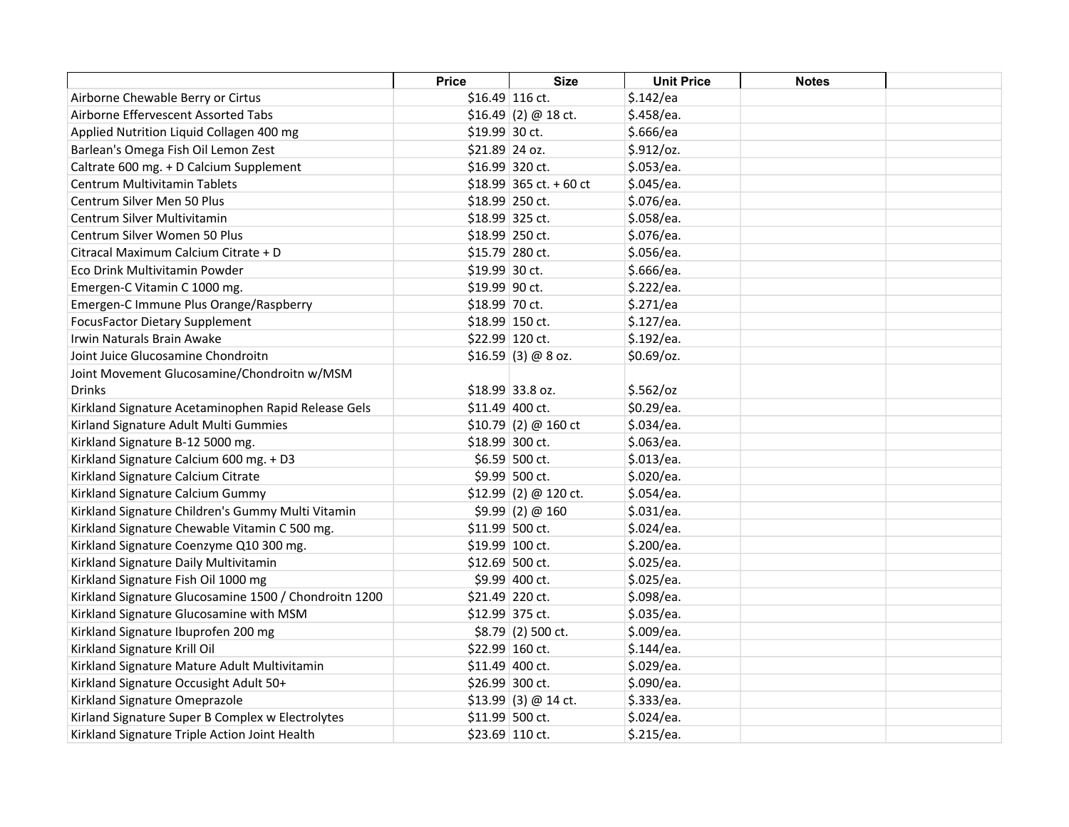| | Price | Size | Unit Price | Notes | |
|---|---|---|---|---|---|
| Airborne Chewable Berry or Cirtus | $16.49 | 116 ct. | $.142/ea | | |
| Airborne Effervescent Assorted Tabs | $16.49 | (2) @ 18 ct. | $.458/ea. | | |
| Applied Nutrition Liquid Collagen 400 mg | $19.99 | 30 ct. | $.666/ea | | |
| Barlean's Omega Fish Oil Lemon Zest | $21.89 | 24 oz. | $.912/oz. | | |
| Caltrate 600 mg. + D Calcium Supplement | $16.99 | 320 ct. | $.053/ea. | | |
| Centrum Multivitamin Tablets | $18.99 | 365 ct. + 60 ct | $.045/ea. | | |
| Centrum Silver Men 50 Plus | $18.99 | 250 ct. | $.076/ea. | | |
| Centrum Silver Multivitamin | $18.99 | 325 ct. | $.058/ea. | | |
| Centrum Silver Women 50 Plus | $18.99 | 250 ct. | $.076/ea. | | |
| Citracal Maximum Calcium Citrate + D | $15.79 | 280 ct. | $.056/ea. | | |
| Eco Drink Multivitamin Powder | $19.99 | 30 ct. | $.666/ea. | | |
| Emergen-C Vitamin C 1000 mg. | $19.99 | 90 ct. | $.222/ea. | | |
| Emergen-C Immune Plus Orange/Raspberry | $18.99 | 70 ct. | $.271/ea | | |
| FocusFactor Dietary Supplement | $18.99 | 150 ct. | $.127/ea. | | |
| Irwin Naturals Brain Awake | $22.99 | 120 ct. | $.192/ea. | | |
| Joint Juice Glucosamine Chondroitn | $16.59 | (3) @ 8 oz. | $0.69/oz. | | |
| Joint Movement Glucosamine/Chondroitn w/MSM Drinks | $18.99 | 33.8 oz. | $.562/oz | | |
| Kirkland Signature Acetaminophen Rapid Release Gels | $11.49 | 400 ct. | $0.29/ea. | | |
| Kirkland Signature Adult Multi Gummies | $10.79 | (2) @ 160 ct | $.034/ea. | | |
| Kirkland Signature B-12 5000 mg. | $18.99 | 300 ct. | $.063/ea. | | |
| Kirkland Signature Calcium 600 mg. + D3 | $6.59 | 500 ct. | $.013/ea. | | |
| Kirkland Signature Calcium Citrate | $9.99 | 500 ct. | $.020/ea. | | |
| Kirkland Signature Calcium Gummy | $12.99 | (2) @ 120 ct. | $.054/ea. | | |
| Kirkland Signature Children's Gummy Multi Vitamin | $9.99 | (2) @ 160 | $.031/ea. | | |
| Kirkland Signature Chewable Vitamin C 500 mg. | $11.99 | 500 ct. | $.024/ea. | | |
| Kirkland Signature Coenzyme Q10 300 mg. | $19.99 | 100 ct. | $.200/ea. | | |
| Kirkland Signature Daily Multivitamin | $12.69 | 500 ct. | $.025/ea. | | |
| Kirkland Signature Fish Oil 1000 mg | $9.99 | 400 ct. | $.025/ea. | | |
| Kirkland Signature Glucosamine 1500 / Chondroitn 1200 | $21.49 | 220 ct. | $.098/ea. | | |
| Kirkland Signature Glucosamine with MSM | $12.99 | 375 ct. | $.035/ea. | | |
| Kirkland Signature Ibuprofen 200 mg | $8.79 | (2) 500 ct. | $.009/ea. | | |
| Kirkland Signature Krill Oil | $22.99 | 160 ct. | $.144/ea. | | |
| Kirkland Signature Mature Adult Multivitamin | $11.49 | 400 ct. | $.029/ea. | | |
| Kirkland Signature Occusight Adult 50+ | $26.99 | 300 ct. | $.090/ea. | | |
| Kirkland Signature Omeprazole | $13.99 | (3) @ 14 ct. | $.333/ea. | | |
| Kirland Signature Super B Complex w Electrolytes | $11.99 | 500 ct. | $.024/ea. | | |
| Kirkland Signature Triple Action Joint Health | $23.69 | 110 ct. | $.215/ea. | | |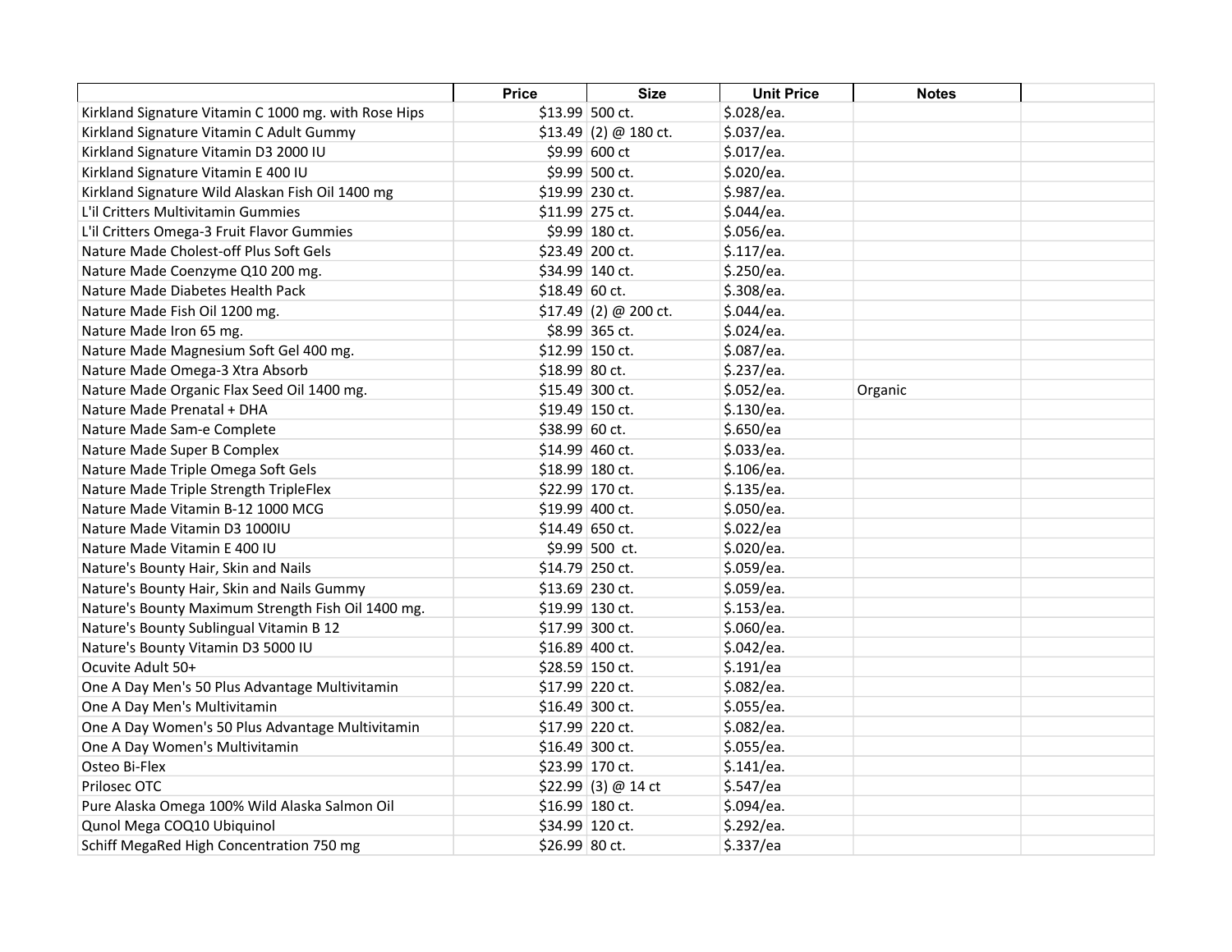| | Price | Size | Unit Price | Notes | |
|---|---|---|---|---|---|
| Kirkland Signature Vitamin C 1000 mg. with Rose Hips | $13.99 | 500 ct. | $.028/ea. | | |
| Kirkland Signature Vitamin C Adult Gummy | $13.49 | (2) @ 180 ct. | $.037/ea. | | |
| Kirkland Signature Vitamin D3 2000 IU | $9.99 | 600 ct | $.017/ea. | | |
| Kirkland Signature Vitamin E 400 IU | $9.99 | 500 ct. | $.020/ea. | | |
| Kirkland Signature Wild Alaskan Fish Oil 1400 mg | $19.99 | 230 ct. | $.987/ea. | | |
| L'il Critters Multivitamin Gummies | $11.99 | 275 ct. | $.044/ea. | | |
| L'il Critters Omega-3 Fruit Flavor Gummies | $9.99 | 180 ct. | $.056/ea. | | |
| Nature Made Cholest-off Plus Soft Gels | $23.49 | 200 ct. | $.117/ea. | | |
| Nature Made Coenzyme Q10 200 mg. | $34.99 | 140 ct. | $.250/ea. | | |
| Nature Made Diabetes Health Pack | $18.49 | 60 ct. | $.308/ea. | | |
| Nature Made Fish Oil 1200 mg. | $17.49 | (2) @ 200 ct. | $.044/ea. | | |
| Nature Made Iron 65 mg. | $8.99 | 365 ct. | $.024/ea. | | |
| Nature Made Magnesium Soft Gel 400 mg. | $12.99 | 150 ct. | $.087/ea. | | |
| Nature Made Omega-3 Xtra Absorb | $18.99 | 80 ct. | $.237/ea. | | |
| Nature Made Organic Flax Seed Oil 1400 mg. | $15.49 | 300 ct. | $.052/ea. | Organic | |
| Nature Made Prenatal + DHA | $19.49 | 150 ct. | $.130/ea. | | |
| Nature Made Sam-e Complete | $38.99 | 60 ct. | $.650/ea | | |
| Nature Made Super B Complex | $14.99 | 460 ct. | $.033/ea. | | |
| Nature Made Triple Omega Soft Gels | $18.99 | 180 ct. | $.106/ea. | | |
| Nature Made Triple Strength TripleFlex | $22.99 | 170 ct. | $.135/ea. | | |
| Nature Made Vitamin B-12 1000 MCG | $19.99 | 400 ct. | $.050/ea. | | |
| Nature Made Vitamin D3 1000IU | $14.49 | 650 ct. | $.022/ea | | |
| Nature Made Vitamin E 400 IU | $9.99 | 500 ct. | $.020/ea. | | |
| Nature's Bounty Hair, Skin and Nails | $14.79 | 250 ct. | $.059/ea. | | |
| Nature's Bounty Hair, Skin and Nails Gummy | $13.69 | 230 ct. | $.059/ea. | | |
| Nature's Bounty Maximum Strength Fish Oil 1400 mg. | $19.99 | 130 ct. | $.153/ea. | | |
| Nature's Bounty Sublingual Vitamin B 12 | $17.99 | 300 ct. | $.060/ea. | | |
| Nature's Bounty Vitamin D3 5000 IU | $16.89 | 400 ct. | $.042/ea. | | |
| Ocuvite Adult 50+ | $28.59 | 150 ct. | $.191/ea | | |
| One A Day Men's 50 Plus Advantage Multivitamin | $17.99 | 220 ct. | $.082/ea. | | |
| One A Day Men's Multivitamin | $16.49 | 300 ct. | $.055/ea. | | |
| One A Day Women's 50 Plus Advantage Multivitamin | $17.99 | 220 ct. | $.082/ea. | | |
| One A Day Women's Multivitamin | $16.49 | 300 ct. | $.055/ea. | | |
| Osteo Bi-Flex | $23.99 | 170 ct. | $.141/ea. | | |
| Prilosec OTC | $22.99 | (3) @ 14 ct | $.547/ea | | |
| Pure Alaska Omega 100% Wild Alaska Salmon Oil | $16.99 | 180 ct. | $.094/ea. | | |
| Qunol Mega COQ10 Ubiquinol | $34.99 | 120 ct. | $.292/ea. | | |
| Schiff MegaRed High Concentration 750 mg | $26.99 | 80 ct. | $.337/ea | | |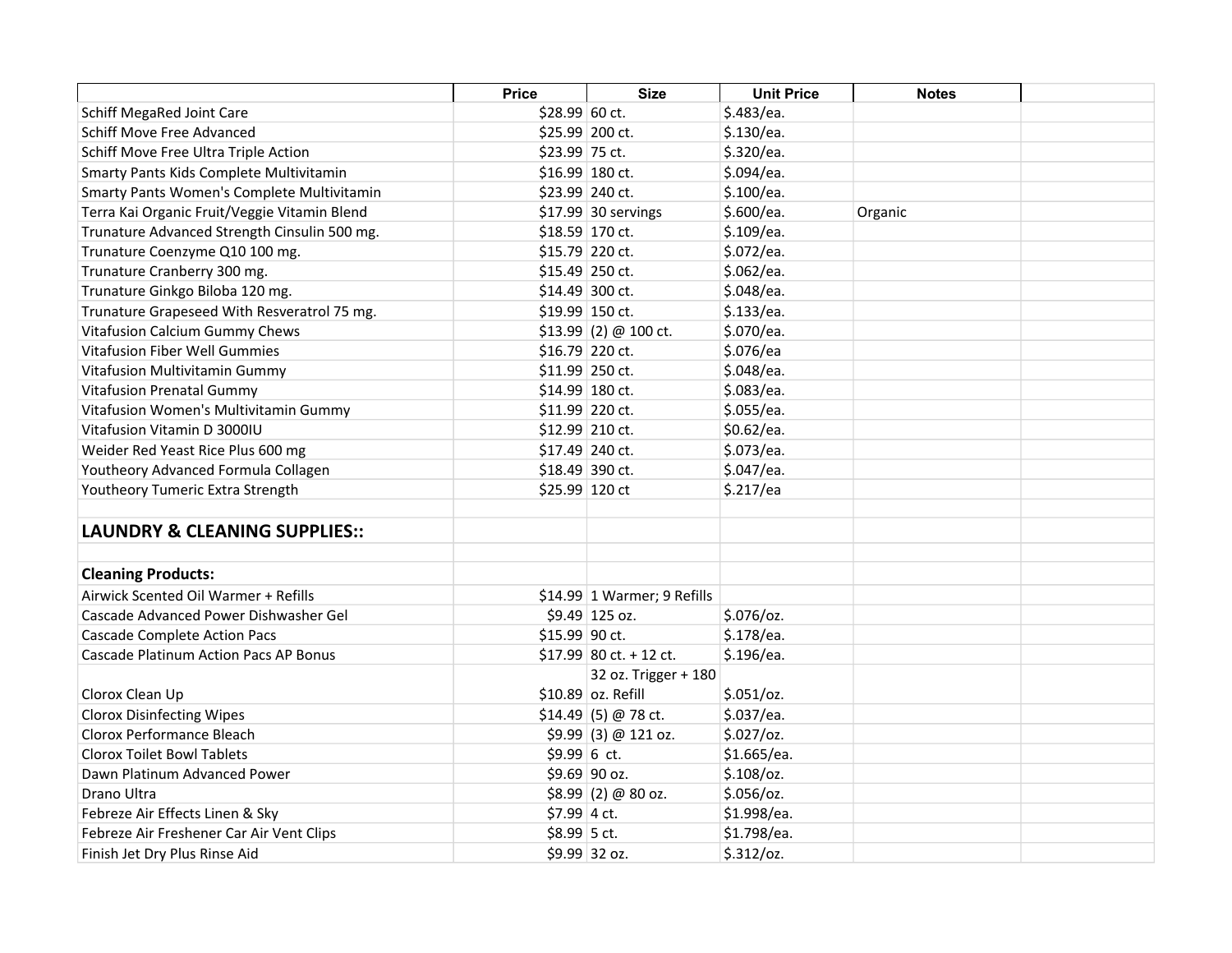| | Price | Size | Unit Price | Notes | |
|---|---|---|---|---|---|
| Schiff MegaRed Joint Care | $28.99 | 60 ct. | $.483/ea. | | |
| Schiff Move Free Advanced | $25.99 | 200 ct. | $.130/ea. | | |
| Schiff Move Free Ultra Triple Action | $23.99 | 75 ct. | $.320/ea. | | |
| Smarty Pants Kids Complete Multivitamin | $16.99 | 180 ct. | $.094/ea. | | |
| Smarty Pants Women's Complete Multivitamin | $23.99 | 240 ct. | $.100/ea. | | |
| Terra Kai Organic Fruit/Veggie Vitamin Blend | $17.99 | 30 servings | $.600/ea. | Organic | |
| Trunature Advanced Strength Cinsulin 500 mg. | $18.59 | 170 ct. | $.109/ea. | | |
| Trunature Coenzyme Q10 100 mg. | $15.79 | 220 ct. | $.072/ea. | | |
| Trunature Cranberry 300 mg. | $15.49 | 250 ct. | $.062/ea. | | |
| Trunature Ginkgo Biloba 120 mg. | $14.49 | 300 ct. | $.048/ea. | | |
| Trunature Grapeseed With Resveratrol 75 mg. | $19.99 | 150 ct. | $.133/ea. | | |
| Vitafusion Calcium Gummy Chews | $13.99 | (2) @ 100 ct. | $.070/ea. | | |
| Vitafusion Fiber Well Gummies | $16.79 | 220 ct. | $.076/ea | | |
| Vitafusion Multivitamin Gummy | $11.99 | 250 ct. | $.048/ea. | | |
| Vitafusion Prenatal Gummy | $14.99 | 180 ct. | $.083/ea. | | |
| Vitafusion Women's Multivitamin Gummy | $11.99 | 220 ct. | $.055/ea. | | |
| Vitafusion Vitamin D 3000IU | $12.99 | 210 ct. | $0.62/ea. | | |
| Weider Red Yeast Rice Plus 600 mg | $17.49 | 240 ct. | $.073/ea. | | |
| Youtheory Advanced Formula Collagen | $18.49 | 390 ct. | $.047/ea. | | |
| Youtheory Tumeric Extra Strength | $25.99 | 120 ct | $.217/ea | | |
| | | | | | |
| **LAUNDRY & CLEANING SUPPLIES::** | | | | | |
| | | | | | |
| **Cleaning Products:** | | | | | |
| Airwick Scented Oil Warmer + Refills | $14.99 | 1 Warmer; 9 Refills | | | |
| Cascade Advanced Power Dishwasher Gel | $9.49 | 125 oz. | $.076/oz. | | |
| Cascade Complete Action Pacs | $15.99 | 90 ct. | $.178/ea. | | |
| Cascade Platinum Action Pacs AP Bonus | $17.99 | 80 ct. + 12 ct. | $.196/ea. | | |
| Clorox Clean Up | $10.89 | 32 oz. Trigger + 180 oz. Refill | $.051/oz. | | |
| Clorox Disinfecting Wipes | $14.49 | (5) @ 78 ct. | $.037/ea. | | |
| Clorox Performance Bleach | $9.99 | (3) @ 121 oz. | $.027/oz. | | |
| Clorox Toilet Bowl Tablets | $9.99 | 6 ct. | $1.665/ea. | | |
| Dawn Platinum Advanced Power | $9.69 | 90 oz. | $.108/oz. | | |
| Drano Ultra | $8.99 | (2) @ 80 oz. | $.056/oz. | | |
| Febreze Air Effects Linen & Sky | $7.99 | 4 ct. | $1.998/ea. | | |
| Febreze Air Freshener Car Air Vent Clips | $8.99 | 5 ct. | $1.798/ea. | | |
| Finish Jet Dry Plus Rinse Aid | $9.99 | 32 oz. | $.312/oz. | | |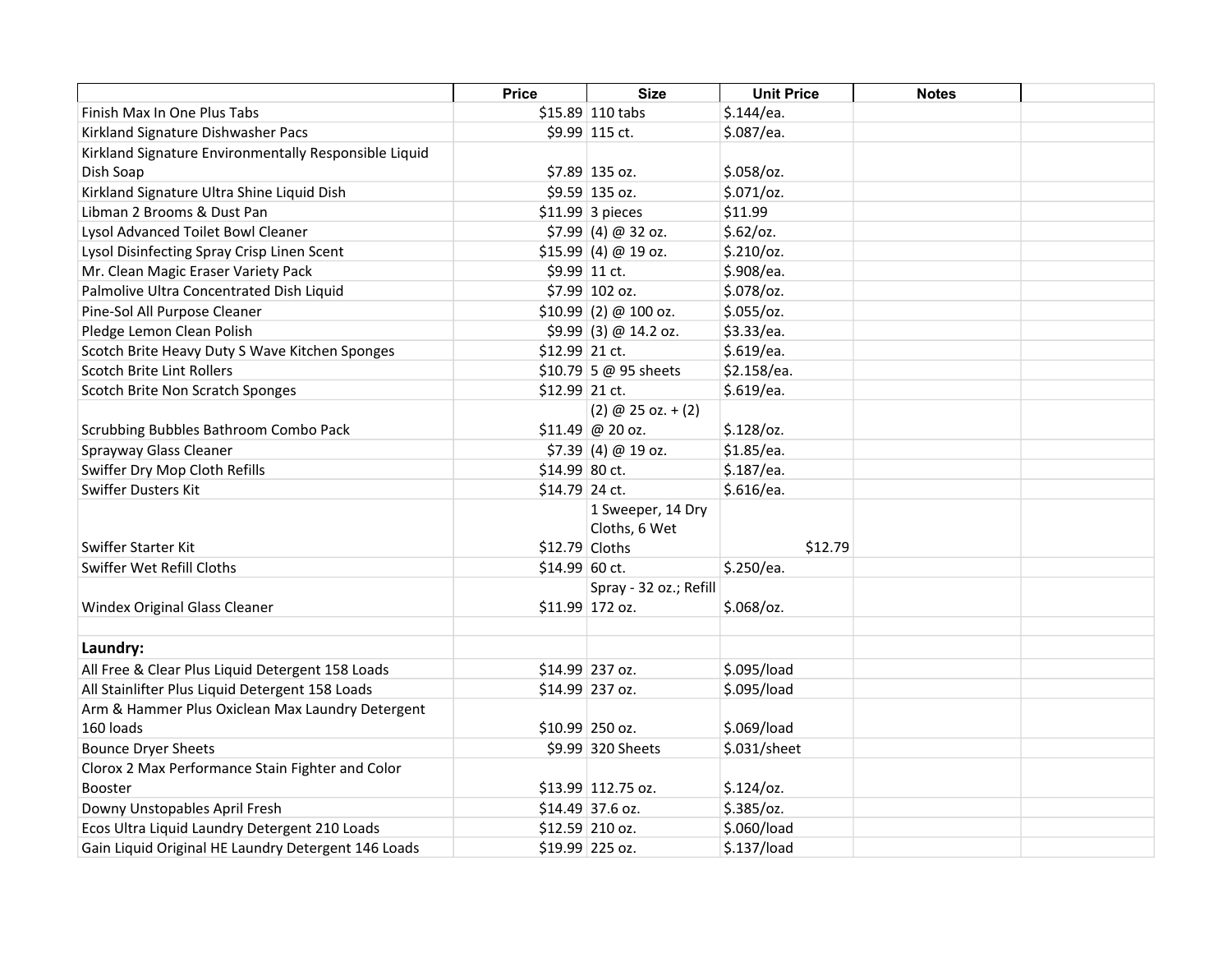| | Price | Size | Unit Price | Notes | |
|---|---|---|---|---|---|
| Finish Max In One Plus Tabs | $15.89 | 110 tabs | $.144/ea. | | |
| Kirkland Signature Dishwasher Pacs | $9.99 | 115 ct. | $.087/ea. | | |
| Kirkland Signature Environmentally Responsible Liquid Dish Soap | $7.89 | 135 oz. | $.058/oz. | | |
| Kirkland Signature Ultra Shine Liquid Dish | $9.59 | 135 oz. | $.071/oz. | | |
| Libman 2 Brooms & Dust Pan | $11.99 | 3 pieces | $11.99 | | |
| Lysol Advanced Toilet Bowl Cleaner | $7.99 | (4) @ 32 oz. | $.62/oz. | | |
| Lysol Disinfecting Spray Crisp Linen Scent | $15.99 | (4) @ 19 oz. | $.210/oz. | | |
| Mr. Clean Magic Eraser Variety Pack | $9.99 | 11 ct. | $.908/ea. | | |
| Palmolive Ultra Concentrated Dish Liquid | $7.99 | 102 oz. | $.078/oz. | | |
| Pine-Sol All Purpose Cleaner | $10.99 | (2) @ 100 oz. | $.055/oz. | | |
| Pledge Lemon Clean Polish | $9.99 | (3) @ 14.2 oz. | $3.33/ea. | | |
| Scotch Brite Heavy Duty S Wave Kitchen Sponges | $12.99 | 21 ct. | $.619/ea. | | |
| Scotch Brite Lint Rollers | $10.79 | 5 @ 95 sheets | $2.158/ea. | | |
| Scotch Brite Non Scratch Sponges | $12.99 | 21 ct. | $.619/ea. | | |
| Scrubbing Bubbles Bathroom Combo Pack | $11.49 | (2) @ 25 oz. + (2) @ 20 oz. | $.128/oz. | | |
| Sprayway Glass Cleaner | $7.39 | (4) @ 19 oz. | $1.85/ea. | | |
| Swiffer Dry Mop Cloth Refills | $14.99 | 80 ct. | $.187/ea. | | |
| Swiffer Dusters Kit | $14.79 | 24 ct. | $.616/ea. | | |
| Swiffer Starter Kit | $12.79 | 1 Sweeper, 14 Dry Cloths, 6 Wet Cloths | $12.79 | | |
| Swiffer Wet Refill Cloths | $14.99 | 60 ct. | $.250/ea. | | |
| Windex Original Glass Cleaner | $11.99 | Spray - 32 oz.; Refill 172 oz. | $.068/oz. | | |
| | | | | | |
| **Laundry:** | | | | | |
| All Free & Clear Plus Liquid Detergent 158 Loads | $14.99 | 237 oz. | $.095/load | | |
| All Stainlifter Plus Liquid Detergent 158 Loads | $14.99 | 237 oz. | $.095/load | | |
| Arm & Hammer Plus Oxiclean Max Laundry Detergent 160 loads | $10.99 | 250 oz. | $.069/load | | |
| Bounce Dryer Sheets | $9.99 | 320 Sheets | $.031/sheet | | |
| Clorox 2 Max Performance Stain Fighter and Color Booster | $13.99 | 112.75 oz. | $.124/oz. | | |
| Downy Unstopables April Fresh | $14.49 | 37.6 oz. | $.385/oz. | | |
| Ecos Ultra Liquid Laundry Detergent 210 Loads | $12.59 | 210 oz. | $.060/load | | |
| Gain Liquid Original HE Laundry Detergent 146 Loads | $19.99 | 225 oz. | $.137/load | | |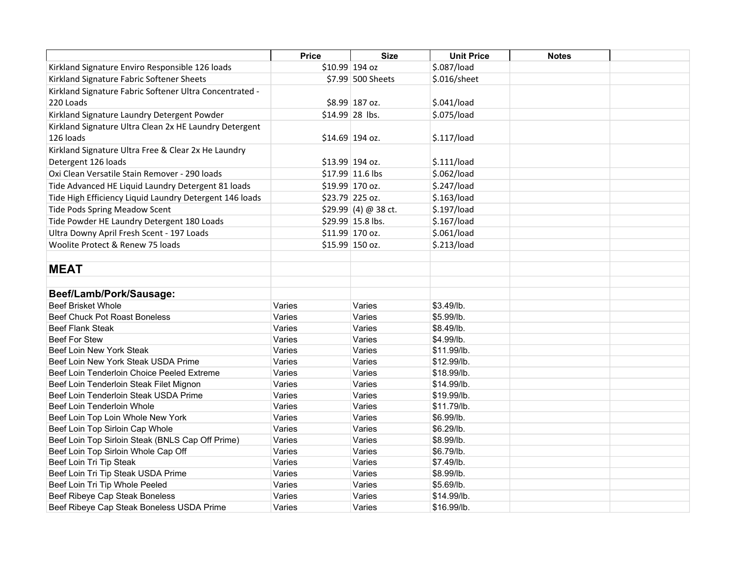| | Price | Size | Unit Price | Notes | |
|---|---|---|---|---|---|
| Kirkland Signature Enviro Responsible 126 loads | $10.99 | 194 oz | $.087/load | | |
| Kirkland Signature Fabric Softener Sheets | $7.99 | 500 Sheets | $.016/sheet | | |
| Kirkland Signature Fabric Softener Ultra Concentrated - 220 Loads | $8.99 | 187 oz. | $.041/load | | |
| Kirkland Signature Laundry Detergent Powder | $14.99 | 28 lbs. | $.075/load | | |
| Kirkland Signature Ultra Clean 2x HE Laundry Detergent 126 loads | $14.69 | 194 oz. | $.117/load | | |
| Kirkland Signature Ultra Free & Clear 2x He Laundry Detergent 126 loads | $13.99 | 194 oz. | $.111/load | | |
| Oxi Clean Versatile Stain Remover - 290 loads | $17.99 | 11.6 lbs | $.062/load | | |
| Tide Advanced HE Liquid Laundry Detergent 81 loads | $19.99 | 170 oz. | $.247/load | | |
| Tide High Efficiency Liquid Laundry Detergent 146 loads | $23.79 | 225 oz. | $.163/load | | |
| Tide Pods Spring Meadow Scent | $29.99 | (4) @ 38 ct. | $.197/load | | |
| Tide Powder HE Laundry Detergent 180 Loads | $29.99 | 15.8 lbs. | $.167/load | | |
| Ultra Downy April Fresh Scent - 197 Loads | $11.99 | 170 oz. | $.061/load | | |
| Woolite Protect & Renew 75 loads | $15.99 | 150 oz. | $.213/load | | |
| | | | | | |
| **MEAT** | | | | | |
| | | | | | |
| **Beef/Lamb/Pork/Sausage:** | | | | | |
| Beef Brisket Whole | Varies | Varies | $3.49/lb. | | |
| Beef Chuck Pot Roast Boneless | Varies | Varies | $5.99/lb. | | |
| Beef Flank Steak | Varies | Varies | $8.49/lb. | | |
| Beef For Stew | Varies | Varies | $4.99/lb. | | |
| Beef Loin New York Steak | Varies | Varies | $11.99/lb. | | |
| Beef Loin New York Steak USDA Prime | Varies | Varies | $12.99/lb. | | |
| Beef Loin Tenderloin Choice Peeled Extreme | Varies | Varies | $18.99/lb. | | |
| Beef Loin Tenderloin Steak Filet Mignon | Varies | Varies | $14.99/lb. | | |
| Beef Loin Tenderloin Steak USDA Prime | Varies | Varies | $19.99/lb. | | |
| Beef Loin Tenderloin Whole | Varies | Varies | $11.79/lb. | | |
| Beef Loin Top Loin Whole New York | Varies | Varies | $6.99/lb. | | |
| Beef Loin Top Sirloin Cap Whole | Varies | Varies | $6.29/lb. | | |
| Beef Loin Top Sirloin Steak (BNLS Cap Off Prime) | Varies | Varies | $8.99/lb. | | |
| Beef Loin Top Sirloin Whole Cap Off | Varies | Varies | $6.79/lb. | | |
| Beef Loin Tri Tip Steak | Varies | Varies | $7.49/lb. | | |
| Beef Loin Tri Tip Steak USDA Prime | Varies | Varies | $8.99/lb. | | |
| Beef Loin Tri Tip Whole Peeled | Varies | Varies | $5.69/lb. | | |
| Beef Ribeye Cap Steak Boneless | Varies | Varies | $14.99/lb. | | |
| Beef Ribeye Cap Steak Boneless USDA Prime | Varies | Varies | $16.99/lb. | | |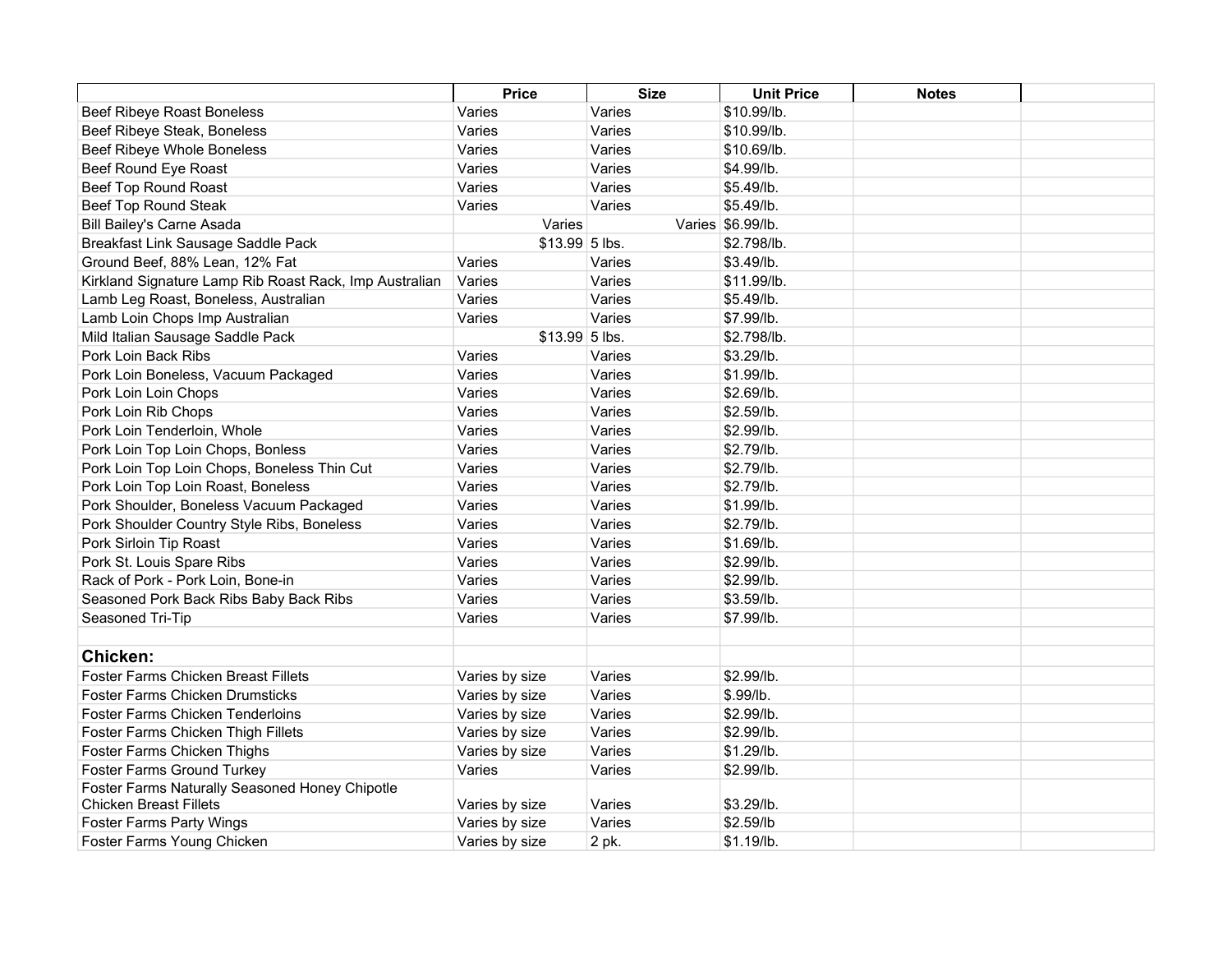| | Price | Size | Unit Price | Notes | |
|---|---|---|---|---|---|
| Beef Ribeye Roast Boneless | Varies | Varies | $10.99/lb. | | |
| Beef Ribeye Steak, Boneless | Varies | Varies | $10.99/lb. | | |
| Beef Ribeye Whole Boneless | Varies | Varies | $10.69/lb. | | |
| Beef Round Eye Roast | Varies | Varies | $4.99/lb. | | |
| Beef Top Round Roast | Varies | Varies | $5.49/lb. | | |
| Beef Top Round Steak | Varies | Varies | $5.49/lb. | | |
| Bill Bailey's Carne Asada | Varies | Varies | $6.99/lb. | | |
| Breakfast Link Sausage Saddle Pack | $13.99 | 5 lbs. | $2.798/lb. | | |
| Ground Beef, 88% Lean, 12% Fat | Varies | Varies | $3.49/lb. | | |
| Kirkland Signature Lamp Rib Roast Rack, Imp Australian | Varies | Varies | $11.99/lb. | | |
| Lamb Leg Roast, Boneless, Australian | Varies | Varies | $5.49/lb. | | |
| Lamb Loin Chops Imp Australian | Varies | Varies | $7.99/lb. | | |
| Mild Italian Sausage Saddle Pack | $13.99 | 5 lbs. | $2.798/lb. | | |
| Pork Loin Back Ribs | Varies | Varies | $3.29/lb. | | |
| Pork Loin Boneless, Vacuum Packaged | Varies | Varies | $1.99/lb. | | |
| Pork Loin Loin Chops | Varies | Varies | $2.69/lb. | | |
| Pork Loin Rib Chops | Varies | Varies | $2.59/lb. | | |
| Pork Loin Tenderloin, Whole | Varies | Varies | $2.99/lb. | | |
| Pork Loin Top Loin Chops, Bonless | Varies | Varies | $2.79/lb. | | |
| Pork Loin Top Loin Chops, Boneless Thin Cut | Varies | Varies | $2.79/lb. | | |
| Pork Loin Top Loin Roast, Boneless | Varies | Varies | $2.79/lb. | | |
| Pork Shoulder, Boneless Vacuum Packaged | Varies | Varies | $1.99/lb. | | |
| Pork Shoulder Country Style Ribs, Boneless | Varies | Varies | $2.79/lb. | | |
| Pork Sirloin Tip Roast | Varies | Varies | $1.69/lb. | | |
| Pork St. Louis Spare Ribs | Varies | Varies | $2.99/lb. | | |
| Rack of Pork - Pork Loin, Bone-in | Varies | Varies | $2.99/lb. | | |
| Seasoned Pork Back Ribs Baby Back Ribs | Varies | Varies | $3.59/lb. | | |
| Seasoned Tri-Tip | Varies | Varies | $7.99/lb. | | |
| | | | | | |
| **Chicken:** | | | | | |
| Foster Farms Chicken Breast Fillets | Varies by size | Varies | $2.99/lb. | | |
| Foster Farms Chicken Drumsticks | Varies by size | Varies | $.99/lb. | | |
| Foster Farms Chicken Tenderloins | Varies by size | Varies | $2.99/lb. | | |
| Foster Farms Chicken Thigh Fillets | Varies by size | Varies | $2.99/lb. | | |
| Foster Farms Chicken Thighs | Varies by size | Varies | $1.29/lb. | | |
| Foster Farms Ground Turkey | Varies | Varies | $2.99/lb. | | |
| Foster Farms Naturally Seasoned Honey Chipotle Chicken Breast Fillets | Varies by size | Varies | $3.29/lb. | | |
| Foster Farms Party Wings | Varies by size | Varies | $2.59/lb | | |
| Foster Farms Young Chicken | Varies by size | 2 pk. | $1.19/lb. | | |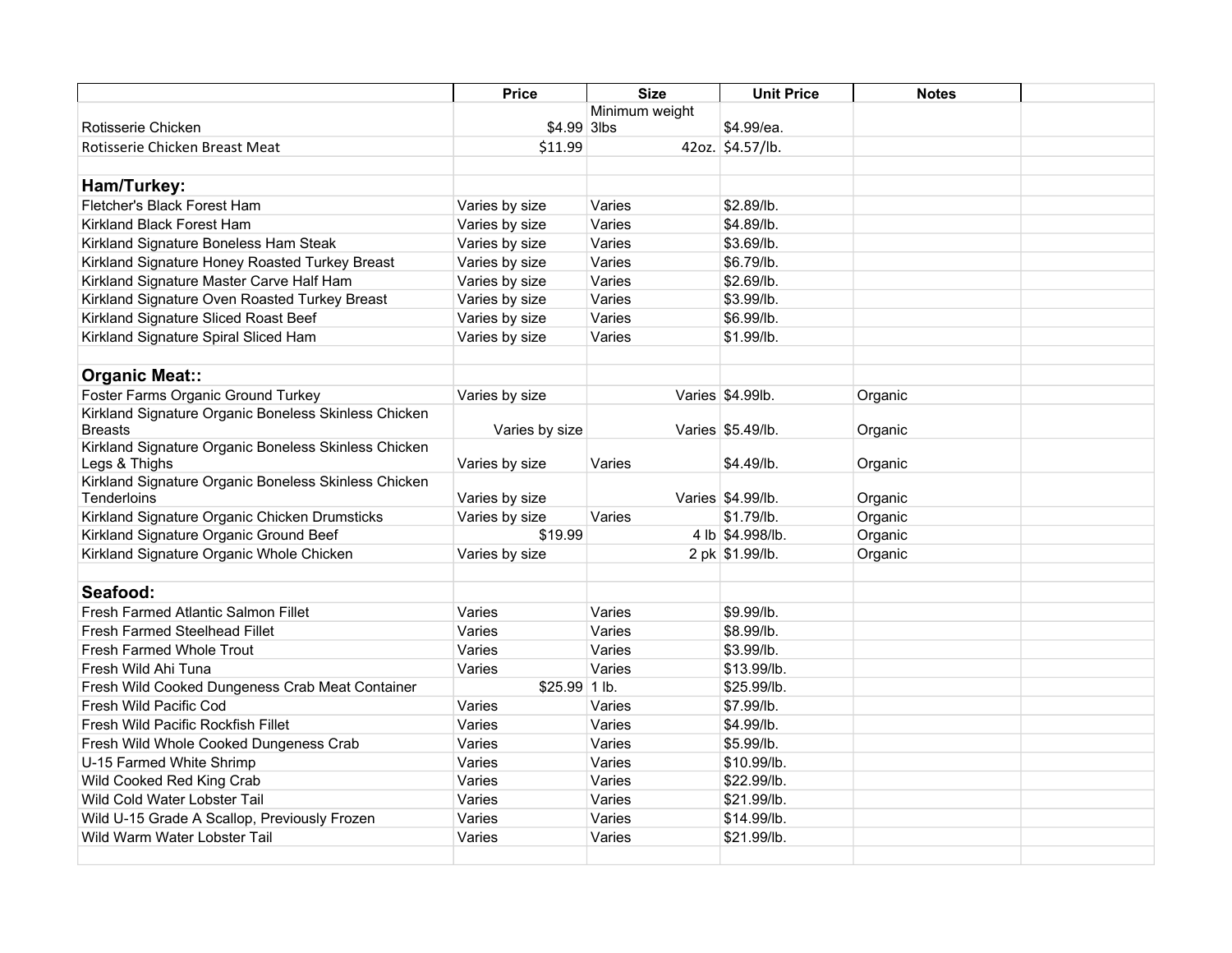| | Price | Size | Unit Price | Notes | |
|---|---|---|---|---|---|
| Rotisserie Chicken | $4.99 | Minimum weight 3lbs | $4.99/ea. | | |
| Rotisserie Chicken Breast Meat | $11.99 | 42oz. | $4.57/lb. | | |
| | | | | | |
| **Ham/Turkey:** | | | | | |
| Fletcher's Black Forest Ham | Varies by size | Varies | $2.89/lb. | | |
| Kirkland Black Forest Ham | Varies by size | Varies | $4.89/lb. | | |
| Kirkland Signature Boneless Ham Steak | Varies by size | Varies | $3.69/lb. | | |
| Kirkland Signature Honey Roasted Turkey Breast | Varies by size | Varies | $6.79/lb. | | |
| Kirkland Signature Master Carve Half Ham | Varies by size | Varies | $2.69/lb. | | |
| Kirkland Signature Oven Roasted Turkey Breast | Varies by size | Varies | $3.99/lb. | | |
| Kirkland Signature Sliced Roast Beef | Varies by size | Varies | $6.99/lb. | | |
| Kirkland Signature Spiral Sliced Ham | Varies by size | Varies | $1.99/lb. | | |
| | | | | | |
| **Organic Meat::** | | | | | |
| Foster Farms Organic Ground Turkey | Varies by size | Varies | $4.99lb. | Organic | |
| Kirkland Signature Organic Boneless Skinless Chicken Breasts | Varies by size | Varies | $5.49/lb. | Organic | |
| Kirkland Signature Organic Boneless Skinless Chicken Legs & Thighs | Varies by size | Varies | $4.49/lb. | Organic | |
| Kirkland Signature Organic Boneless Skinless Chicken Tenderloins | Varies by size | Varies | $4.99/lb. | Organic | |
| Kirkland Signature Organic Chicken Drumsticks | Varies by size | Varies | $1.79/lb. | Organic | |
| Kirkland Signature Organic Ground Beef | $19.99 | 4 lb | $4.998/lb. | Organic | |
| Kirkland Signature Organic Whole Chicken | Varies by size | 2 pk | $1.99/lb. | Organic | |
| | | | | | |
| **Seafood:** | | | | | |
| Fresh Farmed Atlantic Salmon Fillet | Varies | Varies | $9.99/lb. | | |
| Fresh Farmed Steelhead Fillet | Varies | Varies | $8.99/lb. | | |
| Fresh Farmed Whole Trout | Varies | Varies | $3.99/lb. | | |
| Fresh Wild Ahi Tuna | Varies | Varies | $13.99/lb. | | |
| Fresh Wild Cooked Dungeness Crab Meat Container | $25.99 | 1 lb. | $25.99/lb. | | |
| Fresh Wild Pacific Cod | Varies | Varies | $7.99/lb. | | |
| Fresh Wild Pacific Rockfish Fillet | Varies | Varies | $4.99/lb. | | |
| Fresh Wild Whole Cooked Dungeness Crab | Varies | Varies | $5.99/lb. | | |
| U-15 Farmed White Shrimp | Varies | Varies | $10.99/lb. | | |
| Wild Cooked Red King Crab | Varies | Varies | $22.99/lb. | | |
| Wild Cold Water Lobster Tail | Varies | Varies | $21.99/lb. | | |
| Wild U-15 Grade A Scallop, Previously Frozen | Varies | Varies | $14.99/lb. | | |
| Wild Warm Water Lobster Tail | Varies | Varies | $21.99/lb. | | |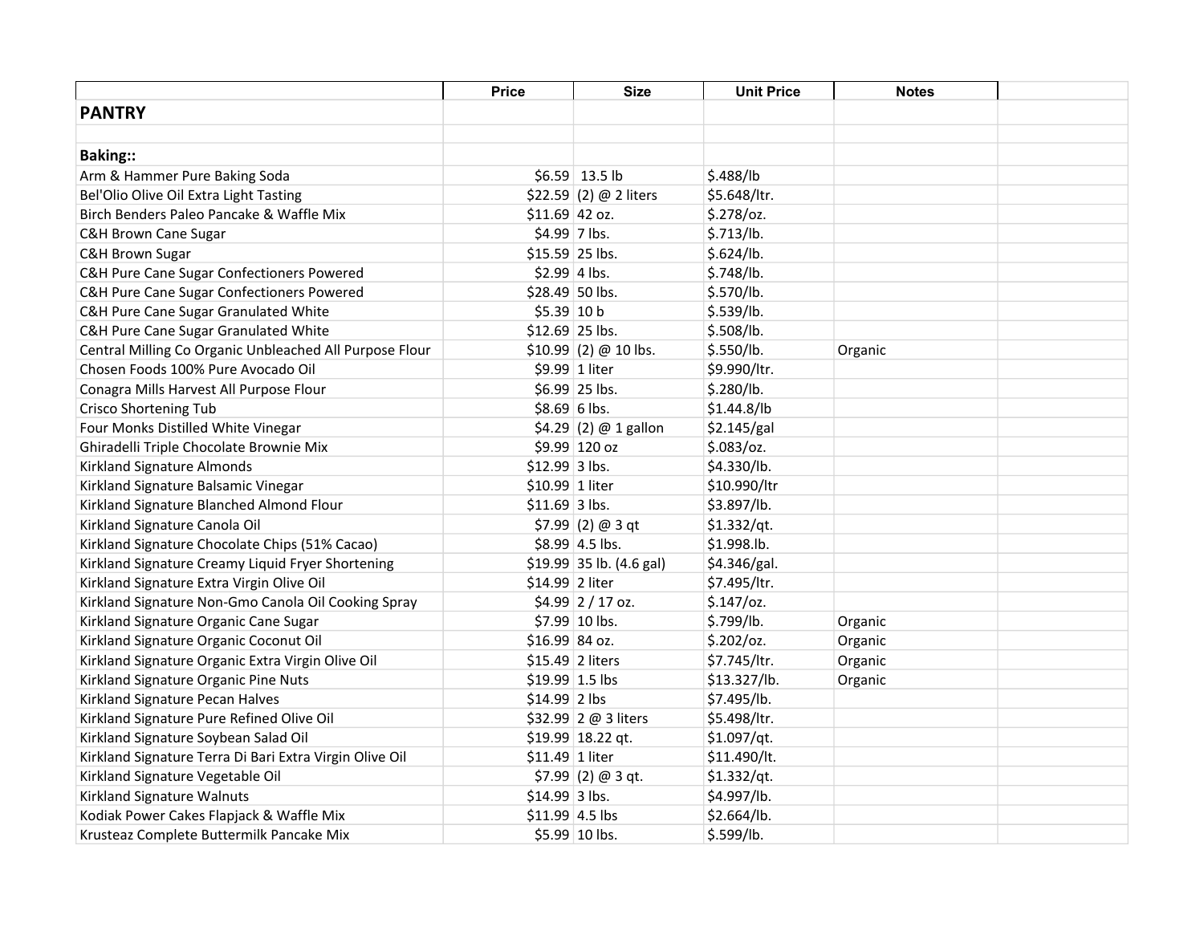| | Price | Size | Unit Price | Notes | |
|---|---|---|---|---|---|
| **PANTRY** | | | | | |
| | | | | | |
| **Baking::** | | | | | |
| Arm & Hammer Pure Baking Soda | $6.59 | 13.5 lb | $.488/lb | | |
| Bel'Olio Olive Oil Extra Light Tasting | $22.59 | (2) @ 2 liters | $5.648/ltr. | | |
| Birch Benders Paleo Pancake & Waffle Mix | $11.69 | 42 oz. | $.278/oz. | | |
| C&H Brown Cane Sugar | $4.99 | 7 lbs. | $.713/lb. | | |
| C&H Brown Sugar | $15.59 | 25 lbs. | $.624/lb. | | |
| C&H Pure Cane Sugar Confectioners Powered | $2.99 | 4 lbs. | $.748/lb. | | |
| C&H Pure Cane Sugar Confectioners Powered | $28.49 | 50 lbs. | $.570/lb. | | |
| C&H Pure Cane Sugar Granulated White | $5.39 | 10 b | $.539/lb. | | |
| C&H Pure Cane Sugar Granulated White | $12.69 | 25 lbs. | $.508/lb. | | |
| Central Milling Co Organic Unbleached All Purpose Flour | $10.99 | (2) @ 10 lbs. | $.550/lb. | Organic | |
| Chosen Foods 100% Pure Avocado Oil | $9.99 | 1 liter | $9.990/ltr. | | |
| Conagra Mills Harvest All Purpose Flour | $6.99 | 25 lbs. | $.280/lb. | | |
| Crisco Shortening Tub | $8.69 | 6 lbs. | $1.44.8/lb | | |
| Four Monks Distilled White Vinegar | $4.29 | (2) @ 1 gallon | $2.145/gal | | |
| Ghiradelli Triple Chocolate Brownie Mix | $9.99 | 120 oz | $.083/oz. | | |
| Kirkland Signature Almonds | $12.99 | 3 lbs. | $4.330/lb. | | |
| Kirkland Signature Balsamic Vinegar | $10.99 | 1 liter | $10.990/ltr | | |
| Kirkland Signature Blanched Almond Flour | $11.69 | 3 lbs. | $3.897/lb. | | |
| Kirkland Signature Canola Oil | $7.99 | (2) @ 3 qt | $1.332/qt. | | |
| Kirkland Signature Chocolate Chips (51% Cacao) | $8.99 | 4.5 lbs. | $1.998.lb. | | |
| Kirkland Signature Creamy Liquid Fryer Shortening | $19.99 | 35 lb. (4.6 gal) | $4.346/gal. | | |
| Kirkland Signature Extra Virgin Olive Oil | $14.99 | 2 liter | $7.495/ltr. | | |
| Kirkland Signature Non-Gmo Canola Oil Cooking Spray | $4.99 | 2 / 17 oz. | $.147/oz. | | |
| Kirkland Signature Organic Cane Sugar | $7.99 | 10 lbs. | $.799/lb. | Organic | |
| Kirkland Signature Organic Coconut Oil | $16.99 | 84 oz. | $.202/oz. | Organic | |
| Kirkland Signature Organic Extra Virgin Olive Oil | $15.49 | 2 liters | $7.745/ltr. | Organic | |
| Kirkland Signature Organic Pine Nuts | $19.99 | 1.5 lbs | $13.327/lb. | Organic | |
| Kirkland Signature Pecan Halves | $14.99 | 2 lbs | $7.495/lb. | | |
| Kirkland Signature Pure Refined Olive Oil | $32.99 | 2 @ 3 liters | $5.498/ltr. | | |
| Kirkland Signature Soybean Salad Oil | $19.99 | 18.22 qt. | $1.097/qt. | | |
| Kirkland Signature Terra Di Bari Extra Virgin Olive Oil | $11.49 | 1 liter | $11.490/lt. | | |
| Kirkland Signature Vegetable Oil | $7.99 | (2) @ 3 qt. | $1.332/qt. | | |
| Kirkland Signature Walnuts | $14.99 | 3 lbs. | $4.997/lb. | | |
| Kodiak Power Cakes Flapjack & Waffle Mix | $11.99 | 4.5 lbs | $2.664/lb. | | |
| Krusteaz Complete Buttermilk Pancake Mix | $5.99 | 10 lbs. | $.599/lb. | | |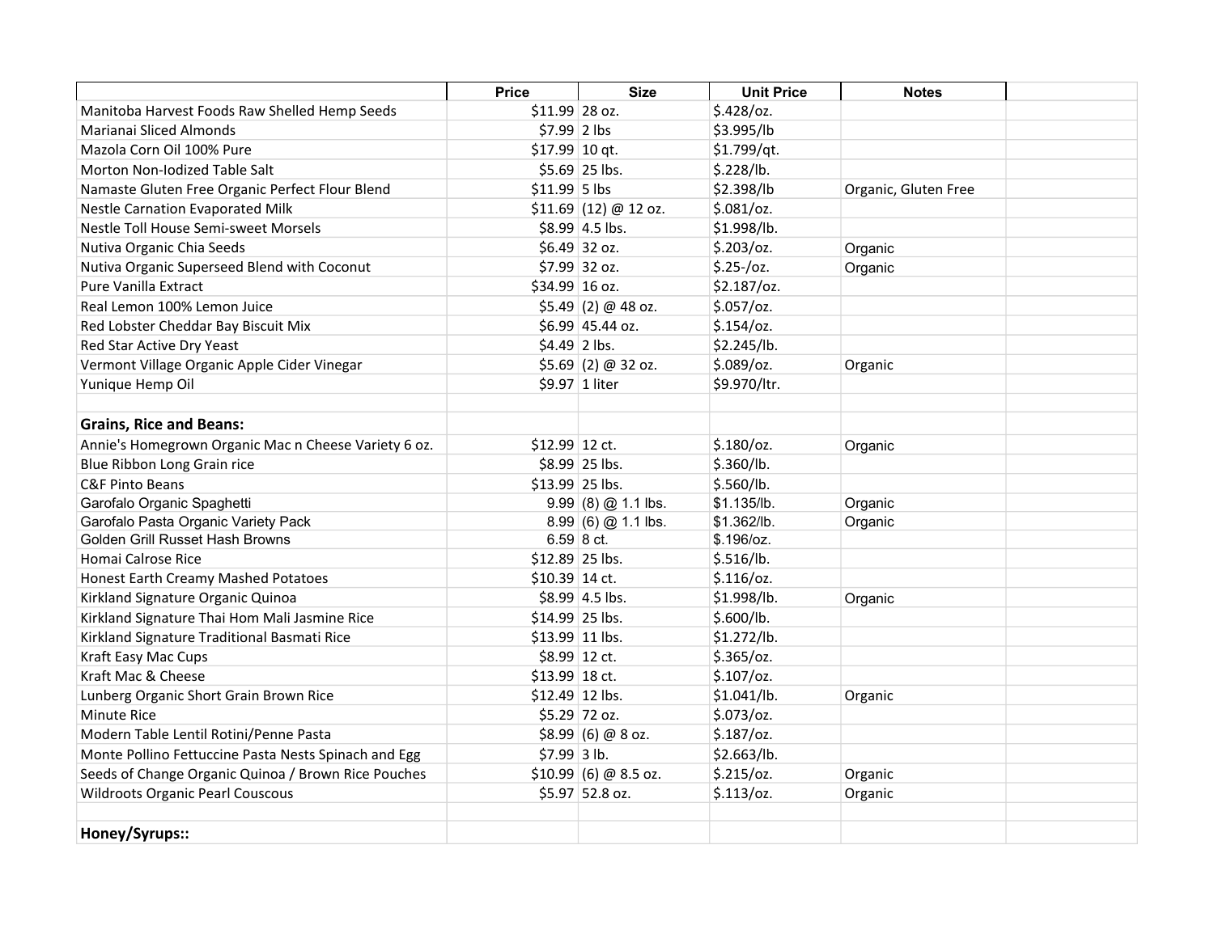| | Price | Size | Unit Price | Notes | |
|---|---|---|---|---|---|
| Manitoba Harvest Foods Raw Shelled Hemp Seeds | $11.99 | 28 oz. | $.428/oz. | | |
| Marianai Sliced Almonds | $7.99 | 2 lbs | $3.995/lb | | |
| Mazola Corn Oil 100% Pure | $17.99 | 10 qt. | $1.799/qt. | | |
| Morton Non-Iodized Table Salt | $5.69 | 25 lbs. | $.228/lb. | | |
| Namaste Gluten Free Organic Perfect Flour Blend | $11.99 | 5 lbs | $2.398/lb | Organic, Gluten Free | |
| Nestle Carnation Evaporated Milk | $11.69 | (12) @ 12 oz. | $.081/oz. | | |
| Nestle Toll House Semi-sweet Morsels | $8.99 | 4.5 lbs. | $1.998/lb. | | |
| Nutiva Organic Chia Seeds | $6.49 | 32 oz. | $.203/oz. | Organic | |
| Nutiva Organic Superseed Blend with Coconut | $7.99 | 32 oz. | $.25-/oz. | Organic | |
| Pure Vanilla Extract | $34.99 | 16 oz. | $2.187/oz. | | |
| Real Lemon 100% Lemon Juice | $5.49 | (2) @ 48 oz. | $.057/oz. | | |
| Red Lobster Cheddar Bay Biscuit Mix | $6.99 | 45.44 oz. | $.154/oz. | | |
| Red Star Active Dry Yeast | $4.49 | 2 lbs. | $2.245/lb. | | |
| Vermont Village Organic Apple Cider Vinegar | $5.69 | (2) @ 32 oz. | $.089/oz. | Organic | |
| Yunique Hemp Oil | $9.97 | 1 liter | $9.970/ltr. | | |
| | | | | | |
| **Grains, Rice and Beans:** | | | | | |
| Annie's Homegrown Organic Mac n Cheese Variety 6 oz. | $12.99 | 12 ct. | $.180/oz. | Organic | |
| Blue Ribbon Long Grain rice | $8.99 | 25 lbs. | $.360/lb. | | |
| C&F Pinto Beans | $13.99 | 25 lbs. | $.560/lb. | | |
| Garofalo Organic Spaghetti | 9.99 | (8) @ 1.1 lbs. | $1.135/lb. | Organic | |
| Garofalo Pasta Organic Variety Pack | 8.99 | (6) @ 1.1 lbs. | $1.362/lb. | Organic | |
| Golden Grill Russet Hash Browns | 6.59 | 8 ct. | $.196/oz. | | |
| Homai Calrose Rice | $12.89 | 25 lbs. | $.516/lb. | | |
| Honest Earth Creamy Mashed Potatoes | $10.39 | 14 ct. | $.116/oz. | | |
| Kirkland Signature Organic Quinoa | $8.99 | 4.5 lbs. | $1.998/lb. | Organic | |
| Kirkland Signature Thai Hom Mali Jasmine Rice | $14.99 | 25 lbs. | $.600/lb. | | |
| Kirkland Signature Traditional Basmati Rice | $13.99 | 11 lbs. | $1.272/lb. | | |
| Kraft Easy Mac Cups | $8.99 | 12 ct. | $.365/oz. | | |
| Kraft Mac & Cheese | $13.99 | 18 ct. | $.107/oz. | | |
| Lunberg Organic Short Grain Brown Rice | $12.49 | 12 lbs. | $1.041/lb. | Organic | |
| Minute Rice | $5.29 | 72 oz. | $.073/oz. | | |
| Modern Table Lentil Rotini/Penne Pasta | $8.99 | (6) @ 8 oz. | $.187/oz. | | |
| Monte Pollino Fettuccine Pasta Nests Spinach and Egg | $7.99 | 3 lb. | $2.663/lb. | | |
| Seeds of Change Organic Quinoa / Brown Rice Pouches | $10.99 | (6) @ 8.5 oz. | $.215/oz. | Organic | |
| Wildroots Organic Pearl Couscous | $5.97 | 52.8 oz. | $.113/oz. | Organic | |
| | | | | | |
| **Honey/Syrups::** | | | | | |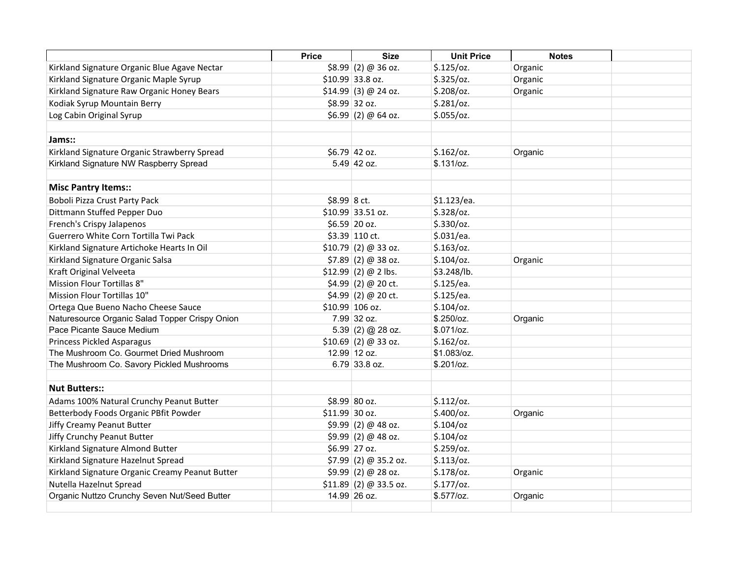| | Price | Size | Unit Price | Notes | |
|---|---|---|---|---|---|
| Kirkland Signature Organic Blue Agave Nectar | $8.99 | (2) @ 36 oz. | $.125/oz. | Organic | |
| Kirkland Signature Organic Maple Syrup | $10.99 | 33.8 oz. | $.325/oz. | Organic | |
| Kirkland Signature Raw Organic Honey Bears | $14.99 | (3) @ 24 oz. | $.208/oz. | Organic | |
| Kodiak Syrup Mountain Berry | $8.99 | 32 oz. | $.281/oz. | | |
| Log Cabin Original Syrup | $6.99 | (2) @ 64 oz. | $.055/oz. | | |
| | | | | | |
| **Jams::** | | | | | |
| Kirkland Signature Organic Strawberry Spread | $6.79 | 42 oz. | $.162/oz. | Organic | |
| Kirkland Signature NW Raspberry Spread | 5.49 | 42 oz. | $.131/oz. | | |
| | | | | | |
| **Misc Pantry Items::** | | | | | |
| Boboli Pizza Crust Party Pack | $8.99 | 8 ct. | $1.123/ea. | | |
| Dittmann Stuffed Pepper Duo | $10.99 | 33.51 oz. | $.328/oz. | | |
| French's Crispy Jalapenos | $6.59 | 20 oz. | $.330/oz. | | |
| Guerrero White Corn Tortilla Twi Pack | $3.39 | 110 ct. | $.031/ea. | | |
| Kirkland Signature Artichoke Hearts In Oil | $10.79 | (2) @ 33 oz. | $.163/oz. | | |
| Kirkland Signature Organic Salsa | $7.89 | (2) @ 38 oz. | $.104/oz. | Organic | |
| Kraft Original Velveeta | $12.99 | (2) @ 2 lbs. | $3.248/lb. | | |
| Mission Flour Tortillas 8" | $4.99 | (2) @ 20 ct. | $.125/ea. | | |
| Mission Flour Tortillas 10" | $4.99 | (2) @ 20 ct. | $.125/ea. | | |
| Ortega Que Bueno Nacho Cheese Sauce | $10.99 | 106 oz. | $.104/oz. | | |
| Naturesource Organic Salad Topper Crispy Onion | 7.99 | 32 oz. | $.250/oz. | Organic | |
| Pace Picante Sauce Medium | 5.39 | (2) @ 28 oz. | $.071/oz. | | |
| Princess Pickled Asparagus | $10.69 | (2) @ 33 oz. | $.162/oz. | | |
| The Mushroom Co. Gourmet Dried Mushroom | 12.99 | 12 oz. | $1.083/oz. | | |
| The Mushroom Co. Savory Pickled Mushrooms | 6.79 | 33.8 oz. | $.201/oz. | | |
| | | | | | |
| **Nut Butters::** | | | | | |
| Adams 100% Natural Crunchy Peanut Butter | $8.99 | 80 oz. | $.112/oz. | | |
| Betterbody Foods Organic PBfit Powder | $11.99 | 30 oz. | $.400/oz. | Organic | |
| Jiffy Creamy Peanut Butter | $9.99 | (2) @ 48 oz. | $.104/oz | | |
| Jiffy Crunchy Peanut Butter | $9.99 | (2) @ 48 oz. | $.104/oz | | |
| Kirkland Signature Almond Butter | $6.99 | 27 oz. | $.259/oz. | | |
| Kirkland Signature Hazelnut Spread | $7.99 | (2) @ 35.2 oz. | $.113/oz. | | |
| Kirkland Signature Organic Creamy Peanut Butter | $9.99 | (2) @ 28 oz. | $.178/oz. | Organic | |
| Nutella Hazelnut Spread | $11.89 | (2) @ 33.5 oz. | $.177/oz. | | |
| Organic Nuttzo Crunchy Seven Nut/Seed Butter | 14.99 | 26 oz. | $.577/oz. | Organic | |
| | | | | | |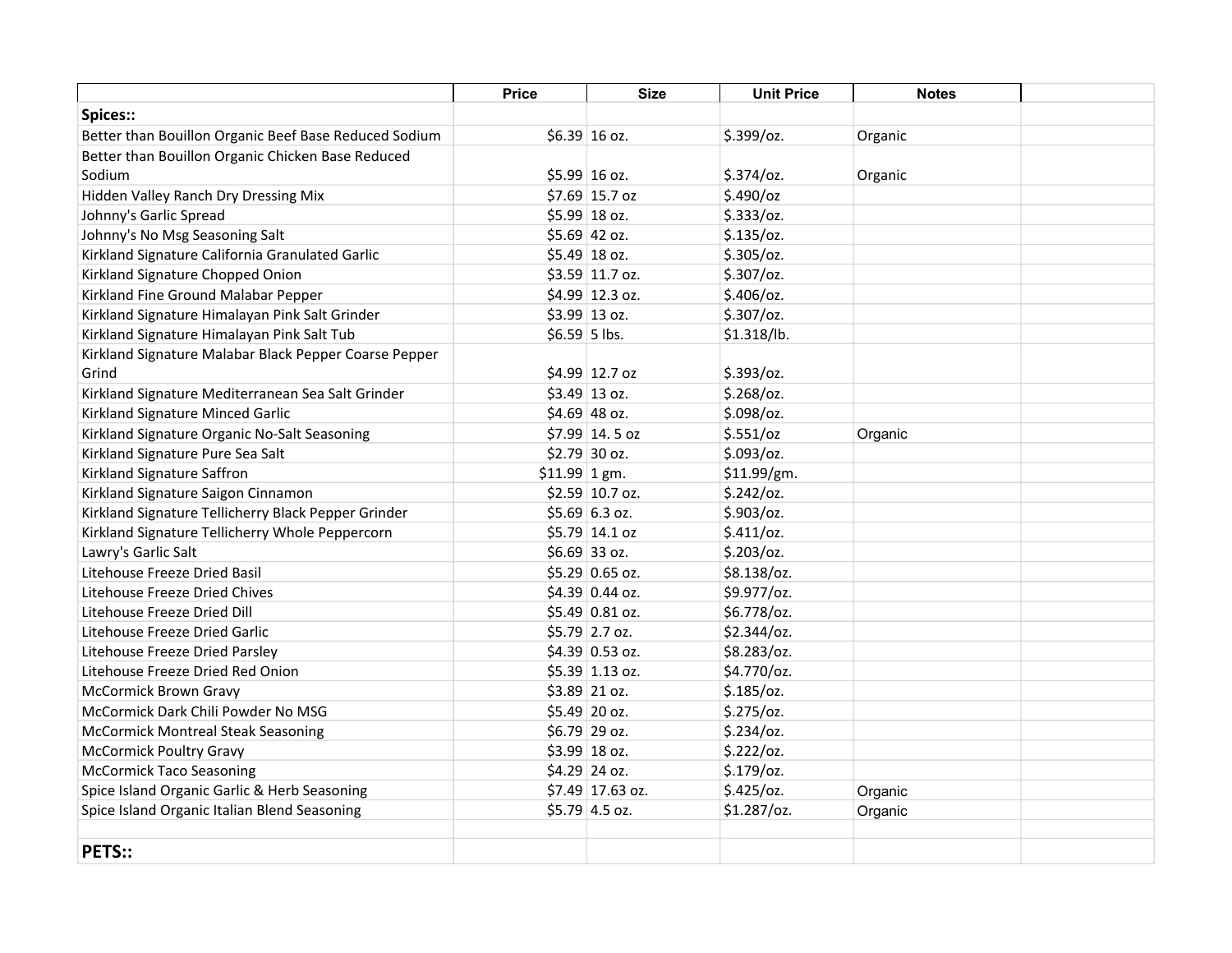| | Price | Size | Unit Price | Notes | |
|---|---|---|---|---|---|
| **Spices::** | | | | | |
| Better than Bouillon Organic Beef Base Reduced Sodium | $6.39 | 16 oz. | $.399/oz. | Organic | |
| Better than Bouillon Organic Chicken Base Reduced Sodium | $5.99 | 16 oz. | $.374/oz. | Organic | |
| Hidden Valley Ranch Dry Dressing Mix | $7.69 | 15.7 oz | $.490/oz | | |
| Johnny's Garlic Spread | $5.99 | 18 oz. | $.333/oz. | | |
| Johnny's No Msg Seasoning Salt | $5.69 | 42 oz. | $.135/oz. | | |
| Kirkland Signature California Granulated Garlic | $5.49 | 18 oz. | $.305/oz. | | |
| Kirkland Signature Chopped Onion | $3.59 | 11.7 oz. | $.307/oz. | | |
| Kirkland Fine Ground Malabar Pepper | $4.99 | 12.3 oz. | $.406/oz. | | |
| Kirkland Signature Himalayan Pink Salt Grinder | $3.99 | 13 oz. | $.307/oz. | | |
| Kirkland Signature Himalayan Pink Salt Tub | $6.59 | 5 lbs. | $1.318/lb. | | |
| Kirkland Signature Malabar Black Pepper Coarse Pepper Grind | $4.99 | 12.7 oz | $.393/oz. | | |
| Kirkland Signature Mediterranean Sea Salt Grinder | $3.49 | 13 oz. | $.268/oz. | | |
| Kirkland Signature Minced Garlic | $4.69 | 48 oz. | $.098/oz. | | |
| Kirkland Signature Organic No-Salt Seasoning | $7.99 | 14. 5 oz | $.551/oz | Organic | |
| Kirkland Signature Pure Sea Salt | $2.79 | 30 oz. | $.093/oz. | | |
| Kirkland Signature Saffron | $11.99 | 1 gm. | $11.99/gm. | | |
| Kirkland Signature Saigon Cinnamon | $2.59 | 10.7 oz. | $.242/oz. | | |
| Kirkland Signature Tellicherry Black Pepper Grinder | $5.69 | 6.3 oz. | $.903/oz. | | |
| Kirkland Signature Tellicherry Whole Peppercorn | $5.79 | 14.1 oz | $.411/oz. | | |
| Lawry's Garlic Salt | $6.69 | 33 oz. | $.203/oz. | | |
| Litehouse Freeze Dried Basil | $5.29 | 0.65 oz. | $8.138/oz. | | |
| Litehouse Freeze Dried Chives | $4.39 | 0.44 oz. | $9.977/oz. | | |
| Litehouse Freeze Dried Dill | $5.49 | 0.81 oz. | $6.778/oz. | | |
| Litehouse Freeze Dried Garlic | $5.79 | 2.7 oz. | $2.344/oz. | | |
| Litehouse Freeze Dried Parsley | $4.39 | 0.53 oz. | $8.283/oz. | | |
| Litehouse Freeze Dried Red Onion | $5.39 | 1.13 oz. | $4.770/oz. | | |
| McCormick Brown Gravy | $3.89 | 21 oz. | $.185/oz. | | |
| McCormick Dark Chili Powder No MSG | $5.49 | 20 oz. | $.275/oz. | | |
| McCormick Montreal Steak Seasoning | $6.79 | 29 oz. | $.234/oz. | | |
| McCormick Poultry Gravy | $3.99 | 18 oz. | $.222/oz. | | |
| McCormick Taco Seasoning | $4.29 | 24 oz. | $.179/oz. | | |
| Spice Island Organic Garlic & Herb Seasoning | $7.49 | 17.63 oz. | $.425/oz. | Organic | |
| Spice Island Organic Italian Blend Seasoning | $5.79 | 4.5 oz. | $1.287/oz. | Organic | |
| | | | | | |
| **PETS::** | | | | | |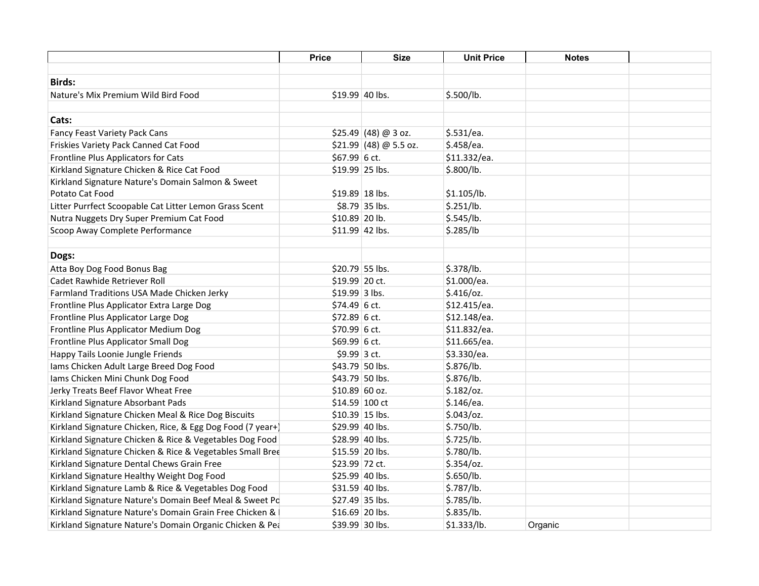| | Price | Size | Unit Price | Notes | |
|---|---|---|---|---|---|
| | | | | | |
| **Birds:** | | | | | |
| Nature's Mix Premium Wild Bird Food | $19.99 | 40 lbs. | $.500/lb. | | |
| | | | | | |
| **Cats:** | | | | | |
| Fancy Feast Variety Pack Cans | $25.49 | (48) @ 3 oz. | $.531/ea. | | |
| Friskies Variety Pack Canned Cat Food | $21.99 | (48) @ 5.5 oz. | $.458/ea. | | |
| Frontline Plus Applicators for Cats | $67.99 | 6 ct. | $11.332/ea. | | |
| Kirkland Signature Chicken & Rice Cat Food | $19.99 | 25 lbs. | $.800/lb. | | |
| Kirkland Signature Nature's Domain Salmon & Sweet Potato Cat Food | $19.89 | 18 lbs. | $1.105/lb. | | |
| Litter Purrfect Scoopable Cat Litter Lemon Grass Scent | $8.79 | 35 lbs. | $.251/lb. | | |
| Nutra Nuggets Dry Super Premium Cat Food | $10.89 | 20 lb. | $.545/lb. | | |
| Scoop Away Complete Performance | $11.99 | 42 lbs. | $.285/lb | | |
| | | | | | |
| **Dogs:** | | | | | |
| Atta Boy Dog Food Bonus Bag | $20.79 | 55 lbs. | $.378/lb. | | |
| Cadet Rawhide Retriever Roll | $19.99 | 20 ct. | $1.000/ea. | | |
| Farmland Traditions USA Made Chicken Jerky | $19.99 | 3 lbs. | $.416/oz. | | |
| Frontline Plus Applicator Extra Large Dog | $74.49 | 6 ct. | $12.415/ea. | | |
| Frontline Plus Applicator Large Dog | $72.89 | 6 ct. | $12.148/ea. | | |
| Frontline Plus Applicator Medium Dog | $70.99 | 6 ct. | $11.832/ea. | | |
| Frontline Plus Applicator Small Dog | $69.99 | 6 ct. | $11.665/ea. | | |
| Happy Tails Loonie Jungle Friends | $9.99 | 3 ct. | $3.330/ea. | | |
| Iams Chicken Adult Large Breed Dog Food | $43.79 | 50 lbs. | $.876/lb. | | |
| Iams Chicken Mini Chunk Dog Food | $43.79 | 50 lbs. | $.876/lb. | | |
| Jerky Treats Beef Flavor Wheat Free | $10.89 | 60 oz. | $.182/oz. | | |
| Kirkland Signature Absorbant Pads | $14.59 | 100 ct | $.146/ea. | | |
| Kirkland Signature Chicken Meal & Rice Dog Biscuits | $10.39 | 15 lbs. | $.043/oz. | | |
| Kirkland Signature Chicken, Rice, & Egg Dog Food (7 year+) | $29.99 | 40 lbs. | $.750/lb. | | |
| Kirkland Signature Chicken & Rice & Vegetables Dog Food | $28.99 | 40 lbs. | $.725/lb. | | |
| Kirkland Signature Chicken & Rice & Vegetables Small Bree | $15.59 | 20 lbs. | $.780/lb. | | |
| Kirkland Signature Dental Chews Grain Free | $23.99 | 72 ct. | $.354/oz. | | |
| Kirkland Signature Healthy Weight Dog Food | $25.99 | 40 lbs. | $.650/lb. | | |
| Kirkland Signature Lamb & Rice & Vegetables Dog Food | $31.59 | 40 lbs. | $.787/lb. | | |
| Kirkland Signature Nature's Domain Beef Meal & Sweet Po | $27.49 | 35 lbs. | $.785/lb. | | |
| Kirkland Signature Nature's Domain Grain Free Chicken & | $16.69 | 20 lbs. | $.835/lb. | | |
| Kirkland Signature Nature's Domain Organic Chicken & Pea | $39.99 | 30 lbs. | $1.333/lb. | Organic | |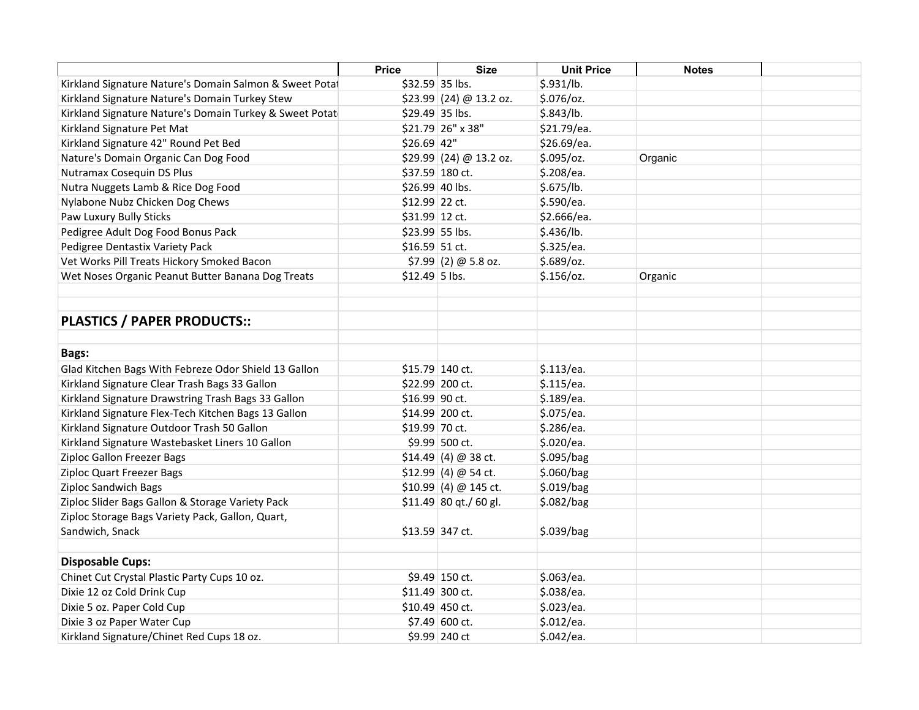| | Price | Size | Unit Price | Notes | |
|---|---|---|---|---|---|
| Kirkland Signature Nature's Domain Salmon & Sweet Potat | $32.59 | 35 lbs. | $.931/lb. | | |
| Kirkland Signature Nature's Domain Turkey Stew | $23.99 | (24) @ 13.2 oz. | $.076/oz. | | |
| Kirkland Signature Nature's Domain Turkey & Sweet Potat | $29.49 | 35 lbs. | $.843/lb. | | |
| Kirkland Signature Pet Mat | $21.79 | 26" x 38" | $21.79/ea. | | |
| Kirkland Signature 42" Round Pet Bed | $26.69 | 42" | $26.69/ea. | | |
| Nature's Domain Organic Can Dog Food | $29.99 | (24) @ 13.2 oz. | $.095/oz. | Organic | |
| Nutramax Cosequin DS Plus | $37.59 | 180 ct. | $.208/ea. | | |
| Nutra Nuggets Lamb & Rice Dog Food | $26.99 | 40 lbs. | $.675/lb. | | |
| Nylabone Nubz Chicken Dog Chews | $12.99 | 22 ct. | $.590/ea. | | |
| Paw Luxury Bully Sticks | $31.99 | 12 ct. | $2.666/ea. | | |
| Pedigree Adult Dog Food Bonus Pack | $23.99 | 55 lbs. | $.436/lb. | | |
| Pedigree Dentastix Variety Pack | $16.59 | 51 ct. | $.325/ea. | | |
| Vet Works Pill Treats Hickory Smoked Bacon | $7.99 | (2) @ 5.8 oz. | $.689/oz. | | |
| Wet Noses Organic Peanut Butter Banana Dog Treats | $12.49 | 5 lbs. | $.156/oz. | Organic | |
| | | | | | |
| | | | | | |
| **PLASTICS / PAPER PRODUCTS::** | | | | | |
| | | | | | |
| **Bags:** | | | | | |
| Glad Kitchen Bags With Febreze Odor Shield 13 Gallon | $15.79 | 140 ct. | $.113/ea. | | |
| Kirkland Signature Clear Trash Bags 33 Gallon | $22.99 | 200 ct. | $.115/ea. | | |
| Kirkland Signature Drawstring Trash Bags 33 Gallon | $16.99 | 90 ct. | $.189/ea. | | |
| Kirkland Signature Flex-Tech Kitchen Bags 13 Gallon | $14.99 | 200 ct. | $.075/ea. | | |
| Kirkland Signature Outdoor Trash 50 Gallon | $19.99 | 70 ct. | $.286/ea. | | |
| Kirkland Signature Wastebasket Liners 10 Gallon | $9.99 | 500 ct. | $.020/ea. | | |
| Ziploc Gallon Freezer Bags | $14.49 | (4) @ 38 ct. | $.095/bag | | |
| Ziploc Quart Freezer Bags | $12.99 | (4) @ 54 ct. | $.060/bag | | |
| Ziploc Sandwich Bags | $10.99 | (4) @ 145 ct. | $.019/bag | | |
| Ziploc Slider Bags Gallon & Storage Variety Pack | $11.49 | 80 qt./ 60 gl. | $.082/bag | | |
| Ziploc Storage Bags Variety Pack, Gallon, Quart, Sandwich, Snack | $13.59 | 347 ct. | $.039/bag | | |
| | | | | | |
| **Disposable Cups:** | | | | | |
| Chinet Cut Crystal Plastic Party Cups 10 oz. | $9.49 | 150 ct. | $.063/ea. | | |
| Dixie 12 oz Cold Drink Cup | $11.49 | 300 ct. | $.038/ea. | | |
| Dixie 5 oz. Paper Cold Cup | $10.49 | 450 ct. | $.023/ea. | | |
| Dixie 3 oz Paper Water Cup | $7.49 | 600 ct. | $.012/ea. | | |
| Kirkland Signature/Chinet Red Cups 18 oz. | $9.99 | 240 ct | $.042/ea. | | |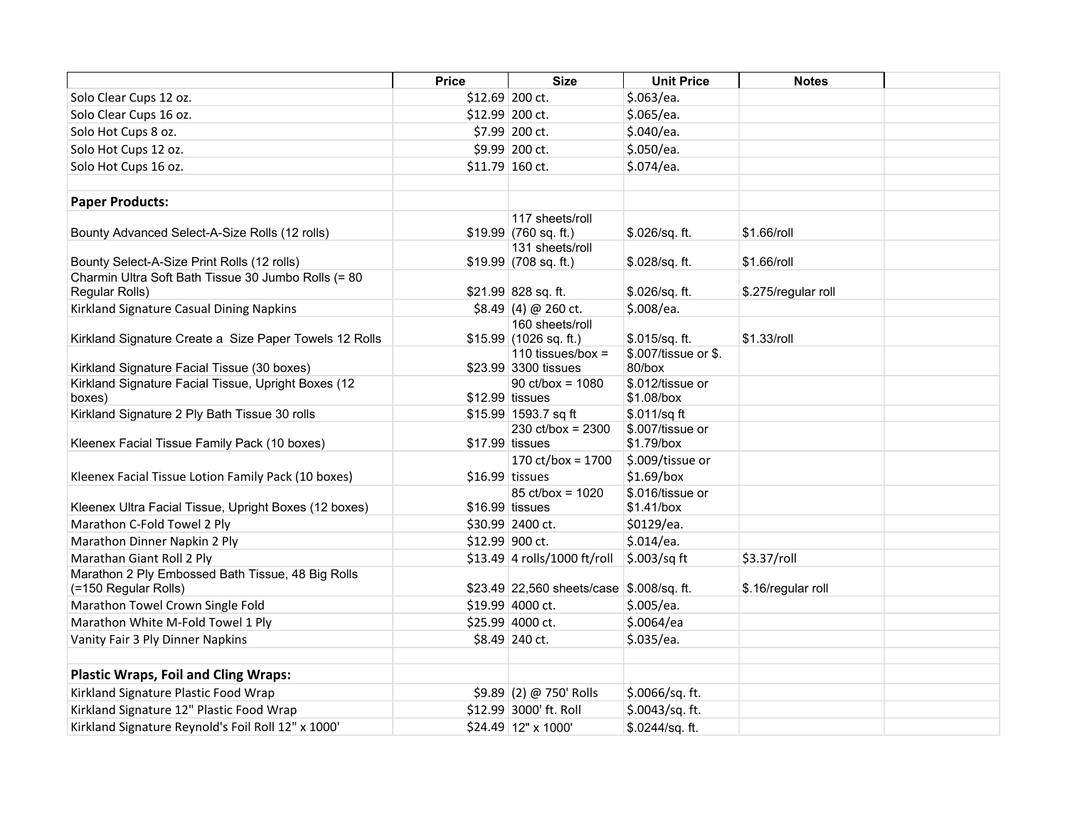| | Price | Size | Unit Price | Notes | |
|---|---|---|---|---|---|
| Solo Clear Cups 12 oz. | $12.69 | 200 ct. | $.063/ea. | | |
| Solo Clear Cups 16 oz. | $12.99 | 200 ct. | $.065/ea. | | |
| Solo Hot Cups 8 oz. | $7.99 | 200 ct. | $.040/ea. | | |
| Solo Hot Cups 12 oz. | $9.99 | 200 ct. | $.050/ea. | | |
| Solo Hot Cups 16 oz. | $11.79 | 160 ct. | $.074/ea. | | |
| | | | | | |
| **Paper Products:** | | | | | |
| Bounty Advanced Select-A-Size Rolls (12 rolls) | $19.99 | 117 sheets/roll (760 sq. ft.) | $.026/sq. ft. | $1.66/roll | |
| Bounty Select-A-Size Print Rolls (12 rolls) | $19.99 | 131 sheets/roll (708 sq. ft.) | $.028/sq. ft. | $1.66/roll | |
| Charmin Ultra Soft Bath Tissue 30 Jumbo Rolls (= 80 Regular Rolls) | $21.99 | 828 sq. ft. | $.026/sq. ft. | $.275/regular roll | |
| Kirkland Signature Casual Dining Napkins | $8.49 | (4) @ 260 ct. | $.008/ea. | | |
| Kirkland Signature Create a Size Paper Towels 12 Rolls | $15.99 | 160 sheets/roll (1026 sq. ft.) | $.015/sq. ft. | $1.33/roll | |
| Kirkland Signature Facial Tissue (30 boxes) | $23.99 | 110 tissues/box = 3300 tissues | $.007/tissue or $. 80/box | | |
| Kirkland Signature Facial Tissue, Upright Boxes (12 boxes) | $12.99 | 90 ct/box = 1080 tissues | $.012/tissue or $1.08/box | | |
| Kirkland Signature 2 Ply Bath Tissue 30 rolls | $15.99 | 1593.7 sq ft | $.011/sq ft | | |
| Kleenex Facial Tissue Family Pack (10 boxes) | $17.99 | 230 ct/box = 2300 tissues | $.007/tissue or $1.79/box | | |
| Kleenex Facial Tissue Lotion Family Pack (10 boxes) | $16.99 | 170 ct/box = 1700 tissues | $.009/tissue or $1.69/box | | |
| Kleenex Ultra Facial Tissue, Upright Boxes (12 boxes) | $16.99 | 85 ct/box = 1020 tissues | $.016/tissue or $1.41/box | | |
| Marathon C-Fold Towel 2 Ply | $30.99 | 2400 ct. | $0129/ea. | | |
| Marathon Dinner Napkin 2 Ply | $12.99 | 900 ct. | $.014/ea. | | |
| Marathan Giant Roll 2 Ply | $13.49 | 4 rolls/1000 ft/roll | $.003/sq ft | $3.37/roll | |
| Marathon 2 Ply Embossed Bath Tissue, 48 Big Rolls (=150 Regular Rolls) | $23.49 | 22,560 sheets/case | $.008/sq. ft. | $.16/regular roll | |
| Marathon Towel Crown Single Fold | $19.99 | 4000 ct. | $.005/ea. | | |
| Marathon White M-Fold Towel 1 Ply | $25.99 | 4000 ct. | $.0064/ea | | |
| Vanity Fair 3 Ply Dinner Napkins | $8.49 | 240 ct. | $.035/ea. | | |
| | | | | | |
| **Plastic Wraps, Foil and Cling Wraps:** | | | | | |
| Kirkland Signature Plastic Food Wrap | $9.89 | (2) @ 750' Rolls | $.0066/sq. ft. | | |
| Kirkland Signature 12" Plastic Food Wrap | $12.99 | 3000' ft. Roll | $.0043/sq. ft. | | |
| Kirkland Signature Reynold's Foil Roll 12" x 1000' | $24.49 | 12" x 1000' | $.0244/sq. ft. | | |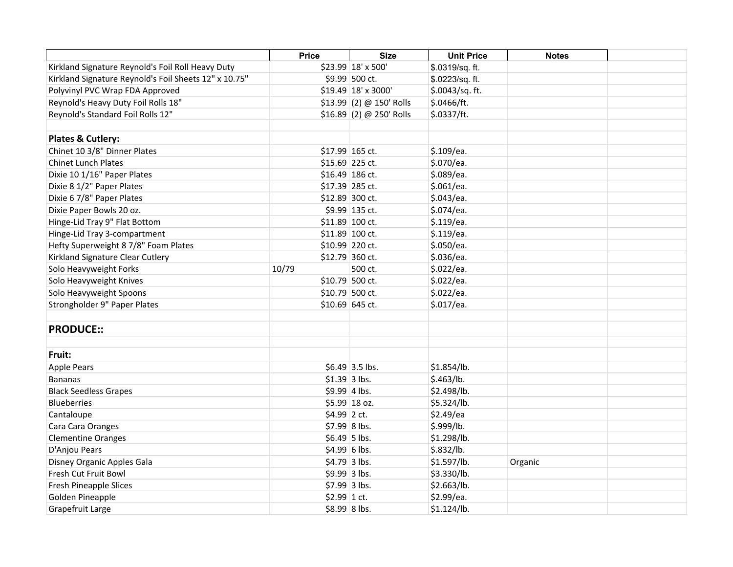| | Price | Size | Unit Price | Notes | |
|---|---|---|---|---|---|
| Kirkland Signature Reynold's Foil Roll Heavy Duty | $23.99 | 18' x 500' | $.0319/sq. ft. | | |
| Kirkland Signature Reynold's Foil Sheets 12" x 10.75" | $9.99 | 500 ct. | $.0223/sq. ft. | | |
| Polyvinyl PVC Wrap FDA Approved | $19.49 | 18' x 3000' | $.0043/sq. ft. | | |
| Reynold's Heavy Duty Foil Rolls 18" | $13.99 | (2) @ 150' Rolls | $.0466/ft. | | |
| Reynold's Standard Foil Rolls 12" | $16.89 | (2) @ 250' Rolls | $.0337/ft. | | |
| | | | | | |
| **Plates & Cutlery:** | | | | | |
| Chinet 10 3/8" Dinner Plates | $17.99 | 165 ct. | $.109/ea. | | |
| Chinet Lunch Plates | $15.69 | 225 ct. | $.070/ea. | | |
| Dixie 10 1/16" Paper Plates | $16.49 | 186 ct. | $.089/ea. | | |
| Dixie 8 1/2" Paper Plates | $17.39 | 285 ct. | $.061/ea. | | |
| Dixie 6 7/8" Paper Plates | $12.89 | 300 ct. | $.043/ea. | | |
| Dixie Paper Bowls 20 oz. | $9.99 | 135 ct. | $.074/ea. | | |
| Hinge-Lid Tray 9" Flat Bottom | $11.89 | 100 ct. | $.119/ea. | | |
| Hinge-Lid Tray 3-compartment | $11.89 | 100 ct. | $.119/ea. | | |
| Hefty Superweight 8 7/8" Foam Plates | $10.99 | 220 ct. | $.050/ea. | | |
| Kirkland Signature Clear Cutlery | $12.79 | 360 ct. | $.036/ea. | | |
| Solo Heavyweight Forks | 10/79 | 500 ct. | $.022/ea. | | |
| Solo Heavyweight Knives | $10.79 | 500 ct. | $.022/ea. | | |
| Solo Heavyweight Spoons | $10.79 | 500 ct. | $.022/ea. | | |
| Strongholder 9" Paper Plates | $10.69 | 645 ct. | $.017/ea. | | |
| | | | | | |
| **PRODUCE::** | | | | | |
| | | | | | |
| **Fruit:** | | | | | |
| Apple Pears | $6.49 | 3.5 lbs. | $1.854/lb. | | |
| Bananas | $1.39 | 3 lbs. | $.463/lb. | | |
| Black Seedless Grapes | $9.99 | 4 lbs. | $2.498/lb. | | |
| Blueberries | $5.99 | 18 oz. | $5.324/lb. | | |
| Cantaloupe | $4.99 | 2 ct. | $2.49/ea | | |
| Cara Cara Oranges | $7.99 | 8 lbs. | $.999/lb. | | |
| Clementine Oranges | $6.49 | 5 lbs. | $1.298/lb. | | |
| D'Anjou Pears | $4.99 | 6 lbs. | $.832/lb. | | |
| Disney Organic Apples Gala | $4.79 | 3 lbs. | $1.597/lb. | Organic | |
| Fresh Cut Fruit Bowl | $9.99 | 3 lbs. | $3.330/lb. | | |
| Fresh Pineapple Slices | $7.99 | 3 lbs. | $2.663/lb. | | |
| Golden Pineapple | $2.99 | 1 ct. | $2.99/ea. | | |
| Grapefruit Large | $8.99 | 8 lbs. | $1.124/lb. | | |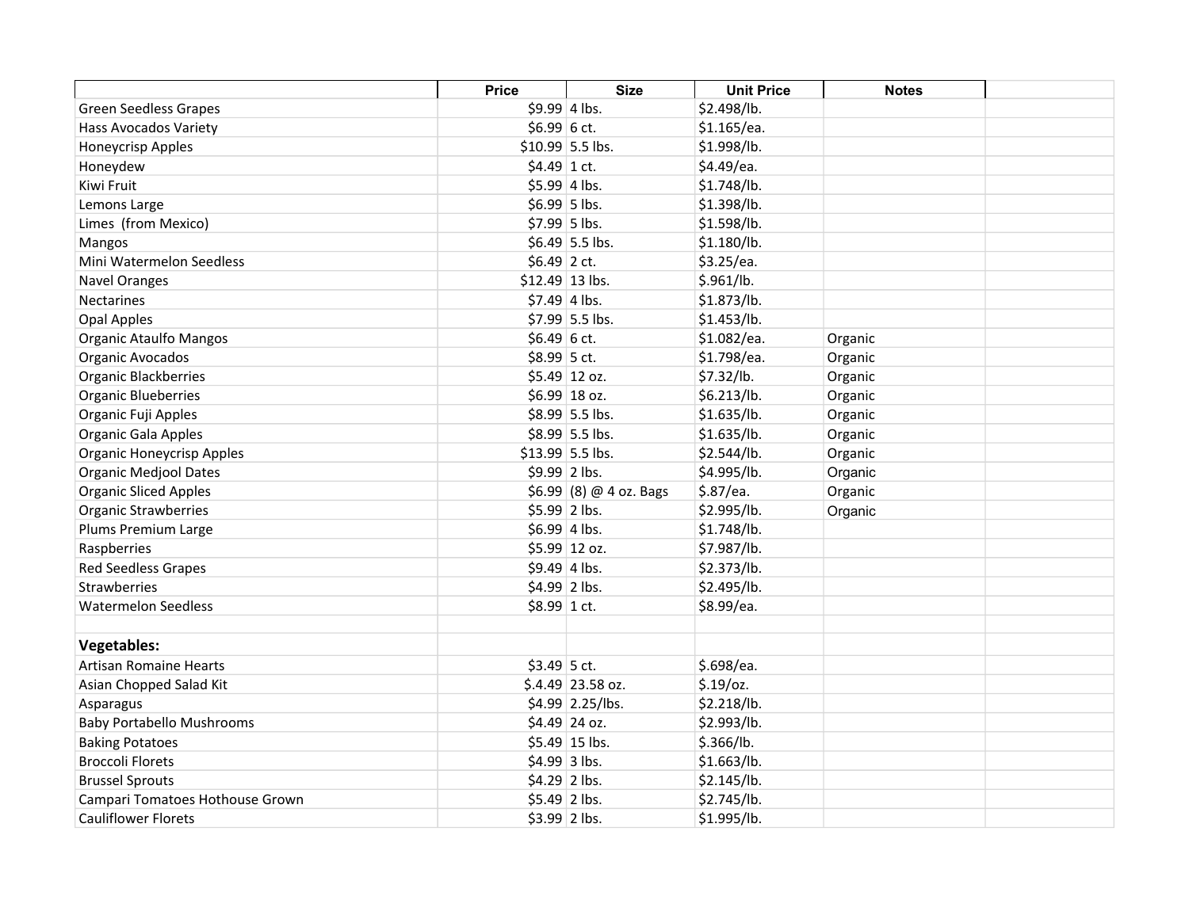| | Price | Size | Unit Price | Notes | |
|---|---|---|---|---|---|
| Green Seedless Grapes | $9.99 | 4 lbs. | $2.498/lb. | | |
| Hass Avocados Variety | $6.99 | 6 ct. | $1.165/ea. | | |
| Honeycrisp Apples | $10.99 | 5.5 lbs. | $1.998/lb. | | |
| Honeydew | $4.49 | 1 ct. | $4.49/ea. | | |
| Kiwi Fruit | $5.99 | 4 lbs. | $1.748/lb. | | |
| Lemons Large | $6.99 | 5 lbs. | $1.398/lb. | | |
| Limes (from Mexico) | $7.99 | 5 lbs. | $1.598/lb. | | |
| Mangos | $6.49 | 5.5 lbs. | $1.180/lb. | | |
| Mini Watermelon Seedless | $6.49 | 2 ct. | $3.25/ea. | | |
| Navel Oranges | $12.49 | 13 lbs. | $.961/lb. | | |
| Nectarines | $7.49 | 4 lbs. | $1.873/lb. | | |
| Opal Apples | $7.99 | 5.5 lbs. | $1.453/lb. | | |
| Organic Ataulfo Mangos | $6.49 | 6 ct. | $1.082/ea. | Organic | |
| Organic Avocados | $8.99 | 5 ct. | $1.798/ea. | Organic | |
| Organic Blackberries | $5.49 | 12 oz. | $7.32/lb. | Organic | |
| Organic Blueberries | $6.99 | 18 oz. | $6.213/lb. | Organic | |
| Organic Fuji Apples | $8.99 | 5.5 lbs. | $1.635/lb. | Organic | |
| Organic Gala Apples | $8.99 | 5.5 lbs. | $1.635/lb. | Organic | |
| Organic Honeycrisp Apples | $13.99 | 5.5 lbs. | $2.544/lb. | Organic | |
| Organic Medjool Dates | $9.99 | 2 lbs. | $4.995/lb. | Organic | |
| Organic Sliced Apples | $6.99 | (8) @ 4 oz. Bags | $.87/ea. | Organic | |
| Organic Strawberries | $5.99 | 2 lbs. | $2.995/lb. | Organic | |
| Plums Premium Large | $6.99 | 4 lbs. | $1.748/lb. | | |
| Raspberries | $5.99 | 12 oz. | $7.987/lb. | | |
| Red Seedless Grapes | $9.49 | 4 lbs. | $2.373/lb. | | |
| Strawberries | $4.99 | 2 lbs. | $2.495/lb. | | |
| Watermelon Seedless | $8.99 | 1 ct. | $8.99/ea. | | |
| | | | | | |
| **Vegetables:** | | | | | |
| Artisan Romaine Hearts | $3.49 | 5 ct. | $.698/ea. | | |
| Asian Chopped Salad Kit | $.4.49 | 23.58 oz. | $.19/oz. | | |
| Asparagus | $4.99 | 2.25/lbs. | $2.218/lb. | | |
| Baby Portabello Mushrooms | $4.49 | 24 oz. | $2.993/lb. | | |
| Baking Potatoes | $5.49 | 15 lbs. | $.366/lb. | | |
| Broccoli Florets | $4.99 | 3 lbs. | $1.663/lb. | | |
| Brussel Sprouts | $4.29 | 2 lbs. | $2.145/lb. | | |
| Campari Tomatoes Hothouse Grown | $5.49 | 2 lbs. | $2.745/lb. | | |
| Cauliflower Florets | $3.99 | 2 lbs. | $1.995/lb. | | |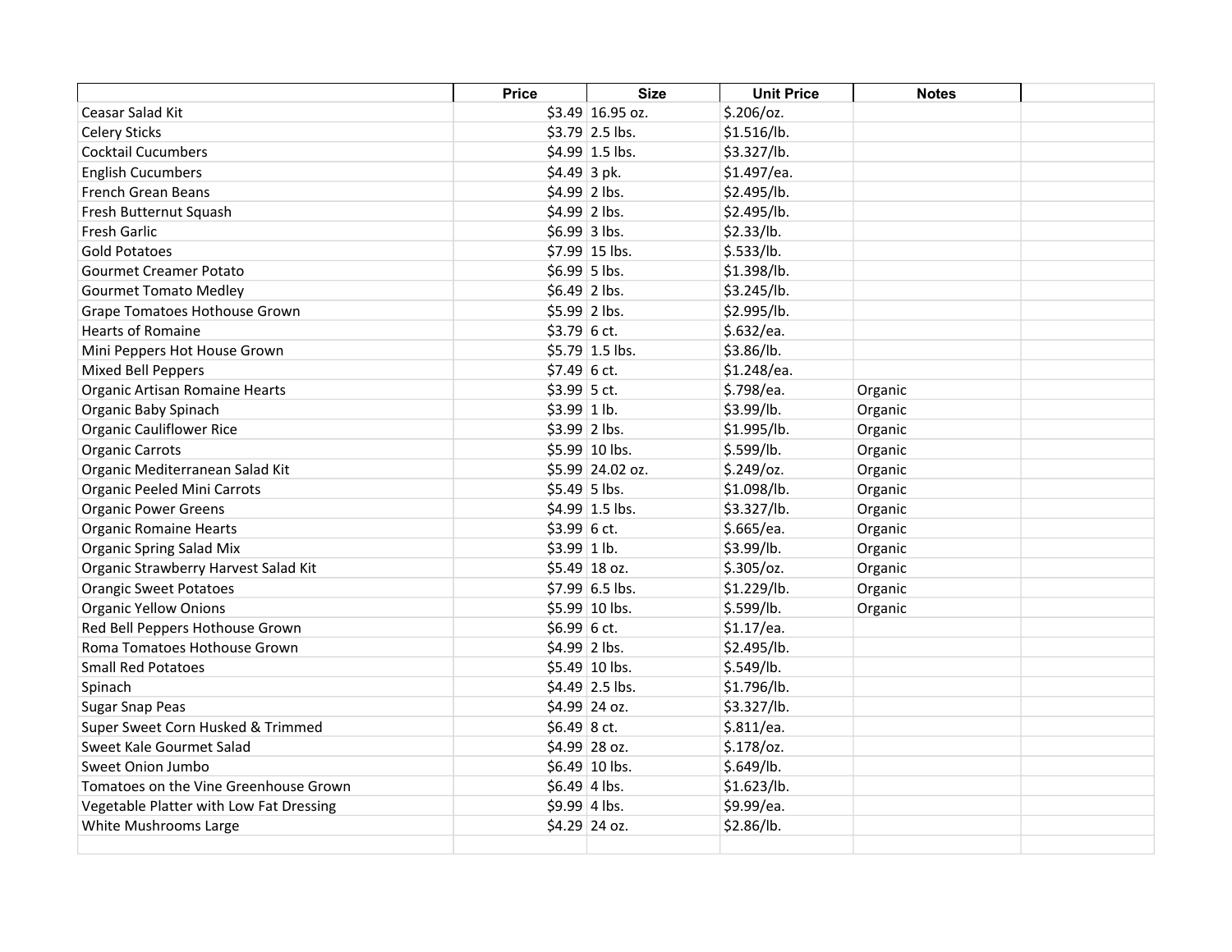| | Price | Size | Unit Price | Notes | |
|---|---|---|---|---|---|
| Ceasar Salad Kit | $3.49 | 16.95 oz. | $.206/oz. | | |
| Celery Sticks | $3.79 | 2.5 lbs. | $1.516/lb. | | |
| Cocktail Cucumbers | $4.99 | 1.5 lbs. | $3.327/lb. | | |
| English Cucumbers | $4.49 | 3 pk. | $1.497/ea. | | |
| French Grean Beans | $4.99 | 2 lbs. | $2.495/lb. | | |
| Fresh Butternut Squash | $4.99 | 2 lbs. | $2.495/lb. | | |
| Fresh Garlic | $6.99 | 3 lbs. | $2.33/lb. | | |
| Gold Potatoes | $7.99 | 15 lbs. | $.533/lb. | | |
| Gourmet Creamer Potato | $6.99 | 5 lbs. | $1.398/lb. | | |
| Gourmet Tomato Medley | $6.49 | 2 lbs. | $3.245/lb. | | |
| Grape Tomatoes Hothouse Grown | $5.99 | 2 lbs. | $2.995/lb. | | |
| Hearts of Romaine | $3.79 | 6 ct. | $.632/ea. | | |
| Mini Peppers Hot House Grown | $5.79 | 1.5 lbs. | $3.86/lb. | | |
| Mixed Bell Peppers | $7.49 | 6 ct. | $1.248/ea. | | |
| Organic Artisan Romaine Hearts | $3.99 | 5 ct. | $.798/ea. | Organic | |
| Organic Baby Spinach | $3.99 | 1 lb. | $3.99/lb. | Organic | |
| Organic Cauliflower Rice | $3.99 | 2 lbs. | $1.995/lb. | Organic | |
| Organic Carrots | $5.99 | 10 lbs. | $.599/lb. | Organic | |
| Organic Mediterranean Salad Kit | $5.99 | 24.02 oz. | $.249/oz. | Organic | |
| Organic Peeled Mini Carrots | $5.49 | 5 lbs. | $1.098/lb. | Organic | |
| Organic Power Greens | $4.99 | 1.5 lbs. | $3.327/lb. | Organic | |
| Organic Romaine Hearts | $3.99 | 6 ct. | $.665/ea. | Organic | |
| Organic Spring Salad Mix | $3.99 | 1 lb. | $3.99/lb. | Organic | |
| Organic Strawberry Harvest Salad Kit | $5.49 | 18 oz. | $.305/oz. | Organic | |
| Orangic Sweet Potatoes | $7.99 | 6.5 lbs. | $1.229/lb. | Organic | |
| Organic Yellow Onions | $5.99 | 10 lbs. | $.599/lb. | Organic | |
| Red Bell Peppers Hothouse Grown | $6.99 | 6 ct. | $1.17/ea. | | |
| Roma Tomatoes Hothouse Grown | $4.99 | 2 lbs. | $2.495/lb. | | |
| Small Red Potatoes | $5.49 | 10 lbs. | $.549/lb. | | |
| Spinach | $4.49 | 2.5 lbs. | $1.796/lb. | | |
| Sugar Snap Peas | $4.99 | 24 oz. | $3.327/lb. | | |
| Super Sweet Corn Husked & Trimmed | $6.49 | 8 ct. | $.811/ea. | | |
| Sweet Kale Gourmet Salad | $4.99 | 28 oz. | $.178/oz. | | |
| Sweet Onion Jumbo | $6.49 | 10 lbs. | $.649/lb. | | |
| Tomatoes on the Vine Greenhouse Grown | $6.49 | 4 lbs. | $1.623/lb. | | |
| Vegetable Platter with Low Fat Dressing | $9.99 | 4 lbs. | $9.99/ea. | | |
| White Mushrooms Large | $4.29 | 24 oz. | $2.86/lb. | | |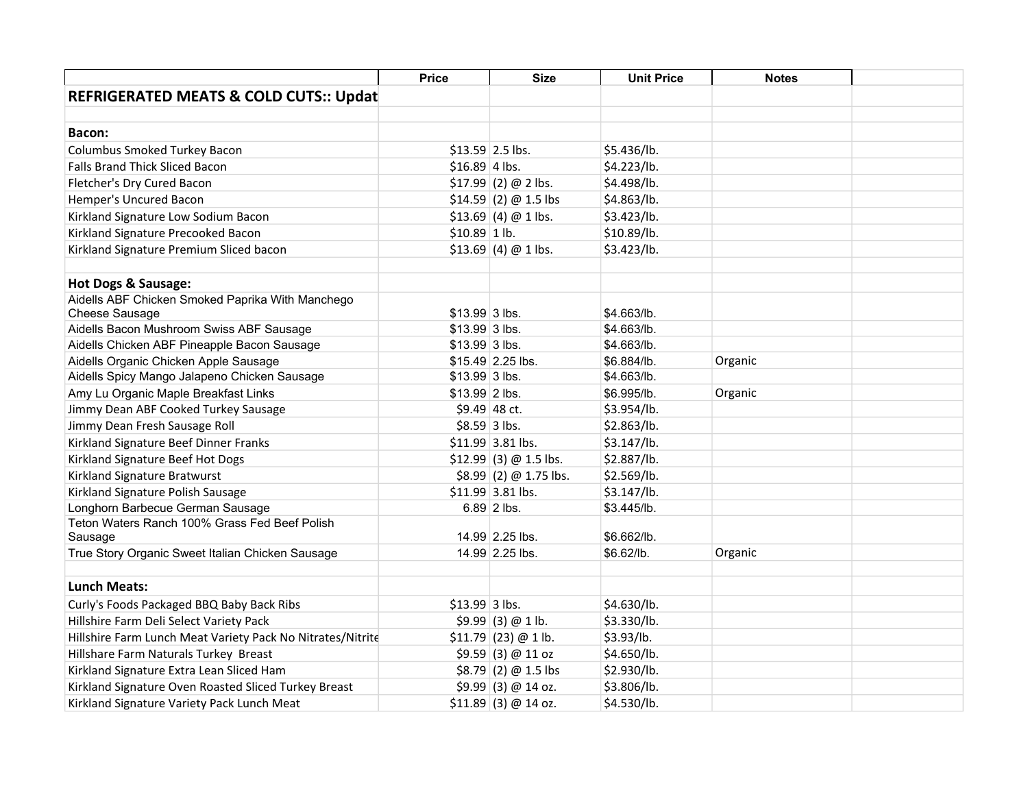| | Price | Size | Unit Price | Notes | |
|---|---|---|---|---|---|
| **REFRIGERATED MEATS & COLD CUTS:: Updat** | | | | | |
| | | | | | |
| **Bacon:** | | | | | |
| Columbus Smoked Turkey Bacon | $13.59 | 2.5 lbs. | $5.436/lb. | | |
| Falls Brand Thick Sliced Bacon | $16.89 | 4 lbs. | $4.223/lb. | | |
| Fletcher's Dry Cured Bacon | $17.99 | (2) @ 2 lbs. | $4.498/lb. | | |
| Hemper's Uncured Bacon | $14.59 | (2) @ 1.5 lbs | $4.863/lb. | | |
| Kirkland Signature Low Sodium Bacon | $13.69 | (4) @ 1 lbs. | $3.423/lb. | | |
| Kirkland Signature Precooked Bacon | $10.89 | 1 lb. | $10.89/lb. | | |
| Kirkland Signature Premium Sliced bacon | $13.69 | (4) @ 1 lbs. | $3.423/lb. | | |
| | | | | | |
| **Hot Dogs & Sausage:** | | | | | |
| Aidells ABF Chicken Smoked Paprika With Manchego Cheese Sausage | $13.99 | 3 lbs. | $4.663/lb. | | |
| Aidells Bacon Mushroom Swiss ABF Sausage | $13.99 | 3 lbs. | $4.663/lb. | | |
| Aidells Chicken ABF Pineapple Bacon Sausage | $13.99 | 3 lbs. | $4.663/lb. | | |
| Aidells Organic Chicken Apple Sausage | $15.49 | 2.25 lbs. | $6.884/lb. | Organic | |
| Aidells Spicy Mango Jalapeno Chicken Sausage | $13.99 | 3 lbs. | $4.663/lb. | | |
| Amy Lu Organic Maple Breakfast Links | $13.99 | 2 lbs. | $6.995/lb. | Organic | |
| Jimmy Dean ABF Cooked Turkey Sausage | $9.49 | 48 ct. | $3.954/lb. | | |
| Jimmy Dean Fresh Sausage Roll | $8.59 | 3 lbs. | $2.863/lb. | | |
| Kirkland Signature Beef Dinner Franks | $11.99 | 3.81 lbs. | $3.147/lb. | | |
| Kirkland Signature Beef Hot Dogs | $12.99 | (3) @ 1.5 lbs. | $2.887/lb. | | |
| Kirkland Signature Bratwurst | $8.99 | (2) @ 1.75 lbs. | $2.569/lb. | | |
| Kirkland Signature Polish Sausage | $11.99 | 3.81 lbs. | $3.147/lb. | | |
| Longhorn Barbecue German Sausage | 6.89 | 2 lbs. | $3.445/lb. | | |
| Teton Waters Ranch 100% Grass Fed Beef Polish Sausage | 14.99 | 2.25 lbs. | $6.662/lb. | | |
| True Story Organic Sweet Italian Chicken Sausage | 14.99 | 2.25 lbs. | $6.62/lb. | Organic | |
| | | | | | |
| **Lunch Meats:** | | | | | |
| Curly's Foods Packaged BBQ Baby Back Ribs | $13.99 | 3 lbs. | $4.630/lb. | | |
| Hillshire Farm Deli Select Variety Pack | $9.99 | (3) @ 1 lb. | $3.330/lb. | | |
| Hillshire Farm Lunch Meat Variety Pack No Nitrates/Nitrite | $11.79 | (23) @ 1 lb. | $3.93/lb. | | |
| Hillshare Farm Naturals Turkey Breast | $9.59 | (3) @ 11 oz | $4.650/lb. | | |
| Kirkland Signature Extra Lean Sliced Ham | $8.79 | (2) @ 1.5 lbs | $2.930/lb. | | |
| Kirkland Signature Oven Roasted Sliced Turkey Breast | $9.99 | (3) @ 14 oz. | $3.806/lb. | | |
| Kirkland Signature Variety Pack Lunch Meat | $11.89 | (3) @ 14 oz. | $4.530/lb. | | |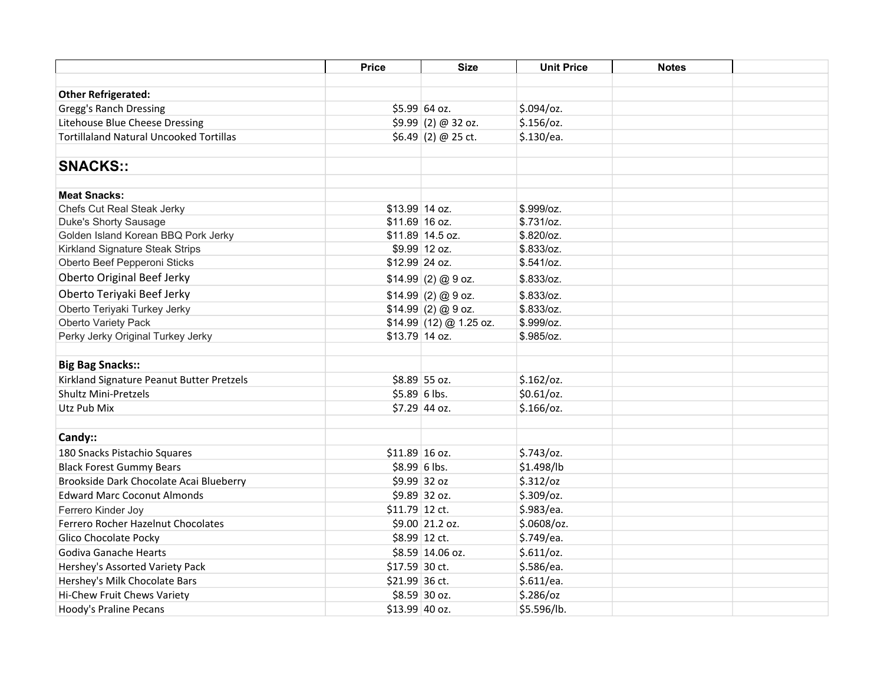| | Price | Size | Unit Price | Notes | |
|---|---|---|---|---|---|
| | | | | | |
| **Other Refrigerated:** | | | | | |
| Gregg's Ranch Dressing | $5.99 | 64 oz. | $.094/oz. | | |
| Litehouse Blue Cheese Dressing | $9.99 | (2) @ 32 oz. | $.156/oz. | | |
| Tortillaland Natural Uncooked Tortillas | $6.49 | (2) @ 25 ct. | $.130/ea. | | |
| | | | | | |
| **SNACKS::** | | | | | |
| | | | | | |
| **Meat Snacks:** | | | | | |
| Chefs Cut Real Steak Jerky | $13.99 | 14 oz. | $.999/oz. | | |
| Duke's Shorty Sausage | $11.69 | 16 oz. | $.731/oz. | | |
| Golden Island Korean BBQ Pork Jerky | $11.89 | 14.5 oz. | $.820/oz. | | |
| Kirkland Signature Steak Strips | $9.99 | 12 oz. | $.833/oz. | | |
| Oberto Beef Pepperoni Sticks | $12.99 | 24 oz. | $.541/oz. | | |
| Oberto Original Beef Jerky | $14.99 | (2) @ 9 oz. | $.833/oz. | | |
| Oberto Teriyaki Beef Jerky | $14.99 | (2) @ 9 oz. | $.833/oz. | | |
| Oberto Teriyaki Turkey Jerky | $14.99 | (2) @ 9 oz. | $.833/oz. | | |
| Oberto Variety Pack | $14.99 | (12) @ 1.25 oz. | $.999/oz. | | |
| Perky Jerky Original Turkey Jerky | $13.79 | 14 oz. | $.985/oz. | | |
| | | | | | |
| **Big Bag Snacks::** | | | | | |
| Kirkland Signature Peanut Butter Pretzels | $8.89 | 55 oz. | $.162/oz. | | |
| Shultz Mini-Pretzels | $5.89 | 6 lbs. | $0.61/oz. | | |
| Utz Pub Mix | $7.29 | 44 oz. | $.166/oz. | | |
| | | | | | |
| **Candy::** | | | | | |
| 180 Snacks Pistachio Squares | $11.89 | 16 oz. | $.743/oz. | | |
| Black Forest Gummy Bears | $8.99 | 6 lbs. | $1.498/lb | | |
| Brookside Dark Chocolate Acai Blueberry | $9.99 | 32 oz | $.312/oz | | |
| Edward Marc Coconut Almonds | $9.89 | 32 oz. | $.309/oz. | | |
| Ferrero Kinder Joy | $11.79 | 12 ct. | $.983/ea. | | |
| Ferrero Rocher Hazelnut Chocolates | $9.00 | 21.2 oz. | $.0608/oz. | | |
| Glico Chocolate Pocky | $8.99 | 12 ct. | $.749/ea. | | |
| Godiva Ganache Hearts | $8.59 | 14.06 oz. | $.611/oz. | | |
| Hershey's Assorted Variety Pack | $17.59 | 30 ct. | $.586/ea. | | |
| Hershey's Milk Chocolate Bars | $21.99 | 36 ct. | $.611/ea. | | |
| Hi-Chew Fruit Chews Variety | $8.59 | 30 oz. | $.286/oz | | |
| Hoody's Praline Pecans | $13.99 | 40 oz. | $5.596/lb. | | |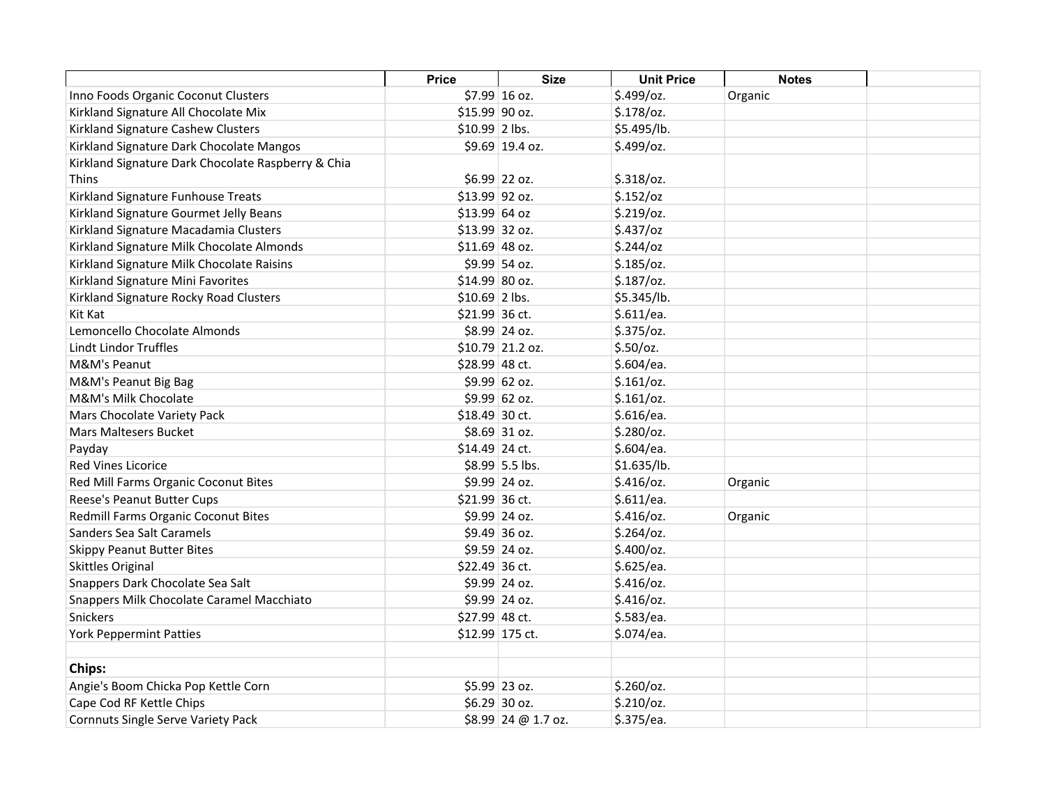| | Price | Size | Unit Price | Notes | |
|---|---|---|---|---|---|
| Inno Foods Organic Coconut Clusters | $7.99 | 16 oz. | $.499/oz. | Organic | |
| Kirkland Signature All Chocolate Mix | $15.99 | 90 oz. | $.178/oz. | | |
| Kirkland Signature Cashew Clusters | $10.99 | 2 lbs. | $5.495/lb. | | |
| Kirkland Signature Dark Chocolate Mangos | $9.69 | 19.4 oz. | $.499/oz. | | |
| Kirkland Signature Dark Chocolate Raspberry & Chia Thins | $6.99 | 22 oz. | $.318/oz. | | |
| Kirkland Signature Funhouse Treats | $13.99 | 92 oz. | $.152/oz | | |
| Kirkland Signature Gourmet Jelly Beans | $13.99 | 64 oz | $.219/oz. | | |
| Kirkland Signature Macadamia Clusters | $13.99 | 32 oz. | $.437/oz | | |
| Kirkland Signature Milk Chocolate Almonds | $11.69 | 48 oz. | $.244/oz | | |
| Kirkland Signature Milk Chocolate Raisins | $9.99 | 54 oz. | $.185/oz. | | |
| Kirkland Signature Mini Favorites | $14.99 | 80 oz. | $.187/oz. | | |
| Kirkland Signature Rocky Road Clusters | $10.69 | 2 lbs. | $5.345/lb. | | |
| Kit Kat | $21.99 | 36 ct. | $.611/ea. | | |
| Lemoncello Chocolate Almonds | $8.99 | 24 oz. | $.375/oz. | | |
| Lindt Lindor Truffles | $10.79 | 21.2 oz. | $.50/oz. | | |
| M&M's Peanut | $28.99 | 48 ct. | $.604/ea. | | |
| M&M's Peanut Big Bag | $9.99 | 62 oz. | $.161/oz. | | |
| M&M's Milk Chocolate | $9.99 | 62 oz. | $.161/oz. | | |
| Mars Chocolate Variety Pack | $18.49 | 30 ct. | $.616/ea. | | |
| Mars Maltesers Bucket | $8.69 | 31 oz. | $.280/oz. | | |
| Payday | $14.49 | 24 ct. | $.604/ea. | | |
| Red Vines Licorice | $8.99 | 5.5 lbs. | $1.635/lb. | | |
| Red Mill Farms Organic Coconut Bites | $9.99 | 24 oz. | $.416/oz. | Organic | |
| Reese's Peanut Butter Cups | $21.99 | 36 ct. | $.611/ea. | | |
| Redmill Farms Organic Coconut Bites | $9.99 | 24 oz. | $.416/oz. | Organic | |
| Sanders Sea Salt Caramels | $9.49 | 36 oz. | $.264/oz. | | |
| Skippy Peanut Butter Bites | $9.59 | 24 oz. | $.400/oz. | | |
| Skittles Original | $22.49 | 36 ct. | $.625/ea. | | |
| Snappers Dark Chocolate Sea Salt | $9.99 | 24 oz. | $.416/oz. | | |
| Snappers Milk Chocolate Caramel Macchiato | $9.99 | 24 oz. | $.416/oz. | | |
| Snickers | $27.99 | 48 ct. | $.583/ea. | | |
| York Peppermint Patties | $12.99 | 175 ct. | $.074/ea. | | |
| | | | | | |
| **Chips:** | | | | | |
| Angie's Boom Chicka Pop Kettle Corn | $5.99 | 23 oz. | $.260/oz. | | |
| Cape Cod RF Kettle Chips | $6.29 | 30 oz. | $.210/oz. | | |
| Cornnuts Single Serve Variety Pack | $8.99 | 24 @ 1.7 oz. | $.375/ea. | | |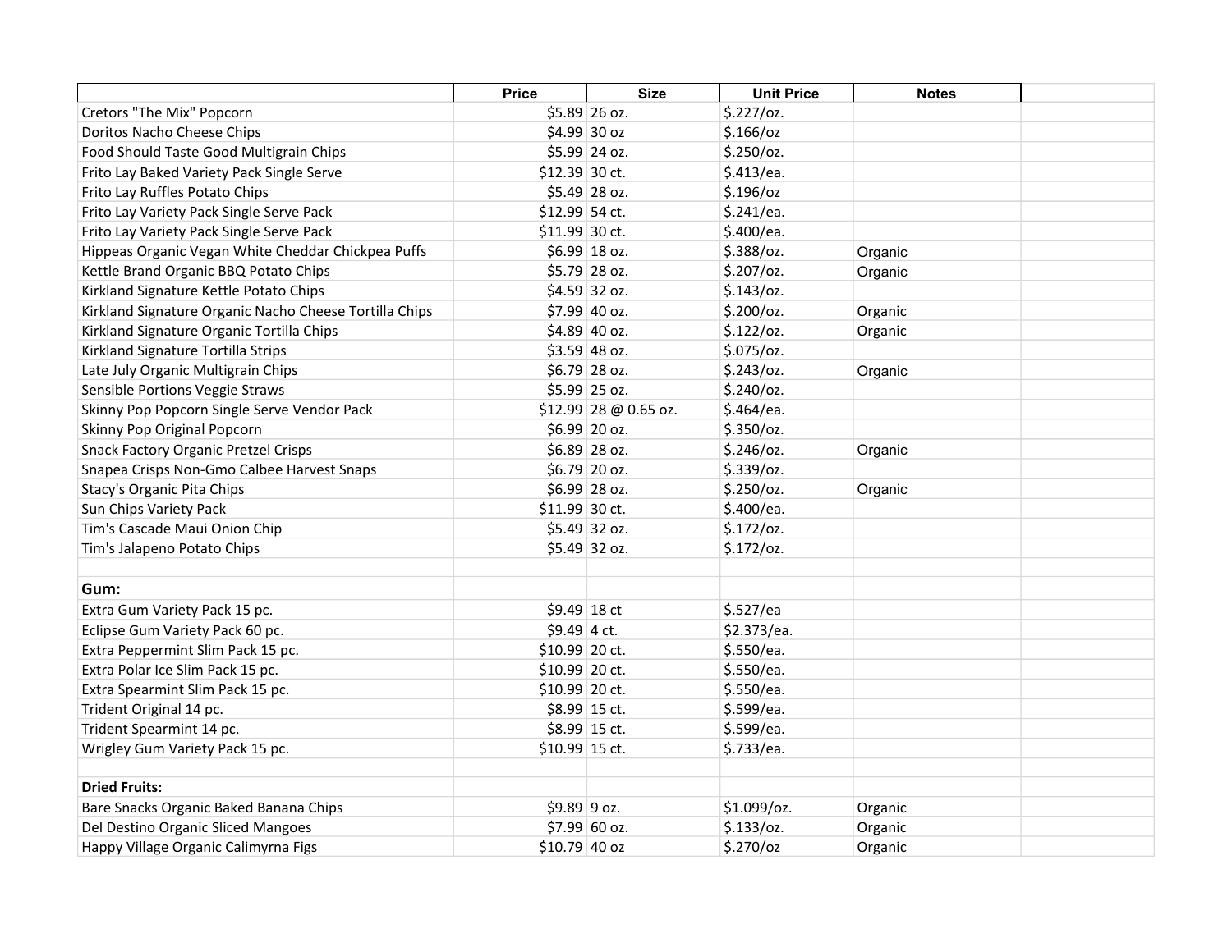| | Price | Size | Unit Price | Notes | |
|---|---|---|---|---|---|
| Cretors "The Mix" Popcorn | $5.89 | 26 oz. | $.227/oz. | | |
| Doritos Nacho Cheese Chips | $4.99 | 30 oz | $.166/oz | | |
| Food Should Taste Good Multigrain Chips | $5.99 | 24 oz. | $.250/oz. | | |
| Frito Lay Baked Variety Pack Single Serve | $12.39 | 30 ct. | $.413/ea. | | |
| Frito Lay Ruffles Potato Chips | $5.49 | 28 oz. | $.196/oz | | |
| Frito Lay Variety Pack Single Serve Pack | $12.99 | 54 ct. | $.241/ea. | | |
| Frito Lay Variety Pack Single Serve Pack | $11.99 | 30 ct. | $.400/ea. | | |
| Hippeas Organic Vegan White Cheddar Chickpea Puffs | $6.99 | 18 oz. | $.388/oz. | Organic | |
| Kettle Brand Organic BBQ Potato Chips | $5.79 | 28 oz. | $.207/oz. | Organic | |
| Kirkland Signature Kettle Potato Chips | $4.59 | 32 oz. | $.143/oz. | | |
| Kirkland Signature Organic Nacho Cheese Tortilla Chips | $7.99 | 40 oz. | $.200/oz. | Organic | |
| Kirkland Signature Organic Tortilla Chips | $4.89 | 40 oz. | $.122/oz. | Organic | |
| Kirkland Signature Tortilla Strips | $3.59 | 48 oz. | $.075/oz. | | |
| Late July Organic Multigrain Chips | $6.79 | 28 oz. | $.243/oz. | Organic | |
| Sensible Portions Veggie Straws | $5.99 | 25 oz. | $.240/oz. | | |
| Skinny Pop Popcorn Single Serve Vendor Pack | $12.99 | 28 @ 0.65 oz. | $.464/ea. | | |
| Skinny Pop Original Popcorn | $6.99 | 20 oz. | $.350/oz. | | |
| Snack Factory Organic Pretzel Crisps | $6.89 | 28 oz. | $.246/oz. | Organic | |
| Snapea Crisps Non-Gmo Calbee Harvest Snaps | $6.79 | 20 oz. | $.339/oz. | | |
| Stacy's Organic Pita Chips | $6.99 | 28 oz. | $.250/oz. | Organic | |
| Sun Chips Variety Pack | $11.99 | 30 ct. | $.400/ea. | | |
| Tim's Cascade Maui Onion Chip | $5.49 | 32 oz. | $.172/oz. | | |
| Tim's Jalapeno Potato Chips | $5.49 | 32 oz. | $.172/oz. | | |
| | | | | | |
| **Gum:** | | | | | |
| Extra Gum Variety Pack 15 pc. | $9.49 | 18 ct | $.527/ea | | |
| Eclipse Gum Variety Pack 60 pc. | $9.49 | 4 ct. | $2.373/ea. | | |
| Extra Peppermint Slim Pack 15 pc. | $10.99 | 20 ct. | $.550/ea. | | |
| Extra Polar Ice Slim Pack 15 pc. | $10.99 | 20 ct. | $.550/ea. | | |
| Extra Spearmint Slim Pack 15 pc. | $10.99 | 20 ct. | $.550/ea. | | |
| Trident Original 14 pc. | $8.99 | 15 ct. | $.599/ea. | | |
| Trident Spearmint 14 pc. | $8.99 | 15 ct. | $.599/ea. | | |
| Wrigley Gum Variety Pack 15 pc. | $10.99 | 15 ct. | $.733/ea. | | |
| | | | | | |
| **Dried Fruits:** | | | | | |
| Bare Snacks Organic Baked Banana Chips | $9.89 | 9 oz. | $1.099/oz. | Organic | |
| Del Destino Organic Sliced Mangoes | $7.99 | 60 oz. | $.133/oz. | Organic | |
| Happy Village Organic Calimyrna Figs | $10.79 | 40 oz | $.270/oz | Organic | |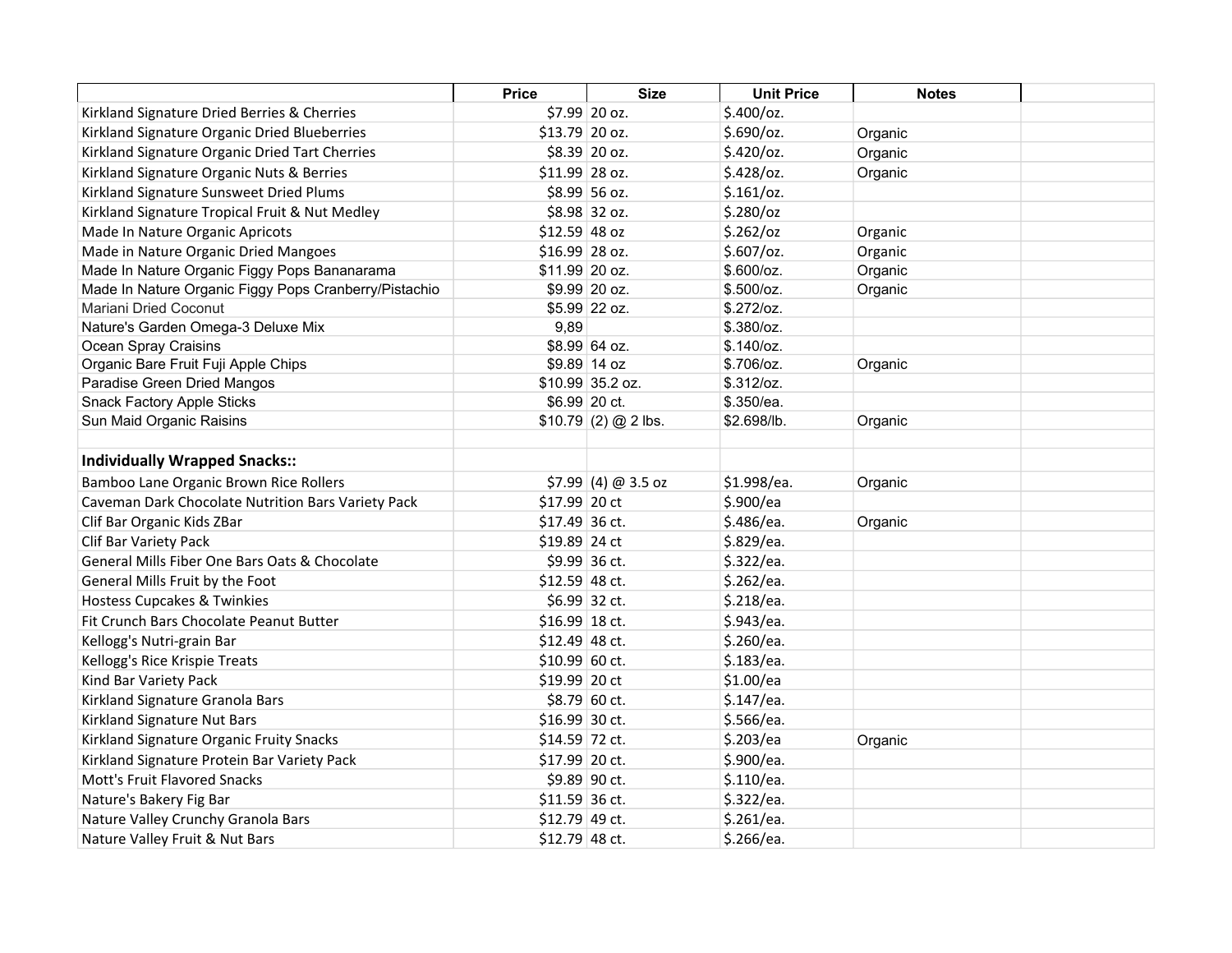| | Price | Size | Unit Price | Notes | |
|---|---|---|---|---|---|
| Kirkland Signature Dried Berries & Cherries | $7.99 | 20 oz. | $.400/oz. | | |
| Kirkland Signature Organic Dried Blueberries | $13.79 | 20 oz. | $.690/oz. | Organic | |
| Kirkland Signature Organic Dried Tart Cherries | $8.39 | 20 oz. | $.420/oz. | Organic | |
| Kirkland Signature Organic Nuts & Berries | $11.99 | 28 oz. | $.428/oz. | Organic | |
| Kirkland Signature Sunsweet Dried Plums | $8.99 | 56 oz. | $.161/oz. | | |
| Kirkland Signature Tropical Fruit & Nut Medley | $8.98 | 32 oz. | $.280/oz | | |
| Made In Nature Organic Apricots | $12.59 | 48 oz | $.262/oz | Organic | |
| Made in Nature Organic Dried Mangoes | $16.99 | 28 oz. | $.607/oz. | Organic | |
| Made In Nature Organic Figgy Pops Bananarama | $11.99 | 20 oz. | $.600/oz. | Organic | |
| Made In Nature Organic Figgy Pops Cranberry/Pistachio | $9.99 | 20 oz. | $.500/oz. | Organic | |
| Mariani Dried Coconut | $5.99 | 22 oz. | $.272/oz. | | |
| Nature's Garden Omega-3 Deluxe Mix | 9,89 | | $.380/oz. | | |
| Ocean Spray Craisins | $8.99 | 64 oz. | $.140/oz. | | |
| Organic Bare Fruit Fuji Apple Chips | $9.89 | 14 oz | $.706/oz. | Organic | |
| Paradise Green Dried Mangos | $10.99 | 35.2 oz. | $.312/oz. | | |
| Snack Factory Apple Sticks | $6.99 | 20 ct. | $.350/ea. | | |
| Sun Maid Organic Raisins | $10.79 | (2) @ 2 lbs. | $2.698/lb. | Organic | |
| | | | | | |
| **Individually Wrapped Snacks::** | | | | | |
| Bamboo Lane Organic Brown Rice Rollers | $7.99 | (4) @ 3.5 oz | $1.998/ea. | Organic | |
| Caveman Dark Chocolate Nutrition Bars Variety Pack | $17.99 | 20 ct | $.900/ea | | |
| Clif Bar Organic Kids ZBar | $17.49 | 36 ct. | $.486/ea. | Organic | |
| Clif Bar Variety Pack | $19.89 | 24 ct | $.829/ea. | | |
| General Mills Fiber One Bars Oats & Chocolate | $9.99 | 36 ct. | $.322/ea. | | |
| General Mills Fruit by the Foot | $12.59 | 48 ct. | $.262/ea. | | |
| Hostess Cupcakes & Twinkies | $6.99 | 32 ct. | $.218/ea. | | |
| Fit Crunch Bars Chocolate Peanut Butter | $16.99 | 18 ct. | $.943/ea. | | |
| Kellogg's Nutri-grain Bar | $12.49 | 48 ct. | $.260/ea. | | |
| Kellogg's Rice Krispie Treats | $10.99 | 60 ct. | $.183/ea. | | |
| Kind Bar Variety Pack | $19.99 | 20 ct | $1.00/ea | | |
| Kirkland Signature Granola Bars | $8.79 | 60 ct. | $.147/ea. | | |
| Kirkland Signature Nut Bars | $16.99 | 30 ct. | $.566/ea. | | |
| Kirkland Signature Organic Fruity Snacks | $14.59 | 72 ct. | $.203/ea | Organic | |
| Kirkland Signature Protein Bar Variety Pack | $17.99 | 20 ct. | $.900/ea. | | |
| Mott's Fruit Flavored Snacks | $9.89 | 90 ct. | $.110/ea. | | |
| Nature's Bakery Fig Bar | $11.59 | 36 ct. | $.322/ea. | | |
| Nature Valley Crunchy Granola Bars | $12.79 | 49 ct. | $.261/ea. | | |
| Nature Valley Fruit & Nut Bars | $12.79 | 48 ct. | $.266/ea. | | |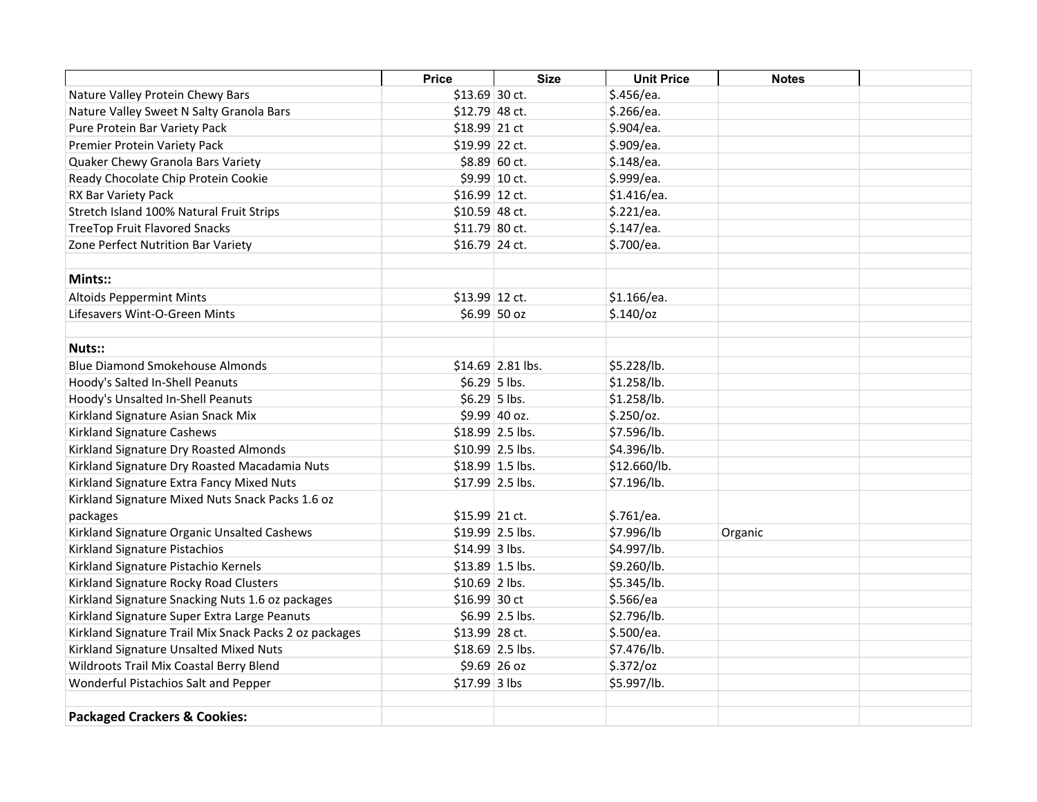| | Price | Size | Unit Price | Notes | |
|---|---|---|---|---|---|
| Nature Valley Protein Chewy Bars | $13.69 | 30 ct. | $.456/ea. | | |
| Nature Valley Sweet N Salty Granola Bars | $12.79 | 48 ct. | $.266/ea. | | |
| Pure Protein Bar Variety Pack | $18.99 | 21 ct | $.904/ea. | | |
| Premier Protein Variety Pack | $19.99 | 22 ct. | $.909/ea. | | |
| Quaker Chewy Granola Bars Variety | $8.89 | 60 ct. | $.148/ea. | | |
| Ready Chocolate Chip Protein Cookie | $9.99 | 10 ct. | $.999/ea. | | |
| RX Bar Variety Pack | $16.99 | 12 ct. | $1.416/ea. | | |
| Stretch Island 100% Natural Fruit Strips | $10.59 | 48 ct. | $.221/ea. | | |
| TreeTop Fruit Flavored Snacks | $11.79 | 80 ct. | $.147/ea. | | |
| Zone Perfect Nutrition Bar Variety | $16.79 | 24 ct. | $.700/ea. | | |
| | | | | | |
| **Mints::** | | | | | |
| Altoids Peppermint Mints | $13.99 | 12 ct. | $1.166/ea. | | |
| Lifesavers Wint-O-Green Mints | $6.99 | 50 oz | $.140/oz | | |
| | | | | | |
| **Nuts::** | | | | | |
| Blue Diamond Smokehouse Almonds | $14.69 | 2.81 lbs. | $5.228/lb. | | |
| Hoody's Salted In-Shell Peanuts | $6.29 | 5 lbs. | $1.258/lb. | | |
| Hoody's Unsalted In-Shell Peanuts | $6.29 | 5 lbs. | $1.258/lb. | | |
| Kirkland Signature Asian Snack Mix | $9.99 | 40 oz. | $.250/oz. | | |
| Kirkland Signature Cashews | $18.99 | 2.5 lbs. | $7.596/lb. | | |
| Kirkland Signature Dry Roasted Almonds | $10.99 | 2.5 lbs. | $4.396/lb. | | |
| Kirkland Signature Dry Roasted Macadamia Nuts | $18.99 | 1.5 lbs. | $12.660/lb. | | |
| Kirkland Signature Extra Fancy Mixed Nuts | $17.99 | 2.5 lbs. | $7.196/lb. | | |
| Kirkland Signature Mixed Nuts Snack Packs 1.6 oz packages | $15.99 | 21 ct. | $.761/ea. | | |
| Kirkland Signature Organic Unsalted Cashews | $19.99 | 2.5 lbs. | $7.996/lb | Organic | |
| Kirkland Signature Pistachios | $14.99 | 3 lbs. | $4.997/lb. | | |
| Kirkland Signature Pistachio Kernels | $13.89 | 1.5 lbs. | $9.260/lb. | | |
| Kirkland Signature Rocky Road Clusters | $10.69 | 2 lbs. | $5.345/lb. | | |
| Kirkland Signature Snacking Nuts 1.6 oz packages | $16.99 | 30 ct | $.566/ea | | |
| Kirkland Signature Super Extra Large Peanuts | $6.99 | 2.5 lbs. | $2.796/lb. | | |
| Kirkland Signature Trail Mix Snack Packs 2 oz packages | $13.99 | 28 ct. | $.500/ea. | | |
| Kirkland Signature Unsalted Mixed Nuts | $18.69 | 2.5 lbs. | $7.476/lb. | | |
| Wildroots Trail Mix Coastal Berry Blend | $9.69 | 26 oz | $.372/oz | | |
| Wonderful Pistachios Salt and Pepper | $17.99 | 3 lbs | $5.997/lb. | | |
| | | | | | |
| **Packaged Crackers & Cookies:** | | | | | |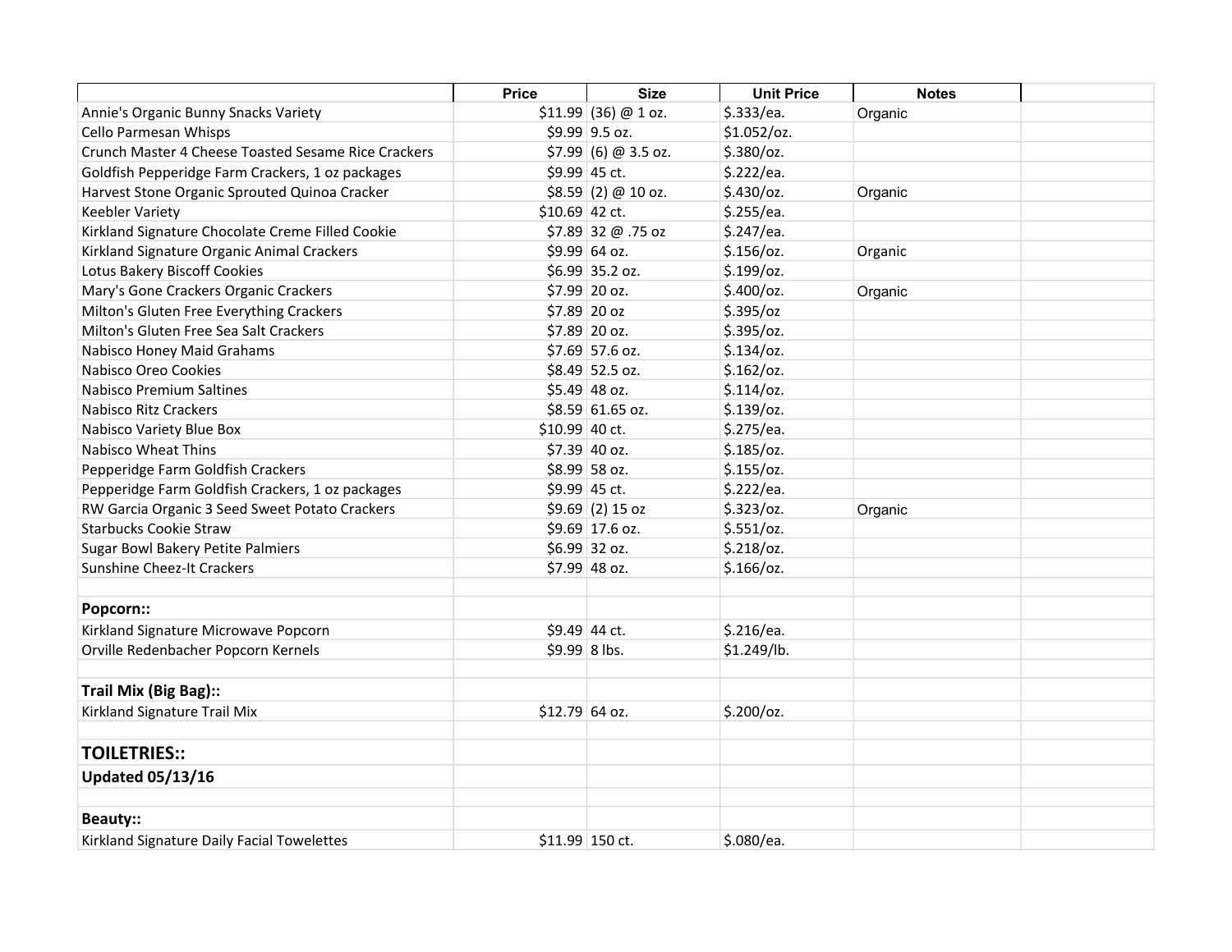| | Price | Size | Unit Price | Notes | |
|---|---|---|---|---|---|
| Annie's Organic Bunny Snacks Variety | $11.99 | (36) @ 1 oz. | $.333/ea. | Organic | |
| Cello Parmesan Whisps | $9.99 | 9.5 oz. | $1.052/oz. | | |
| Crunch Master 4 Cheese Toasted Sesame Rice Crackers | $7.99 | (6) @ 3.5 oz. | $.380/oz. | | |
| Goldfish Pepperidge Farm Crackers, 1 oz packages | $9.99 | 45 ct. | $.222/ea. | | |
| Harvest Stone Organic Sprouted Quinoa Cracker | $8.59 | (2) @ 10 oz. | $.430/oz. | Organic | |
| Keebler Variety | $10.69 | 42 ct. | $.255/ea. | | |
| Kirkland Signature Chocolate Creme Filled Cookie | $7.89 | 32 @ .75 oz | $.247/ea. | | |
| Kirkland Signature Organic Animal Crackers | $9.99 | 64 oz. | $.156/oz. | Organic | |
| Lotus Bakery Biscoff Cookies | $6.99 | 35.2 oz. | $.199/oz. | | |
| Mary's Gone Crackers Organic Crackers | $7.99 | 20 oz. | $.400/oz. | Organic | |
| Milton's Gluten Free Everything Crackers | $7.89 | 20 oz | $.395/oz | | |
| Milton's Gluten Free Sea Salt Crackers | $7.89 | 20 oz. | $.395/oz. | | |
| Nabisco Honey Maid Grahams | $7.69 | 57.6 oz. | $.134/oz. | | |
| Nabisco Oreo Cookies | $8.49 | 52.5 oz. | $.162/oz. | | |
| Nabisco Premium Saltines | $5.49 | 48 oz. | $.114/oz. | | |
| Nabisco Ritz Crackers | $8.59 | 61.65 oz. | $.139/oz. | | |
| Nabisco Variety Blue Box | $10.99 | 40 ct. | $.275/ea. | | |
| Nabisco Wheat Thins | $7.39 | 40 oz. | $.185/oz. | | |
| Pepperidge Farm Goldfish Crackers | $8.99 | 58 oz. | $.155/oz. | | |
| Pepperidge Farm Goldfish Crackers, 1 oz packages | $9.99 | 45 ct. | $.222/ea. | | |
| RW Garcia Organic 3 Seed Sweet Potato Crackers | $9.69 | (2) 15 oz | $.323/oz. | Organic | |
| Starbucks Cookie Straw | $9.69 | 17.6 oz. | $.551/oz. | | |
| Sugar Bowl Bakery Petite Palmiers | $6.99 | 32 oz. | $.218/oz. | | |
| Sunshine Cheez-It Crackers | $7.99 | 48 oz. | $.166/oz. | | |
| | | | | | |
| **Popcorn::** | | | | | |
| Kirkland Signature Microwave Popcorn | $9.49 | 44 ct. | $.216/ea. | | |
| Orville Redenbacher Popcorn Kernels | $9.99 | 8 lbs. | $1.249/lb. | | |
| | | | | | |
| **Trail Mix (Big Bag)::** | | | | | |
| Kirkland Signature Trail Mix | $12.79 | 64 oz. | $.200/oz. | | |
| | | | | | |
| **TOILETRIES::** | | | | | |
| **Updated 05/13/16** | | | | | |
| | | | | | |
| **Beauty::** | | | | | |
| Kirkland Signature Daily Facial Towelettes | $11.99 | 150 ct. | $.080/ea. | | |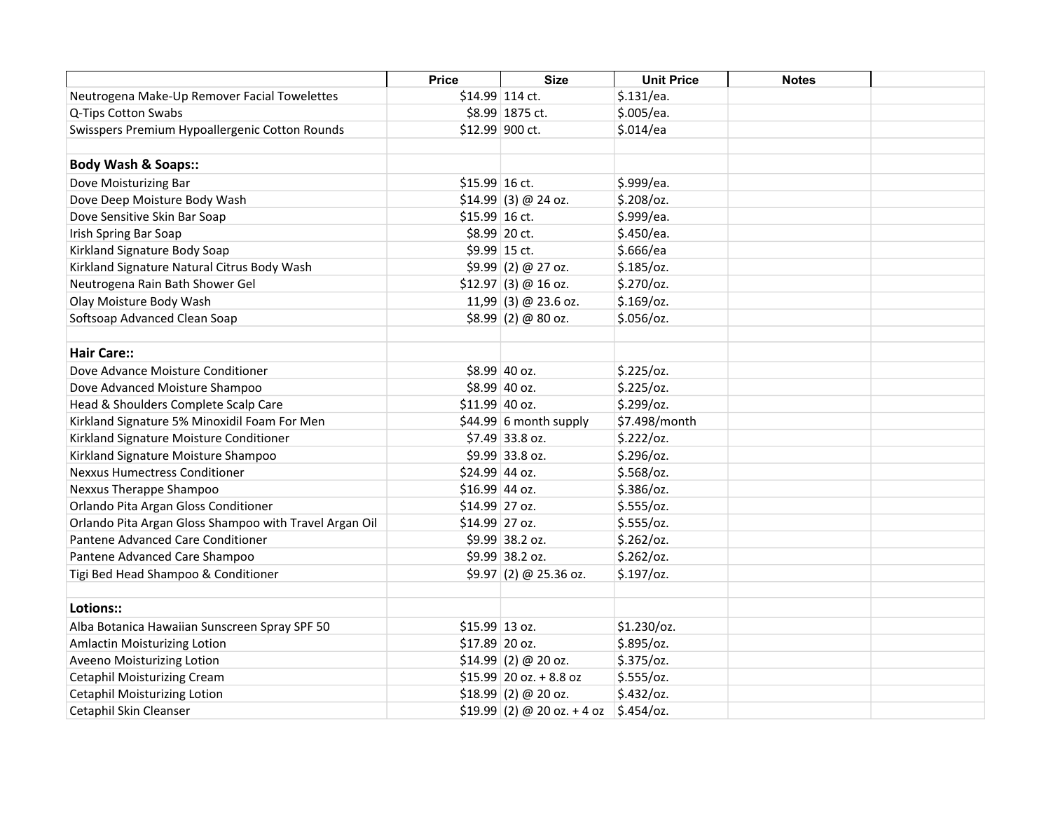| | Price | Size | Unit Price | Notes | |
|---|---|---|---|---|---|
| Neutrogena Make-Up Remover Facial Towelettes | $14.99 | 114 ct. | $.131/ea. | | |
| Q-Tips Cotton Swabs | $8.99 | 1875 ct. | $.005/ea. | | |
| Swisspers Premium Hypoallergenic Cotton Rounds | $12.99 | 900 ct. | $.014/ea | | |
| | | | | | |
| **Body Wash & Soaps::** | | | | | |
| Dove Moisturizing Bar | $15.99 | 16 ct. | $.999/ea. | | |
| Dove Deep Moisture Body Wash | $14.99 | (3) @ 24 oz. | $.208/oz. | | |
| Dove Sensitive Skin Bar Soap | $15.99 | 16 ct. | $.999/ea. | | |
| Irish Spring Bar Soap | $8.99 | 20 ct. | $.450/ea. | | |
| Kirkland Signature Body Soap | $9.99 | 15 ct. | $.666/ea | | |
| Kirkland Signature Natural Citrus Body Wash | $9.99 | (2) @ 27 oz. | $.185/oz. | | |
| Neutrogena Rain Bath Shower Gel | $12.97 | (3) @ 16 oz. | $.270/oz. | | |
| Olay Moisture Body Wash | 11,99 | (3) @ 23.6 oz. | $.169/oz. | | |
| Softsoap Advanced Clean Soap | $8.99 | (2) @ 80 oz. | $.056/oz. | | |
| | | | | | |
| **Hair Care::** | | | | | |
| Dove Advance Moisture Conditioner | $8.99 | 40 oz. | $.225/oz. | | |
| Dove Advanced Moisture Shampoo | $8.99 | 40 oz. | $.225/oz. | | |
| Head & Shoulders Complete Scalp Care | $11.99 | 40 oz. | $.299/oz. | | |
| Kirkland Signature 5% Minoxidil Foam For Men | $44.99 | 6 month supply | $7.498/month | | |
| Kirkland Signature Moisture Conditioner | $7.49 | 33.8 oz. | $.222/oz. | | |
| Kirkland Signature Moisture Shampoo | $9.99 | 33.8 oz. | $.296/oz. | | |
| Nexxus Humectress Conditioner | $24.99 | 44 oz. | $.568/oz. | | |
| Nexxus Therappe Shampoo | $16.99 | 44 oz. | $.386/oz. | | |
| Orlando Pita Argan Gloss Conditioner | $14.99 | 27 oz. | $.555/oz. | | |
| Orlando Pita Argan Gloss Shampoo with Travel Argan Oil | $14.99 | 27 oz. | $.555/oz. | | |
| Pantene Advanced Care Conditioner | $9.99 | 38.2 oz. | $.262/oz. | | |
| Pantene Advanced Care Shampoo | $9.99 | 38.2 oz. | $.262/oz. | | |
| Tigi Bed Head Shampoo & Conditioner | $9.97 | (2) @ 25.36 oz. | $.197/oz. | | |
| | | | | | |
| **Lotions::** | | | | | |
| Alba Botanica Hawaiian Sunscreen Spray SPF 50 | $15.99 | 13 oz. | $1.230/oz. | | |
| Amlactin Moisturizing Lotion | $17.89 | 20 oz. | $.895/oz. | | |
| Aveeno Moisturizing Lotion | $14.99 | (2) @ 20 oz. | $.375/oz. | | |
| Cetaphil Moisturizing Cream | $15.99 | 20 oz. + 8.8 oz | $.555/oz. | | |
| Cetaphil Moisturizing Lotion | $18.99 | (2) @ 20 oz. | $.432/oz. | | |
| Cetaphil Skin Cleanser | $19.99 | (2) @ 20 oz. + 4 oz | $.454/oz. | | |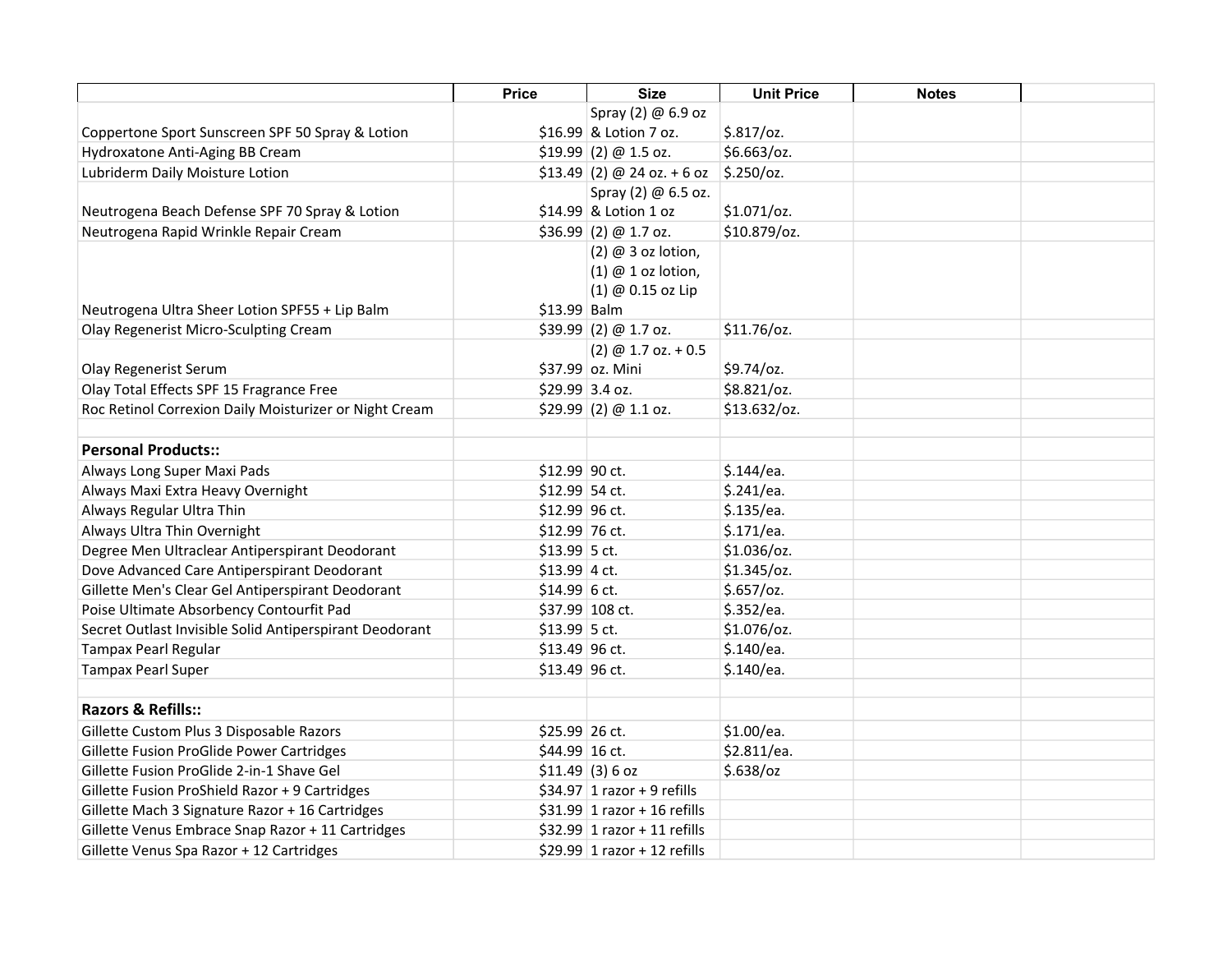| | Price | Size | Unit Price | Notes | |
|---|---|---|---|---|---|
| Coppertone Sport Sunscreen SPF 50 Spray & Lotion | $16.99 | Spray (2) @ 6.9 oz & Lotion 7 oz. | $.817/oz. | | |
| Hydroxatone Anti-Aging BB Cream | $19.99 | (2) @ 1.5 oz. | $6.663/oz. | | |
| Lubriderm Daily Moisture Lotion | $13.49 | (2) @ 24 oz. + 6 oz | $.250/oz. | | |
| Neutrogena Beach Defense SPF 70 Spray & Lotion | $14.99 | Spray (2) @ 6.5 oz. & Lotion 1 oz | $1.071/oz. | | |
| Neutrogena Rapid Wrinkle Repair Cream | $36.99 | (2) @ 1.7 oz. | $10.879/oz. | | |
| Neutrogena Ultra Sheer Lotion SPF55 + Lip Balm | $13.99 | (2) @ 3 oz lotion, (1) @ 1 oz lotion, (1) @ 0.15 oz Lip Balm | | | |
| Olay Regenerist Micro-Sculpting Cream | $39.99 | (2) @ 1.7 oz. | $11.76/oz. | | |
| Olay Regenerist Serum | $37.99 | (2) @ 1.7 oz. + 0.5 oz. Mini | $9.74/oz. | | |
| Olay Total Effects SPF 15 Fragrance Free | $29.99 | 3.4 oz. | $8.821/oz. | | |
| Roc Retinol Correxion Daily Moisturizer or Night Cream | $29.99 | (2) @ 1.1 oz. | $13.632/oz. | | |
| | | | | | |
| **Personal Products::** | | | | | |
| Always Long Super Maxi Pads | $12.99 | 90 ct. | $.144/ea. | | |
| Always Maxi Extra Heavy Overnight | $12.99 | 54 ct. | $.241/ea. | | |
| Always Regular Ultra Thin | $12.99 | 96 ct. | $.135/ea. | | |
| Always Ultra Thin Overnight | $12.99 | 76 ct. | $.171/ea. | | |
| Degree Men Ultraclear Antiperspirant Deodorant | $13.99 | 5 ct. | $1.036/oz. | | |
| Dove Advanced Care Antiperspirant Deodorant | $13.99 | 4 ct. | $1.345/oz. | | |
| Gillette Men's Clear Gel Antiperspirant Deodorant | $14.99 | 6 ct. | $.657/oz. | | |
| Poise Ultimate Absorbency Contourfit Pad | $37.99 | 108 ct. | $.352/ea. | | |
| Secret Outlast Invisible Solid Antiperspirant Deodorant | $13.99 | 5 ct. | $1.076/oz. | | |
| Tampax Pearl Regular | $13.49 | 96 ct. | $.140/ea. | | |
| Tampax Pearl Super | $13.49 | 96 ct. | $.140/ea. | | |
| | | | | | |
| **Razors & Refills::** | | | | | |
| Gillette Custom Plus 3 Disposable Razors | $25.99 | 26 ct. | $1.00/ea. | | |
| Gillette Fusion ProGlide Power Cartridges | $44.99 | 16 ct. | $2.811/ea. | | |
| Gillette Fusion ProGlide 2-in-1 Shave Gel | $11.49 | (3) 6 oz | $.638/oz | | |
| Gillette Fusion ProShield Razor + 9 Cartridges | $34.97 | 1 razor + 9 refills | | | |
| Gillette Mach 3 Signature Razor + 16 Cartridges | $31.99 | 1 razor + 16 refills | | | |
| Gillette Venus Embrace Snap Razor + 11 Cartridges | $32.99 | 1 razor + 11 refills | | | |
| Gillette Venus Spa Razor + 12 Cartridges | $29.99 | 1 razor + 12 refills | | | |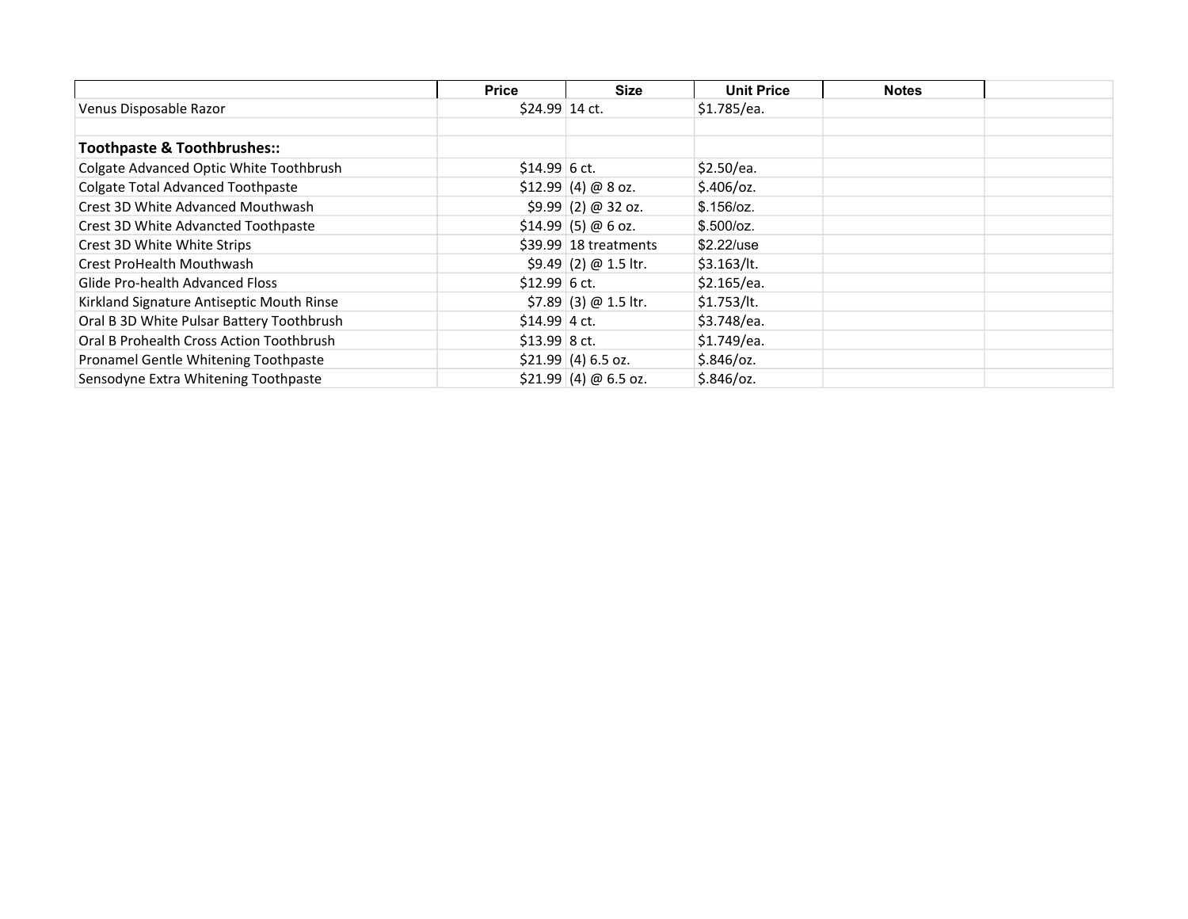| | Price | Size | Unit Price | Notes | |
|---|---|---|---|---|---|
| Venus Disposable Razor | $24.99 | 14 ct. | $1.785/ea. | | |
| | | | | | |
| **Toothpaste & Toothbrushes::** | | | | | |
| Colgate Advanced Optic White Toothbrush | $14.99 | 6 ct. | $2.50/ea. | | |
| Colgate Total Advanced Toothpaste | $12.99 | (4) @ 8 oz. | $.406/oz. | | |
| Crest 3D White Advanced Mouthwash | $9.99 | (2) @ 32 oz. | $.156/oz. | | |
| Crest 3D White Advancted Toothpaste | $14.99 | (5) @ 6 oz. | $.500/oz. | | |
| Crest 3D White White Strips | $39.99 | 18 treatments | $2.22/use | | |
| Crest ProHealth Mouthwash | $9.49 | (2) @ 1.5 ltr. | $3.163/lt. | | |
| Glide Pro-health Advanced Floss | $12.99 | 6 ct. | $2.165/ea. | | |
| Kirkland Signature Antiseptic Mouth Rinse | $7.89 | (3) @ 1.5 ltr. | $1.753/lt. | | |
| Oral B 3D White Pulsar Battery Toothbrush | $14.99 | 4 ct. | $3.748/ea. | | |
| Oral B Prohealth Cross Action Toothbrush | $13.99 | 8 ct. | $1.749/ea. | | |
| Pronamel Gentle Whitening Toothpaste | $21.99 | (4) 6.5 oz. | $.846/oz. | | |
| Sensodyne Extra Whitening Toothpaste | $21.99 | (4) @ 6.5 oz. | $.846/oz. | | |